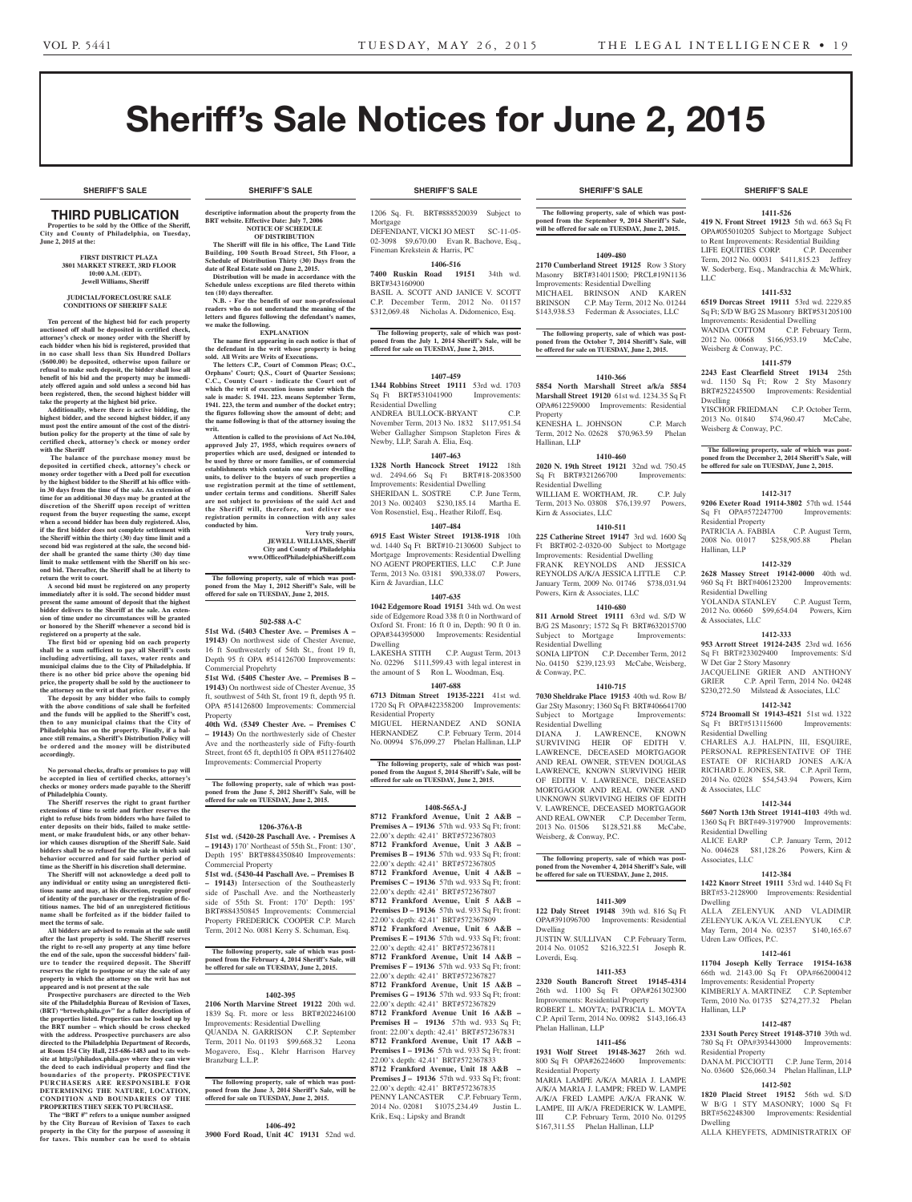# Sheriff's Sale Notices for June 2, 2015

SHERIFF'S SALE

## THIRD PUBLICATION

**Properties to be sold by the Office of the Sheriff, City and County of Philadelphia, on Tuesday, June 2, 2015 at the:**

**FIRST DISTRICT PLAZA**
**3801 MARKET STREET, 3RD FLOOR**
**10:00 A.M. (EDT).**
**Jewell Williams, Sheriff**

**JUDICIAL/FORECLOSURE SALE CONDITIONS OF SHERIFF SALE**

**Ten percent of the highest bid for each property auctioned off shall be deposited in certified check, attorney's check or money order with the Sheriff by each bidder when his bid is registered, provided that in no case shall less than Six Hundred Dollars ($600.00) be deposited, otherwise upon failure or refusal to make such deposit, the bidder shall lose all benefit of his bid and the property may be immediately offered again and sold unless a second bid has been registered, then, the second highest bidder will take the property at the highest bid price.**

**Additionally, where there is active bidding, the highest bidder, and the second highest bidder, if any must post the entire amount of the cost of the distribution policy for the property at the time of sale by certified check, attorney's check or money order with the Sheriff**

**The balance of the purchase money must be deposited in certified check, attorney's check or money order together with a Deed poll for execution by the highest bidder to the Sheriff at his office within 30 days from the time of the sale. An extension of time for an additional 30 days may be granted at the discretion of the Sheriff upon receipt of written request from the buyer requesting the same, except when a second bidder has been duly registered. Also, if the first bidder does not complete settlement with the Sheriff within the thirty (30) day time limit and a second bid was registered at the sale, the second bidder shall be granted the same thirty (30) day time limit to make settlement with the Sheriff on his second bid. Thereafter, the Sheriff shall be at liberty to return the writ to court.**

**A second bid must be registered on any property immediately after it is sold. The second bidder must present the same amount of deposit that the highest bidder delivers to the Sheriff at the sale. An extension of time under no circumstances will be granted or honored by the Sheriff whenever a second bid is registered on a property at the sale.**

**The first bid or opening bid on each property shall be a sum sufficient to pay all Sheriff's costs including advertising, all taxes, water rents and municipal claims due to the City of Philadelphia. If there is no other bid price above the opening bid price, the property shall be sold by the auctioneer to the attorney on the writ at that price.**

**The deposit by any bidder who fails to comply with the above conditions of sale shall be forfeited and the funds will be applied to the Sheriff's cost, then to any municipal claims that the City of Philadelphia has on the property. Finally, if a balance still remains, a Sheriff's Distribution Policy will be ordered and the money will be distributed accordingly.**

**No personal checks, drafts or promises to pay will be accepted in lieu of certified checks, attorney's checks or money orders made payable to the Sheriff of Philadelphia County.**

**The Sheriff reserves the right to grant further extensions of time to settle and further reserves the right to refuse bids from bidders who have failed to enter deposits on their bids, failed to make settlement, or make fraudulent bids, or any other behavior which causes disruption of the Sheriff Sale. Said bidders shall be so refused for the sale in which said behavior occurred and for said further period of time as the Sheriff in his discretion shall determine.**

**The Sheriff will not acknowledge a deed poll to any individual or entity using an unregistered fictitious name and may, at his discretion, require proof of identity of the purchaser or the registration of fictitious names. The bid of an unregistered fictitious name shall be forfeited as if the bidder failed to meet the terms of sale.**

**All bidders are advised to remain at the sale until after the last property is sold. The Sheriff reserves the right to re-sell any property at any time before the end of the sale, upon the successful bidders' failure to tender the required deposit. The Sheriff reserves the right to postpone or stay the sale of any property in which the attorney on the writ has not appeared and is not present at the sale**

**Prospective purchasers are directed to the Web site of the Philadelphia Bureau of Revision of Taxes, (BRT) "brtweb.phila.gov" for a fuller description of the properties listed. Properties can be looked up by the BRT number – which should be cross checked with the address. Prospective purchasers are also directed to the Philadelphia Department of Records, at Room 154 City Hall, 215-686-1483 and to its website at http://philadox.phila.gov where they can view the deed to each individual property and find the boundaries of the property. PROSPECTIVE PURCHASERS ARE RESPONSIBLE FOR DETERMINING THE NATURE, LOCATION, CONDITION AND BOUNDARIES OF THE PROPERTIES THEY SEEK TO PURCHASE.**

**The "BRT #" refers to a unique number assigned by the City Bureau of Revision of Taxes to each property in the City for the purpose of assessing it for taxes. This number can be used to obtain descriptive information about the property from the BRT website. Effective Date: July 7, 2006**

**NOTICE OF SCHEDULE OF DISTRIBUTION**

**The Sheriff will file in his office, The Land Title Building, 100 South Broad Street, 5th Floor, a Schedule of Distribution Thirty (30) Days from the date of Real Estate sold on June 2, 2015.**

**Distribution will be made in accordance with the Schedule unless exceptions are filed thereto within ten (10) days thereafter.**

**N.B. - For the benefit of our non-professional readers who do not understand the meaning of the letters and figures following the defendant's names, we make the following.**

**EXPLANATION**

**The name first appearing in each notice is that of the defendant in the writ whose property is being sold. All Writs are Writs of Executions.**

**The letters C.P., Court of Common Pleas; O.C., Orphans' Court; Q.S., Court of Quarter Sessions; C.C., County Court - indicate the Court out of which the writ of execution issues under which the sale is made: S. 1941. 223. means September Term, 1941. 223, the term and number of the docket entry; the figures following show the amount of debt; and the name following is that of the attorney issuing the writ.**

**Attention is called to the provisions of Act No.104, approved July 27, 1955, which requires owners of properties which are used, designed or intended to be used by three or more families, or of commercial establishments which contain one or more dwelling units, to deliver to the buyers of such properties a use registration permit at the time of settlement, under certain terms and conditions. Sheriff Sales are not subject to provisions of the said Act and the Sheriff will, therefore, not deliver use registration permits in connection with any sales conducted by him.**

**Very truly yours,**
**JEWELL WILLIAMS, Sheriff**
**City and County of Philadelphia**
**www.OfficeofPhiladelphiaSheriff.com**

**The following property, sale of which was postponed from the May 1, 2012 Sheriff's Sale, will be offered for sale on TUESDAY, June 2, 2015.**

### 502-588 A-C

**51st Wd. (5403 Chester Ave. – Premises A – 19143)** On northwest side of Chester Avenue, 16 ft Southwesterly of 54th St., front 19 ft, Depth 95 ft OPA #514126700 Improvements: Commercial Propehrty

**51st Wd. (5405 Chester Ave. – Premises B – 19143)** On northwest side of Chester Avenue, 35 ft, southwest of 54th St, front 19 ft, depth 95 ft. OPA #514126800 Improvements: Commercial Property

**40th Wd. (5349 Chester Ave. – Premises C – 19143)** On the northwesterly side of Chester Ave and the northeasterly side of Fifty-fourth Street, front 65 ft, depth105 ft OPA #511276402 Improvements: Commercial Property

**The following property, sale of which was postponed from the June 5, 2012 Sheriff's Sale, will be offered for sale on TUESDAY, June 2, 2015.**

### 1206-376A-B

**51st wd. (5420-28 Paschall Ave. - Premises A – 19143)** 170' Northeast of 55th St., Front: 130', Depth 195' BRT#884350840 Improvements: Commercial Property

**51st wd. (5430-44 Paschall Ave. – Premises B – 19143)** Intersection of the Southeasterly side of Paschall Ave. and the Northeasterly side of 55th St. Front: 170' Depth: 195' BRT#884350845 Improvements: Commercial Property FREDERICK COOPER C.P. March Term, 2012 No. 0081 Kerry S. Schuman, Esq.

**The following property, sale of which was postponed from the February 4, 2014 Sheriff's Sale, will be offered for sale on TUESDAY, June 2, 2015.**

### 1402-395

**2106 North Marvine Street 19122** 20th wd. 1839 Sq. Ft. more or less BRT#202246100 Improvements: Residential Dwelling
QUANDA N. GARRISON C.P. September Term, 2011 No. 01193 $99,668.32 Leona Mogavero, Esq., Klehr Harrison Harvey Branzburg L.L.P.

**The following property, sale of which was postponed from the June 3, 2014 Sheriff's Sale, will be offered for sale on TUESDAY, June 2, 2015.**

### 1406-492

**3900 Ford Road, Unit 4C 19131** 52nd wd. 1206 Sq. Ft. BRT#888520039 Subject to Mortgage
DEFENDANT, VICKI JO MEST SC-11-05-02-3098 $9,670.00 Evan R. Bachove, Esq., Fineman Krekstein & Harris, PC

### 1406-516

**7400 Ruskin Road 19151** 34th wd. BRT#343160900
BASIL A. SCOTT AND JANICE V. SCOTT C.P. December Term, 2012 No. 01157 $312,069.48 Nicholas A. Didomenico, Esq.

**The following property, sale of which was postponed from the July 1, 2014 Sheriff's Sale, will be offered for sale on TUESDAY, June 2, 2015.**

### 1407-459

**1344 Robbins Street 19111** 53rd wd. 1703 Sq Ft BRT#531041900 Improvements: Residential Dwelling
ANDREA BULLOCK-BRYANT C.P. November Term, 2013 No. 1832 $117,951.54 Weber Gallagher Simpson Stapleton Fires & Newby, LLP, Sarah A. Elia, Esq.

### 1407-463

**1328 North Hancock Street 19122** 18th wd. 2494.66 Sq Ft BRT#18-2083500 Improvements: Residential Dwelling
SHERIDAN L. SOSTRE C.P. June Term, 2013 No. 002403 $230,185.14 Martha E. Von Rosenstiel, Esq., Heather Riloff, Esq.

### 1407-484

**6915 East Wister Street 19138-1918** 10th wd. 1440 Sq Ft BRT#10-2130600 Subject to Mortgage Improvements: Residential Dwelling
NO AGENT PROPERTIES, LLC C.P. June Term, 2013 No. 03181 $90,338.07 Powers, Kirn & Javardian, LLC

### 1407-635

**1042 Edgemore Road 19151** 34th wd. On west side of Edgemore Road 338 ft 0 in Northward of Oxford St. Front: 16 ft 0 in, Depth: 90 ft 0 in. OPA#344395000 Improvements: Residential Dwelling
LAKESHA STITH C.P. August Term, 2013 No. 02296 $111,599.43 with legal interest in the amount of $ Ron L. Woodman, Esq.

### 1407-688

**6713 Ditman Street 19135-2221** 41st wd. 1720 Sq Ft OPA#422358200 Improvements: Residential Property
MIGUEL HERNANDEZ AND SONIA HERNANDEZ C.P. February Term, 2014 No. 00994 $76,099.27 Phelan Hallinan, LLP

**The following property, sale of which was postponed from the August 5, 2014 Sheriff's Sale, will be offered for sale on TUESDAY, June 2, 2015.**

### 1408-565A-J

**8712 Frankford Avenue, Unit 2 A&B – Premises A – 19136** 57th wd. 933 Sq Ft; front: 22.00'x depth: 42.41' BRT#572367803
**8712 Frankford Avenue, Unit 3 A&B – Premises B – 19136** 57th wd. 933 Sq Ft; front: 22.00'x depth: 42.41' BRT#572367805
**8712 Frankford Avenue, Unit 4 A&B – Premises C – 19136** 57th wd. 933 Sq Ft; front: 22.00'x depth: 42.41' BRT#572367807
**8712 Frankford Avenue, Unit 5 A&B – Premises D – 19136** 57th wd. 933 Sq Ft; front: 22.00'x depth: 42.41' BRT#572367809
**8712 Frankford Avenue, Unit 6 A&B – Premises E – 19136** 57th wd. 933 Sq Ft; front: 22.00'x depth: 42.41' BRT#572367811
**8712 Frankford Avenue, Unit 14 A&B – Premises F – 19136** 57th wd. 933 Sq Ft; front: 22.00'x depth: 42.41' BRT#572367827
**8712 Frankford Avenue, Unit 15 A&B – Premises G – 19136** 57th wd. 933 Sq Ft; front: 22.00'x depth: 42.41' BRT#572367829
**8712 Frankford Avenue Unit 16 A&B – Premises H – 19136** 57th wd. 933 Sq Ft; front: 22.00'x depth: 42.41' BRT#572367831
**8712 Frankford Avenue, Unit 17 A&B – Premises I – 19136** 57th wd. 933 Sq Ft; front: 22.00'x depth: 42.41' BRT#572367833
**8712 Frankford Avenue, Unit 18 A&B – Premises J – 19136** 57th wd. 933 Sq Ft; front: 22.00'x depth: 42.41' BRT#572367835
PENNY LANCASTER C.P. February Term, 2014 No. 02081 $1075,234.49 Justin L. Krik, Esq.; Lipsky and Brandt

**The following property, sale of which was postponed from the September 9, 2014 Sheriff's Sale, will be offered for sale on TUESDAY, June 2, 2015.**

### 1409-480

**2170 Cumberland Street 19125** Row 3 Story Masonry BRT#314011500; PRCL#19N1136 Improvements: Residential Dwelling
MICHAEL BRINSON AND KAREN BRINSON C.P. May Term, 2012 No. 01244 $143,938.53 Federman & Associates, LLC

**The following property, sale of which was postponed from the October 7, 2014 Sheriff's Sale, will be offered for sale on TUESDAY, June 2, 2015.**

### 1410-366

**5854 North Marshall Street a/k/a 5854 Marshall Street 19120** 61st wd. 1234.35 Sq Ft OPA#612259000 Improvements: Residential Property
KENESHA L. JOHNSON C.P. March Term, 2012 No. 02628 $70,963.59 Phelan Hallinan, LLP

### 1410-460

**2020 N. 19th Street 19121** 32nd wd. 750.45 Sq Ft BRT#321266700 Improvements: Residential Dwelling
WILLIAM E. WORTHAM, JR. C.P. July Term, 2013 No. 03808 $76,139.97 Powers, Kirn & Associates, LLC

### 1410-511

**225 Catherine Street 19147** 3rd wd. 1600 Sq Ft BRT#02-2-0320-00 Subject to Mortgage Improvements: Residential Dwelling
FRANK REYNOLDS AND JESSICA REYNOLDS A/K/A JESSICA LITTLE C.P. January Term, 2009 No. 01746 $738,031.94 Powers, Kirn & Associates, LLC

### 1410-680

**811 Arnold Street 19111** 63rd wd. S/D W B/G 2S Masonry; 1572 Sq Ft BRT#632015700 Subject to Mortgage Improvements: Residential Dwelling
SONIA LIPTON C.P. December Term, 2012 No. 04150 $239,123.93 McCabe, Weisberg, & Conway, P.C.

### 1410-715

**7030 Sheldrake Place 19153** 40th wd. Row B/Gar 2Sty Masonry; 1360 Sq Ft BRT#406641700 Subject to Mortgage Improvements: Residential Dwelling
DIANA J. LAWRENCE, KNOWN SURVIVING HEIR OF EDITH V. LAWRENCE, DECEASED MORTGAGOR AND REAL OWNER, STEVEN DOUGLAS LAWRENCE, KNOWN SURVIVING HEIR OF EDITH V. LAWRENCE, DECEASED MORTGAGOR AND REAL OWNER AND UNKNOWN SURVIVING HEIRS OF EDITH V. LAWRENCE, DECEASED MORTGAGOR AND REAL OWNER C.P. December Term, 2013 No. 01506 $128,521.88 McCabe, Weisberg, & Conway, P.C.

**The following property, sale of which was postponed from the November 4, 2014 Sheriff's Sale, will be offered for sale on TUESDAY, June 2, 2015.**

### 1411-309

**122 Daly Street 19148** 39th wd. 816 Sq Ft OPA#391096700 Improvements: Residential Dwelling
JUSTIN W. SULLIVAN C.P. February Term, 2014 No. 01052 $216,322.51 Joseph R. Loverdi, Esq.

### 1411-353

**2320 South Bancroft Street 19145-4314** 26th wd. 1100 Sq Ft OPA#261302300 Improvements: Residential Property
ROBERT L. MOYTA; PATRICIA L. MOYTA C.P. April Term, 2014 No. 00982 $143,166.43 Phelan Hallinan, LLP

### 1411-456

**1931 Wolf Street 19148-3627** 26th wd. 800 Sq Ft OPA#26224600 Improvements: Residential Property
MARIA LAMPE A/K/A MARIA J. LAMPE A/K/A MARIA J. LAMPR; FRED W. LAMPE A/K/A FRED LAMPE A/K/A FRANK W. LAMPE, III A/K/A FREDERICK W. LAMPE, III C.P. February Term, 2010 No. 01295 $167,311.55 Phelan Hallinan, LLP

### 1411-526

**419 N. Front Street 19123** 5th wd. 663 Sq Ft OPA#055010205 Subject to Mortgage Subject to Rent Improvements: Residential Building
LIFE EQUITIES CORP. C.P. December Term, 2012 No. 00031 $411,815.23 Jeffrey W. Soderberg, Esq., Mandracchia & McWhirk, LLC

### 1411-532

**6519 Dorcas Street 19111** 53rd wd. 2229.85 Sq Ft; S/D W B/G 2S Masonry BRT#531205100 Improvements: Residential Dwelling
WANDA COTTOM C.P. February Term, 2012 No. 00668 $166,953.19 McCabe, Weisberg & Conway, P.C.

### 1411-579

**2243 East Clearfield Street 19134** 25th wd. 1150 Sq Ft; Row 2 Sty Masonry BRT#252245500 Improvements: Residential Dwelling
YISCHOR FRIEDMAN C.P. October Term, 2013 No. 01840 $74,960.47 McCabe, Weisberg & Conway, P.C.

**The following property, sale of which was postponed from the December 2, 2014 Sheriff's Sale, will be offered for sale on TUESDAY, June 2, 2015.**

### 1412-317

**9206 Exeter Road 19114-3802** 57th wd. 1544 Sq Ft OPA#572247700 Improvements: Residential Property
PATRICIA A. FABBIA C.P. August Term, 2008 No. 01017 $258,905.88 Phelan Hallinan, LLP

### 1412-329

**2628 Massey Street 19142-0000** 40th wd. 960 Sq Ft BRT#406123200 Improvements: Residential Dwelling
YOLANDA STANLEY C.P. August Term, 2012 No. 00660 $99,654.04 Powers, Kirn & Associates, LLC

### 1412-333

**953 Arrott Street 19124-2435** 23rd wd. 1656 Sq Ft BRT#233029400 Improvements: S/d W Det Gar 2 Story Masonry
JACQUELINE GRIER AND ANTHONY GRIER C.P. April Term, 2014 No. 04248 $230,272.50 Milstead & Associates, LLC

### 1412-342

**5724 Broomall St 19143-4521** 51st wd. 1322 Sq Ft BRT#513115600 Improvements: Residential Dwelling
CHARLES A.J. HALPIN, III, ESQUIRE, PERSONAL REPRESENTATIVE OF THE ESTATE OF RICHARD JONES A/K/A RICHARD E. JONES, SR. C.P. April Term, 2014 No. 02028 $54,543.94 Powers, Kirn & Associates, LLC

### 1412-344

**5607 North 13th Street 19141-4103** 49th wd. 1360 Sq Ft BRT#49-3197900 Improvements: Residential Dwelling
ALICE EARP C.P. January Term, 2012 No. 004628 $81,128.26 Powers, Kirn & Associates, LLC

### 1412-384

**1422 Knorr Street 19111** 53rd wd. 1440 Sq Ft BRT#53-2128900 Improvements: Residential Dwelling
ALLA ZELENYUK AND VLADIMIR ZELENYUK A/K/A VL ZELENYUK C.P. May Term, 2014 No. 02357 $140,165.67 Udren Law Offices, P.C.

### 1412-461

**11704 Joseph Kelly Terrace 19154-1638** 66th wd. 2143.00 Sq Ft OPA#662000412 Improvements: Residential Property
KIMBERLY A. MARTINEZ C.P. September Term, 2010 No. 01735 $274,277.32 Phelan Hallinan, LLP

### 1412-487

**2331 South Percy Street 19148-3710** 39th wd. 780 Sq Ft OPA#393443000 Improvements: Residential Property
DANA M. PICCIOTTI C.P. June Term, 2014 No. 03600 $26,060.34 Phelan Hallinan, LLP

### 1412-502

**1820 Placid Street 19152** 56th wd. S/D W B/G 1 STY MASONRY; 1000 Sq Ft BRT#562248300 Improvements: Residential Dwelling
ALLA KHEYFETS, ADMINISTRATRIX OF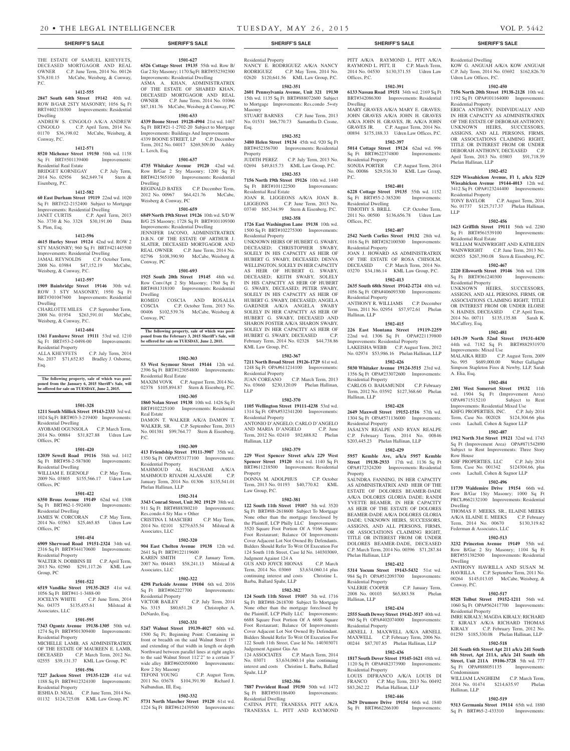THE ESTATE OF SAMUEL KHEYFETS, DECEASED MORTGAGOR AND REAL OWNER C.P. June Term, 2014 No. 00126 $76,810.15 McCabe, Weisberg, & Conway, P.C.

**1412-555**

**2847 South 64th Street 19142** 40th wd. ROW B/GAR 2STY MASONRY; 1056 Sq Ft BRT#402138300 Improvements: Residential Dwelling

ANDREW S. CINGOLO A/K/A ANDREW CINGOLO C.P. April Term, 2014 No. 01170 $36,198.02 McCabe, Weisberg, & Conway, P.C.

**1412-571**

**8520 Michener Street 19150** 50th wd. 1158 Sq Ft BRT#501139400 Improvements: Residential Real Estate

BRIDGET KORNEGAY C.P. July Term, 2014 No. 02956 $62,849.74 Stern & Eisenberg, P.C.

**1412-582**

**60 East Durham Street 19119** 22nd wd. 1020 Sq Ft BRT#22-2152400 Subject to Mortgage Improvements: Residential Dwelling

JANET CURTIS C.P. April Term, 2013 No. 3730 & No. 3328 $30,191.00 Dana S. Plon, Esq.

**1412-596**

**4615 Hurley Street 19120** 42nd wd. ROW 2 STY MASONRY; 960 Sq Ft BRT#421445500 Improvements: Residential Dwelling

JAMAL REYNOLDS C.P. October Term, 2008 No. 03984 $47,152.19 McCabe, Weisberg, & Conway, P.C.

**1412-597**

**1909 Bainbridge Street 19146** 30th wd. ROW 3 STY MASONRY; 1950 Sq Ft BRT#301047600 Improvements: Residential Dwelling

CHARLOTTE MILES C.P. September Term, 2008 No. 01954 $263,591.01 McCabe, Weisberg, & Conway, P.C.

**1412-604**

**1361 Fanshawe Street 19111** 53rd wd. 1210 Sq Ft BRT#53-2-0498-00 Improvements: Residential Property

ALLA KHEYFETS C.P. July Term, 2014 No. 2037 $71,652.85 Bradley J. Osborne, Esq.

**The following property, sale of which was postponed from the January 6, 2015 Sheriff's Sale, will be offered for sale on TUESDAY, June 2, 2015.**

**1501-328**

**1211 South Millick Street 19143-2333** 3rd wd. 1024 Sq Ft BRT#03-3-219400 Improvements: Residential Dwelling

AYOBAMI OGUNSOLA C.P. March Term, 2014 No. 00884 $31,827.88 Udren Law Offices, PC

**1501-420**

**12039 Sewell Road 19116** 58th wd. 1412 Sq Ft BRT#58-2-587800 Improvements: Residential Dwelling

WILLIAM E. EGENOLF C.P. May Term, 2009 No. 03805 $155,566.17 Udren Law Offices, PC

**1501-422**

**6350 Brous Avenue 19149** 62nd wd. 1308 Sq Ft BRT#62-1-592400 Improvements: Residential Dwelling

JAMES W. CORCORAN C.P. May Term, 2014 No. 03563 $25,465.85 Udren Law Offices, PC

**1501-454**

**6909 Sherwood Road 19151-2324** 34th wd. 2316 Sq Ft BRT#344170600 Improvements: Residential Property

WALTER N. DOBBINS III C.P. April Term, 2013 No. 02960 $291,117.26 KML Law Group, PC

**1501-522**

**6519 Vandike Street 19135-2825** 41st wd. 1056 Sq Ft BRT#41-1-3488-00

JOCELYN WHITE C.P. June Term, 2014 No. 04375 $135,455.61 Milstead & Associates, LLC

**1501-595**

**7343 Ogontz Avenue 19138-1305** 50th wd. 1274 Sq Ft BRT#501309400 Improvements: Residential Property

MICHELLE LAMB, AS ADMINISTRATRIX OF THE ESTATE OF MAUREEN E. LAMB, DECEASED C.P. March Term, 2012 No. 02555 $39,131.37 KML Law Group, PC

**1501-596**

**7227 Jackson Street 19135-1220** 41st wd. 1188 Sq Ft BRT#412324100 Improvements: Residential Property

IESHIA D. NEAL C.P. June Term, 2014 No. 01132 $124,725.08 KML Law Group, PC

**1501-627**

**6526 Cottage Street 19135** 55th wd. Row B/Gar 2 Sty Masonry; 1170 Sq Ft BRT#552392300 Improvements: Residential Dwelling

ASMA A. KHAN, ADMINISTRATRIX OF THE ESTATE OF SHABED KHAN, DECEASED MORTGAGOR AND REAL OWNER C.P. June Term, 2014 No. 01066 $87,181.76 McCabe, Weisberg & Conway, PC

**1501-633**

**4339 Boone Street 19128-4904** 21st wd. 1467 Sq Ft BRT#21-1-2702-20 Subject to Mortgage Improvements: Buildings And Improvements

4339 BOONE STREET, LP C.P. December Term, 2012 No. 04017 $269,509.00 Ashley L. Lerch, Esq.

**1501-637**

**4735 Whitaker Avenue 19120** 42nd wd. Row B/Gar 2 Sty Masonry; 1200 Sq Ft BRT#421565100 Improvements: Residential Dwelling

REGINALD BATES C.P. December Term, 2012 No. 00967 $64,421.76 McCabe, Weisberg & Conway, PC

**1501-659**

**6849 North 19th Street 19126** 10th wd. S/D W B/G 2S Masonry; 1728 Sq Ft BRT#101109300 Improvements: Residential Dwelling

JENNIFER IACONO, ADMINISTRATRIX D.B.N. OF THE ESTATE OF ARTHUR J. SLATER, DECEASED MORTGAGOR AND REAL OWNER C.P. June Term, 2014 No. 02796 $108,390.90 McCabe, Weisberg & Conway, PC

**1501-693**

**1925 South 20th Street 19145** 48th wd. Row Conv/Apt 2 Sty Masonry; 1760 Sq Ft BRT#481318100 Improvements: Residential Dwelling

ROMEO COSCIA AND ROSALIA COSCIA C.P. October Term, 2013 No. 00406 $102,539.76 McCabe, Weisberg & Conway, PC

**The following property, sale of which was postponed from the February 3, 2015 Sheriff's Sale, will be offered for sale on TUESDAY, June 2, 2015.**

**1502-303**

**53 West Seymour Street 19144** 12th wd. 2396 Sq Ft BRT#123054800 Improvements: Residential Real Estate

MAXIM VOVK C.P. August Term, 2014 No. 02378 $105,894.87 Stern & Eisenberg, P.C.

**1502-305**

**1860 Nolan Street 19138** 10th wd. 1426 Sq Ft BRT#102225100 Improvements: Residential Real Estate

DAMON T. WALKER A/K/A DAMON T. WALKER, SR. C.P. September Term, 2013 No. 001381 $99,764.77 Stern & Eisenberg, P.C.

**1502-309**

**413 Friendship Street 19111-3907** 35th wd. 1350 Sq Ft OPA#353177100 Improvements: Residential Property

MAHMOUD AL HACHAMI A/K/A MAHMOUD RIYADH ALASADE C.P. January Term, 2014 No. 01306 $135,541.01 Phelan Hallinan, LLP

**1502-314**

**3343 Conrad Street, Unit 302 19129** 38th wd. 911 Sq Ft BRT#888380210 Improvements: Res.condo.4 Sty Mas + Other

CRISTINA I. MASCIERI C.P. May Term, 2014 No. 02101 $279,635.54 Milstead & Associates, LLC

**1502-320**

**904 East Chelten Avenue 19138** 12th wd. 2641 Sq Ft BRT#122119600

KAREN SMITH C.P. January Term, 2007 No. 004483 $58,241.13 Milstead & Associates, LLC

**1502-322**

**4298 Parkside Avenue 19104** 6th wd. 2016 Sq Ft BRT#062227700 Improvements: Residential Property

VICTOR BAILEY C.P. July Term, 2014 No. 3315 $80,651.28 Christopher A. DeNardo, Esq.

**1502-331**

**5247 Walnut Street 19139-4027** 60th wd. 1500 Sq Ft; Beginning Point: Containing in front or breadth on the said Walnut Street 15' and extending of that width in length or depth Northward between parallel lines at right angles to the said Walnut Street 112'2" to a certain 3' wide alley BRT#602050000 Improvements: Row 2 Sty Masonry

TEFONI YOUNG C.P. August Term, 2011 No. 03678 $104,391.90 Richard J. Nalbandian, III, Esq.

**1502-332**

**5731 North Mascher Street 19120** 61st wd. 1224 Sq Ft BRT#612439500 Improvements: Residential Property

NANCY E. RODRIGUEZ A/K/A NANCY RODRIGUEZ C.P. May Term, 2014 No. 02620 $120,641.56 KML Law Group, P.C.

**1502-351**

**2601 Pennsylvania Avenue, Unit 321 19130** 15th wd. 1135 Sq Ft BRT#888072600 Subject to Mortgage Improvements: Res.condo .5+sty Masonry

STUART BARNES C.P. June Term, 2013 No. 01531 $66,770.73 Samantha D. Cissne, Esq.

**1502-352**

**3480 Helen Street 19134** 45th wd. 920 Sq Ft BRT#452356700 Improvements: Residential Property

JUDITH PEREZ C.P. July Term, 2013 No. 02694 $49,815.73 KML Law Group, P.C.

**1502-353**

**7156 North 19th Street 19126** 10th wd. 1440 Sq Ft BRT#101122500 Improvements: Residential Real Estate

JOAN R. LIGGEONS A/K/A JOAN B. LIGGEONS C.P. June Term, 2013 No. 03740 $85,344.99 Stern & Eisenberg, P.C.

**1502-358**

**1726 East Washington Lane 19138** 10th wd. 1500 Sq Ft BRT#102275300 Improvements: Residential Property

UNKNOWN HEIRS OF HUBERT G. SWABY, DECEASED; CHRISTOPHER SWABY, SOLELY IN HIS CAPACITY AS HEIR OF HUBERT G. SWABY, DECEASED; DENVA WELLINGTON, SOLELY IN HER CAPACITY AS HEIR OF HUBERT G. SWABY, DECEASED; KEITH SWABY, SOLELY IN HIS CAPACITY AS HEIR OF HUBERT G. SWABY, DECEASED; PETER SWABY, SOLELY IN HIS CAPACITY AS HEIR OF HUBERT G. SWABY, DECEASED; ANGELA GARDNER A/K/A ANGELA SWABY SOLELY IN HER CAPACITY AS HEIR OF HUBERT G. SWABY, DECEASED AND SHARON FOSTER A/K/A SHARON SWABY, SOLELY IN HER CAPACITY AS HEIR OF HUBERT G. SWABY, DECEASED C.P. February Term, 2014 No. 02328 $44,738.86 KML Law Group, P.C.

**1502-367**

**7211 North Broad Street 19126-1729** 61st wd. 1248 Sq Ft OPA#611214100 Improvements: Residential Property

JUAN COREANO C.P. March Term, 2013 No. 03660 $230,120.09 Phelan Hallinan, LLP

**1502-370**

**1105 Wellington Street 19111-4238** 53rd wd. 1314 Sq Ft OPA#532341200 Improvements: Residential Property

ANTONIO D'ANGELO; CARLO D'ANGELO AND MARIA D'ANGELO C.P. June Term, 2012 No. 02410 $92,688.82 Phelan Hallinan, LLP

**1502-379**

**229 West Spencer Street a/k/a 229 West Spencer Street 19120** 61st wd. 1140 Sq Ft BRT#611218500 Improvements: Residential Property

DONNA M. ADOLPHUS C.P. October Term, 2013 No. 01193 $40,770.82 KML Law Group, P.C.

**1502-381**

**122 South 11th Street 19107** 5th wd. 3520 Sq Ft BRT#88-2618600 Subject To Mortgage None other than the mortgage foreclosed by the Plaintiff, LCP Philly LLC Improvements: 3520 Square Foot Portion Of A 9166 Square Foot Restaurant; Balance Of Improvements Cover Adjacent Lot Not Owned By Defendants. Bidders Should Refer To Writ Of Execution For 124 South 11th Street, Case Id No. 140303069, Judgment Against 124 A

GUS AND JOYCE HIONAS C.P. March Term, 2014 No. 03069 $3,634,060.14 plus continuing interest and costs Christine L. Barba, Ballard Spahr, LLP

**1502-382**

**124 South 11th Street 19107** 5th wd. 1716 Sq Ft BRT#88-2618700 Subject To Mortgage None other than the mortgage foreclosed by the Plaintiff, LCP Philly LLC Improvements: 6688 Square Foot Portion Of A 6688 Square Foot Restaurant; Balance Of Improvements Cover Adjacent Lot Not Owned By Defendant. Bidders Should Refer To Writ Of Execution For 122 South 11th Street, Case Id No. 140303071 Judgement Against Gus An

124 ASSOCIATES C.P. March Term, 2014 No. 03071 $3,634,060.14 plus continuing interest and costs Christine L. Barba, Ballard Spahr, LLP

**1502-386**

**7887 Provident Road 19150** 50th wd. 1472 Sq Ft BRT#501186400 Improvements: Residential Dwelling

CATINA PITT; TRANESSA PITT A/K/A TRANESSA L. PITT AND RAYMOND PITT A/K/A RAYMOND L. PITT A/K/A RAYMOND L. PITT, II C.P. March Term, 2014 No. 04530 $130,371.55 Udren Law Offices, P.C.

**1502-391**

**6133 Nassau Road 19151** 34th wd. 2169 Sq Ft BRT#342086300 Improvements: Residential Dwelling

MARY GRAVES A/K/A MARY E. GRAVES; JOHN GRAVES A/K/A JOHN H. GRAVES A/K/A JOHN H. GRAVES, JR. A/K/A JOHN GRAVES JR. C.P. August Term, 2014 No. 00894 $175,188.33 Udren Law Offices, P.C.

**1502-397**

**5014 Cottage Street 19124** 62nd wd. 996 Sq Ft BRT#622374800 Improvements: Residential Property

SONJIA PORTER C.P. August Term, 2014 No. 00086 $29,516.30 KML Law Group, P.C.

**1502-401**

**6228 Cottage Street 19135** 55th wd. 1152 Sq Ft BRT#55-2-385200 Improvements: Residential Dwelling

TIMOTHY S. BRILL C.P. October Term, 2011 No. 00500 $136,656.78 Udren Law Offices, P.C.

**1502-407**

**2542 North Corlies Street 19132** 28th wd. 1016 Sq Ft BRT#282100300 Improvements: Residential Property

JOAN J. HOWARD AS ADMINISTRATRIX OF THE ESTATE OF ROSA CHISOLM, DECEASED C.P. March Term, 2014 No. 03270 $34,186.14 KML Law Group, P.C.

**1502-413**

**2635 South 68th Street 19142-2724** 40th wd. 1056 Sq Ft OPA#406093300 Improvements: Residential Property

ANTHONY R. WILLIAMS C.P. December Term, 2011 No. 02954 $57,972.61 Phelan Hallinan, LLP

**1502-415**

**226 East Montana Street 19119-2259** 22nd wd. 1306 Sq Ft OPA#221139800 Improvements: Residential Property

LAKEISHA WEBB C.P. August Term, 2012 No. 02974 $53,986.16 Phelan Hallinan, LLP

**1502-426**

**5030 Whitaker Avenue 19124-3515** 23rd wd. 1356 Sq Ft OPA#233072600 Improvements: Residential Property

CARLOS O. BAHAMUNDI C.P. February Term, 2012 No. 03592 $127,368.60 Phelan Hallinan, LLP

**1502-428**

**2649 Maxwell Street 19152-1516** 57th wd. 1304 Sq Ft OPA#571136000 Improvements: Residential Property

JASALYN REALPE AND RYAN REALPE C.P. February Term, 2014 No. 00846 $203,445.23 Phelan Hallinan, LLP

**1502-429**

**5957 Kemble Ave, a/k/a 5957 Kemble Street 19138-2933** 17th wd. 1136 Sq Ft OPA#172324200 Improvements: Residential Property

SAUNDRA FANNING, IN HER CAPACITY AS ADMINISTRATRIX AND HEIR OF THE ESTATE OF DOLORES BEAMER-DADE A/K/A DOLORES GLORIA DADE; RANDI YVETTE BEAMER, IN HER CAPACITY AS HEIR OF THE ESTATE OF DOLORES BEAMER-DADE A/K/A DOLORES GLORIA DADE; UNKNOWN HEIRS, SUCCESSORS, ASSIGNS, AND ALL PERSONS, FIRMS, OR ASSOCIATIONS CLAIMING RIGHT, TITLE OR INTEREST FROM OR UNDER DOLORES BEAMER-DADE, DECEASED C.P. March Term, 2014 No. 00396 $71,287.84 Phelan Hallinan, LLP

**1502-432**

**5314 Yocum Street 19143-5432** 51st wd. 984 Sq Ft OPA#512093700 Improvements: Residential Property

VALERIE COOPER C.P. January Term, 2008 No. 00103 $65,883.58 Phelan Hallinan, LLP

**1502-434**

**2555 South Dewey Street 19142-3517** 40th wd. 960 Sq Ft OPA#402074000 Improvements: Residential Property

ARNELL J. MAXWELL A/K/A ARNELL MAXWELL C.P. February Term, 2006 No. 00244 $87,707.85 Phelan Hallinan, LLP

**1502-436**

**1817 South Dover Street 19145-1621** 48th wd. 1120 Sq Ft OPA#482373900 Improvements: Residential Property

LOUIS DIFRANCO A/K/A LOUIS DI FRANCO C.P. May Term, 2013 No. 00492 $83,262.22 Phelan Hallinan, LLP

**1502-446**

**3629 Drumore Drive 19154** 66th wd. 1840 Sq Ft BRT#662266100 Improvements: Residential Dwelling

KOW G. ANGUAH A/K/A KOW ANGUAH C.P. July Term, 2014 No. 03692 $162,826.70 Udren Law Offices, P.C.

**1502-450**

**7156 North 20th Street 19138-2128** 10th wd. 1192 Sq Ft OPA#101164000 Improvements: Residential Property

ERICA ANTHONY, INDIVIDUALLY AND IN HER CAPACITY AS ADMINISTRATRIX OF THE ESTATE OF DEBORAH ANTHONY; UNKNOWN HEIRS, SUCCESSORS, ASSIGNS, AND ALL PERSONS, FIRMS, OR ASSOCIATIONS CLAIMING RIGHT, TITLE OR INTEREST FROM OR UNDER DEBORAH ANTHONY, DECEASED C.P. April Term, 2013 No. 03803 $91,718.59 Phelan Hallinan, LLP

**1502-452**

**5229 Wissahickon Avenue, Fl 1, a/k/a 5229 Wissahickon Avenue 19144-4013** 12th wd. 3412 Sq Ft OPA#123244400 Improvements: Residential Property

TONY BAYLOR C.P. August Term, 2014 No. 01737 $125,717.37 Phelan Hallinan, LLP

**1502-456**

**1623 Griffith Street 19111** 56th wd. 2280 Sq Ft BRT#561539100 Improvements: Residential Real Estate

WILLIAM WAINWRIGHT AND KATHLEEN WAINWRIGHT C.P. June Term, 2013 No. 002855 $267,390.08 Stern & Eisenberg, P.C.

**1502-467**

**2220 Ellsworth Street 19146** 36th wd. 1208 Sq Ft BRT#361240300 Improvements: Residential Property

UNKNOWN HEIRS, SUCCESSORS, ASSIGNS, AND ALL PERSONS, FIRMS, OR ASSOCIATIONS CLAIMING RIGHT, TITLE OR INTEREST FROM OR UNDER ELOISE N. HAINES, DECEASED C.P. April Term, 2014 No. 00711 $135,135.88 Sarah K. McCaffery, Esq.

**1502-481**

**1431-39 North 52nd Street 19131-4430** 44th wd. 7182 Sq Ft BRT#882931970 Improvements: Mixed Use

MALAIKA REID C.P. August Term, 2009 No. 995 $689,000.00 Weber Gallagher Simpson Stapleton Fires & Newby, LLP, Sarah A. Elia, Esq.

**1502-484**

**2301 West Somerset Street 19132** 11th wd. 1904 Sq Ft (Improvement Area) OPA#871515210 Subject to Rent Improvements: Residential Mixed Use

KHFG PROPERTIES, INC. C.P. July 2014 Term, Case No. 002028 $124,304.66 plus costs Lachall, Cohen & Sagnor LLP

**1502-487**

**1912 North 31st Street 19121** 32nd wd. 1743 Sq Ft (Improvement Area) OPA#871542890 Subject to Rent Improvements: Three Story Row House

KHF PROPERTIES, LLC C.P. July 2014 Term, Case No. 001342 $124304.66, plus costs Lachall, Cohen & Sagnor LLP

**1502-496**

**11739 Waldemire Drive 19154** 66th wd. Row B/Gar 1Sty Masonry; 1000 Sq Ft PRCL#662132100 Improvements: Residential Dwelling

THOMAS F. MEEKS, SR., ELAINE MEEKS A/K/A ELAINE E. MEEKS C.P. February Term, 2014 No. 00670 $130,319.62 Federman & Associates, LLC

**1502-513**

**3232 Princeton Avenue 19149** 55th wd. Row B/Gar 2 Sty Masonry; 1104 Sq Ft BRT#551382500 Improvements: Residential Dwelling

ANTHONY HAVRILLA AND SUSAN M. HAVRILLA C.P. September Term, 2011 No. 00264 $145,013.05 McCabe, Weisberg, & Conway, P.C.

**1502-517**

**8528 Tolbut Street 19152-1211** 56th wd. 1060 Sq Ft OPA#562417700 Improvements: Residential Property

IMRE KIRALY; MAGDA KIRALY; RICHARD T. KIRALY A/K/A RICHARD THOMAS KIRALY C.P. February Term, 2012 No. 01250 $185,330.08 Phelan Hallinan, LLP

**1502-518**

**241 South 6th Street Apt 211 a/k/a 241 South 6th Street, Apt 211A, a/k/a 241 South 6th Street, Unit 211A 19106-3728** 5th wd. 777 Sq Ft OPA#888051135 Improvements: Condominium

WILLIAM LANGHEIM C.P. March Term, 2014 No. 01474 $214,635.97 Phelan Hallinan, LLP

**1502-519**

**9313 Germania Street 19114** 65th wd. 1880 Sq Ft BRT#65-2-433310 Improvements: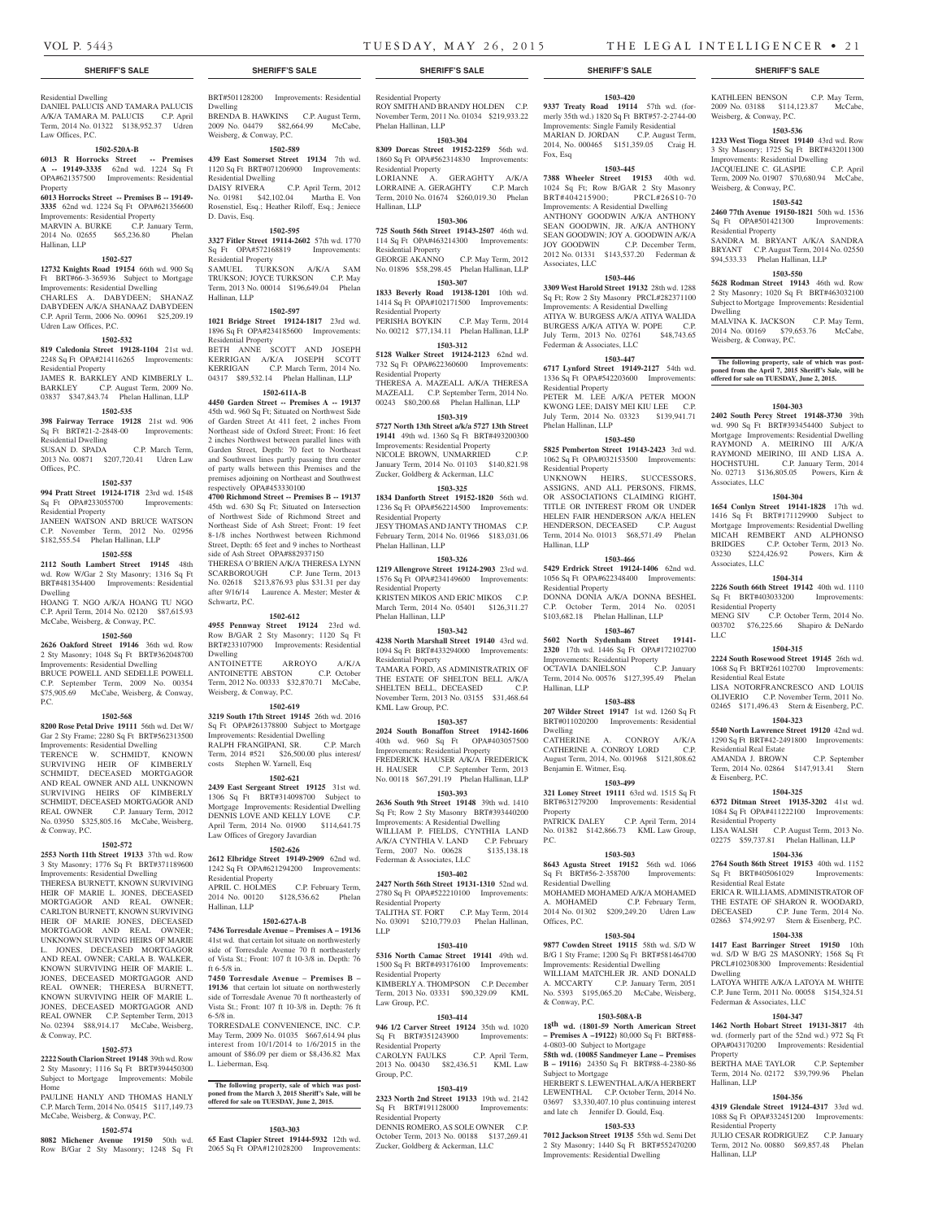Residential Dwelling
DANIEL PALUCIS AND TAMARA PALUCIS A/K/A TAMARA M. PALUCIS C.P. April Term, 2014 No. 01322 $138,952.37 Udren Law Offices, P.C.

**1502-520A-B**

**6013 R Horrocks Street -- Premises A -- 19149-3335** 62nd wd. 1224 Sq Ft OPA#621357500 Improvements: Residential Property
**6013 Horrocks Street -- Premises B -- 19149-3335** 62nd wd. 1224 Sq Ft OPA#621356600 Improvements: Residential Property
MARVIN A. BURKE C.P. January Term, 2014 No. 02655 $65,236.80 Phelan Hallinan, LLP

**1502-527**

**12732 Knights Road 19154** 66th wd. 900 Sq Ft BRT#66-3-365936 Subject to Mortgage Improvements: Residential Dwelling
CHARLES A. DABYDEEN; SHANAZ DABYDEEN A/K/A SHANAAZ DABYDEEN C.P. April Term, 2006 No. 00961 $25,209.19 Udren Law Offices, P.C.

**1502-532**

**819 Caledonia Street 19128-1104** 21st wd. 2248 Sq Ft OPA#214116265 Improvements: Residential Property
JAMES R. BARKLEY AND KIMBERLY L. BARKLEY C.P. August Term, 2009 No. 03837 $347,843.74 Phelan Hallinan, LLP

**1502-535**

**398 Fairway Terrace 19128** 21st wd. 906 Sq Ft BRT#21-2-2848-00 Improvements: Residential Dwelling
SUSAN D. SPADA C.P. March Term, 2013 No. 00871 $207,720.41 Udren Law Offices, P.C.

**1502-537**

**994 Pratt Street 19124-1718** 23rd wd. 1548 Sq Ft OPA#233055700 Improvements: Residential Property
JANEEN WATSON AND BRUCE WATSON C.P. November Term, 2012 No. 02956 $182,555.54 Phelan Hallinan, LLP

**1502-558**

**2112 South Lambert Street 19145** 48th wd. Row W/Gar 2 Sty Masonry; 1316 Sq Ft BRT#481354400 Improvements: Residential Dwelling
HOANG T. NGO A/K/A HOANG TU NGO C.P. April Term, 2014 No. 02120 $87,615.93 McCabe, Weisberg, & Conway, P.C.

**1502-560**

**2626 Oakford Street 19146** 36th wd. Row 2 Sty Masonry; 1048 Sq Ft BRT#362048700 Improvements: Residential Dwelling
BRUCE POWELL AND SEDELLE POWELL C.P. September Term, 2009 No. 00354 $75,905.69 McCabe, Weisberg, & Conway, P.C.

**1502-568**

**8200 Rose Petal Drive 19111** 56th wd. Det W/ Gar 2 Sty Frame; 2280 Sq Ft BRT#562313500 Improvements: Residential Dwelling
TERENCE W. SCHMIDT, KNOWN SURVIVING HEIR OF KIMBERLY SCHMIDT, DECEASED MORTGAGOR AND REAL OWNER AND ALL UNKNOWN SURVIVING HEIRS OF KIMBERLY SCHMIDT, DECEASED MORTGAGOR AND REAL OWNER C.P. January Term, 2012 No. 03950 $325,805.16 McCabe, Weisberg, & Conway, P.C.

**1502-572**

**2553 North 11th Street 19133** 37th wd. Row 3 Sty Masonry; 1776 Sq Ft BRT#371189600 Improvements: Residential Dwelling
THERESA BURNETT, KNOWN SURVIVING HEIR OF MARIE L. JONES, DECEASED MORTGAGOR AND REAL OWNER; CARLTON BURNETT, KNOWN SURVIVING HEIR OF MARIE JONES, DECEASED MORTGAGOR AND REAL OWNER; UNKNOWN SURVIVING HEIRS OF MARIE L. JONES, DECEASED MORTGAGOR AND REAL OWNER; CARLA B. WALKER, KNOWN SURVIVING HEIR OF MARIE L. JONES, DECEASED MORTGAGOR AND REAL OWNER; THERESA BURNETT, KNOWN SURVIVING HEIR OF MARIE L. JONES, DECEASED MORTGAGOR AND REAL OWNER C.P. September Term, 2013 No. 02394 $88,914.17 McCabe, Weisberg, & Conway, P.C.

**1502-573**

**2222 South Clarion Street 19148** 39th wd. Row 2 Sty Masonry; 1116 Sq Ft BRT#394450300 Subject to Mortgage Improvements: Mobile Home
PAULINE HANLY AND THOMAS HANLY C.P. March Term, 2014 No. 05415 $117,149.73 McCabe, Weisberg, & Conway, P.C.

**1502-574**

**8082 Michener Avenue 19150** 50th wd. Row B/Gar 2 Sty Masonry; 1248 Sq Ft BRT#501128200 Improvements: Residential Dwelling
BRENDA B. HAWKINS C.P. August Term, 2009 No. 04479 $82,664.99 McCabe, Weisberg, & Conway, P.C.

**1502-589**

**439 East Somerset Street 19134** 7th wd. 1120 Sq Ft BRT#071206900 Improvements: Residential Dwelling
DAISY RIVERA C.P. April Term, 2012 No. 01981 $42,102.04 Martha E. Von Rosenstiel, Esq.; Heather Riloff, Esq.; Jeniece D. Davis, Esq.

**1502-595**

**3327 Fitler Street 19114-2602** 57th wd. 1770 Sq Ft OPA#572168819 Improvements: Residential Property
SAMUEL TURKSON A/K/A SAM TRUKSON; JOYCE TURKSON C.P. May Term, 2013 No. 00014 $196,649.04 Phelan Hallinan, LLP

**1502-597**

**1021 Bridge Street 19124-1817** 23rd wd. 1896 Sq Ft OPA#234185600 Improvements: Residential Property
BETH ANNE SCOTT AND JOSEPH KERRIGAN A/K/A JOSEPH SCOTT KERRIGAN C.P. March Term, 2014 No. 04317 $89,532.14 Phelan Hallinan, LLP

**1502-611A-B**

**4450 Garden Street -- Premises A -- 19137** 45th wd. 960 Sq Ft; Situated on Northwest Side of Garden Street At 411 feet, 2 inches From Northeast side of Oxford Street; Front: 16 feet 2 inches Northwest between parallel lines with Garden Street, Depth: 70 feet to Northeast and Southwest lines partly passing thru center of party walls between this Premises and the premises adjoining on Northeast and Southwest respectively OPA#453330100
**4700 Richmond Street -- Premises B -- 19137** 45th wd. 630 Sq Ft; Situated on Intersection of Northwest Side of Richmond Street and Northeast Side of Ash Street; Front: 19 feet 8-1/8 inches Northwest between Richmond Street, Depth: 65 feet and 9 inches to Northeast side of Ash Street OPA#882937150
THERESA O'BRIEN A/K/A THERESA LYNN SCARBOROUGH C.P. June Term, 2013 No. 02618 $213,876.93 plus $31.31 per day after 9/16/14 Laurence A. Mester; Mester & Schwartz, P.C.

**1502-612**

**4955 Pennway Street 19124** 23rd wd. Row B/GAR 2 Sty Masonry; 1120 Sq Ft BRT#233107900 Improvements: Residential Dwelling
ANTOINETTE ARROYO A/K/A ANTOINETTE ABSTON C.P. October Term, 2012 No. 00333 $32,870.71 McCabe, Weisberg, & Conway, P.C.

**1502-619**

**3219 South 17th Street 19145** 26th wd. 2016 Sq Ft OPA#261378800 Subject to Mortgage Improvements: Residential Dwelling
RALPH FRANGIPANI, SR. C.P. March Term, 2014 #521 $26,500.00 plus interest/costs Stephen W. Yarnell, Esq

**1502-621**

**2439 East Sergeant Street 19125** 31st wd. 1306 Sq Ft BRT#314098700 Subject to Mortgage Improvements: Residential Dwelling
DENNIS LOVE AND KELLY LOVE C.P. April Term, 2014 No. 01900 $114,641.75 Law Offices of Gregory Javardian

**1502-626**

**2612 Elbridge Street 19149-2909** 62nd wd. 1242 Sq Ft OPA#621294200 Improvements: Residential Property
APRIL C. HOLMES C.P. February Term, 2014 No. 00120 $128,536.62 Phelan Hallinan, LLP

**1502-627A-B**

**7436 Torresdale Avenue – Premises A – 19136** 41st wd. that certain lot situate on northwesterly side of Torresdale Avenue 70 ft northeasterly of Vista St.; Front: 107 ft 10-3/8 in. Depth: 76 ft 6-5/8 in.
**7450 Torresdale Avenue – Premises B – 19136** that certain lot situate on northwesterly side of Torresdale Avenue 70 ft northeasterly of Vista St.; Front: 107 ft 10-3/8 in. Depth: 76 ft 6-5/8 in.
TORRESDALE CONVENIENCE, INC. C.P. May Term, 2009 No. 01035 $667,614.94 plus interest from 10/1/2014 to 1/6/2015 in the amount of $86.09 per diem or $8,436.82 Max L. Lieberman, Esq.

**The following property, sale of which was postponed from the March 3, 2015 Sheriff's Sale, will be offered for sale on TUESDAY, June 2, 2015.**

**1503-303**

**65 East Clapier Street 19144-5932** 12th wd. 2065 Sq Ft OPA#121028200 Improvements: Residential Property
ROY SMITH AND BRANDY HOLDEN C.P. November Term, 2011 No. 01034 $219,933.22 Phelan Hallinan, LLP

**1503-304**

**8309 Dorcas Street 19152-2259** 56th wd. 1860 Sq Ft OPA#562314830 Improvements: Residential Property
LORIANNE A. GERAGHTY A/K/A LORRAINE A. GERAGHTY C.P. March Term, 2010 No. 01674 $260,019.30 Phelan Hallinan, LLP

**1503-306**

**725 South 56th Street 19143-2507** 46th wd. 114 Sq Ft OPA#463214300 Improvements: Residential Property
GEORGE AKANNO C.P. May Term, 2012 No. 01896 $58,298.45 Phelan Hallinan, LLP

**1503-307**

**1833 Beverly Road 19138-1201** 10th wd. 1414 Sq Ft OPA#102171500 Improvements: Residential Property
PERISHA BOYKIN C.P. May Term, 2014 No. 00212 $77,134.11 Phelan Hallinan, LLP

**1503-312**

**5128 Walker Street 19124-2123** 62nd wd. 732 Sq Ft OPA#622360600 Improvements: Residential Property
THERESA A. MAZEALL A/K/A THERESA MAZEALL C.P. September Term, 2014 No. 00243 $80,200.68 Phelan Hallinan, LLP

**1503-319**

**5727 North 13th Street a/k/a 5727 13th Street 19141** 49th wd. 1360 Sq Ft BRT#493200300 Improvements: Residential Property
NICOLE BROWN, UNMARRIED C.P. January Term, 2014 No. 01103 $140,821.98 Zucker, Goldberg & Ackerman, LLC

**1503-325**

**1834 Danforth Street 19152-1820** 56th wd. 1236 Sq Ft OPA#562214500 Improvements: Residential Property
JESY THOMAS AND JANTY THOMAS C.P. February Term, 2014 No. 01966 $183,031.06 Phelan Hallinan, LLP

**1503-326**

**1219 Allengrove Street 19124-2903** 23rd wd. 1576 Sq Ft OPA#234149600 Improvements: Residential Property
KRISTEN MIKOS AND ERIC MIKOS C.P. March Term, 2014 No. 05401 $126,311.27 Phelan Hallinan, LLP

**1503-342**

**4238 North Marshall Street 19140** 43rd wd. 1094 Sq Ft BRT#433294000 Improvements: Residential Property
TAMARA FORD, AS ADMINISTRATRIX OF THE ESTATE OF SHELTON BELL A/K/A SHELTEN BELL, DECEASED C.P. November Term, 2013 No. 03155 $31,468.64 KML Law Group, P.C.

**1503-357**

**2024 South Bonaffon Street 19142-1606** 40th wd. 960 Sq Ft OPA#403057500 Improvements: Residential Property
FREDERICK HAUSER A/K/A FREDERICK H. HAUSER C.P. September Term, 2013 No. 00118 $67,291.19 Phelan Hallinan, LLP

**1503-393**

**2636 South 9th Street 19148** 39th wd. 1410 Sq Ft; Row 2 Sty Masonry BRT#393440200 Improvements: A Residential Dwelling
WILLIAM P. FIELDS, CYNTHIA LAND A/K/A CYNTHIA V. LAND C.P. February Term, 2007 No. 00628 $135,138.18 Federman & Associates, LLC

**1503-402**

**2427 North 56th Street 19131-1310** 52nd wd. 2780 Sq Ft OPA#522210100 Improvements: Residential Property
TALITHA ST. FORT C.P. May Term, 2014 No. 03091 $210,779.03 Phelan Hallinan, LLP

**1503-410**

**5316 North Camac Street 19141** 49th wd. 1500 Sq Ft BRT#493176100 Improvements: Residential Property
KIMBERLY A. THOMPSON C.P. December Term, 2013 No. 03331 $90,329.09 KML Law Group, P.C.

**1503-414**

**946 1/2 Carver Street 19124** 35th wd. 1020 Sq Ft BRT#351243900 Improvements: Residential Property
CAROLYN FAULKS C.P. April Term, 2013 No. 00430 $82,436.51 KML Law Group, P.C.

**1503-419**

**2323 North 2nd Street 19133** 19th wd. 2142 Sq Ft BRT#191128000 Improvements: Residential Property
DENNIS ROMERO, AS SOLE OWNER C.P. October Term, 2013 No. 00188 $137,269.41 Zucker, Goldberg & Ackerman, LLC

**1503-420**

**9337 Treaty Road 19114** 57th wd. (formerly 35th wd.) 1820 Sq Ft BRT#57-2-2744-00 Improvements: Single Family Residential
MARIAN D. JORDAN C.P. August Term, 2014, No. 000465 $151,359.05 Craig H. Fox, Esq

**1503-445**

**7388 Wheeler Street 19153** 40th wd. 1024 Sq Ft; Row B/GAR 2 Sty Masonry BRT#404215900; PRCL#26S10-70 Improvements: A Residential Dwelling
ANTHONY GOODWIN A/K/A ANTHONY SEAN GOODWIN, JR. A/K/A ANTHONY SEAN GOODWIN; JOY A. GOODWIN A/K/A JOY GOODWIN C.P. December Term, 2012 No. 01331 $143,537.20 Federman & Associates, LLC

**1503-446**

**3309 West Harold Street 19132** 28th wd. 1288 Sq Ft; Row 2 Sty Masonry PRCL#282371100 Improvements: A Residential Dwelling
ATIYA W. BURGESS A/K/A ATIYA WALIDA BURGESS A/K/A ATIYA W. POPE C.P. July Term, 2013 No. 02761 $48,743.65 Federman & Associates, LLC

**1503-447**

**6717 Lynford Street 19149-2127** 54th wd. 1336 Sq Ft OPA#542203600 Improvements: Residential Property
PETER M. LEE A/K/A PETER MOON KWONG LEE; DAISY MEI KIU LEE C.P. July Term, 2014 No. 03323 $139,941.71 Phelan Hallinan, LLP

**1503-450**

**5825 Pemberton Street 19143-2423** 3rd wd. 1062 Sq Ft OPA#032153500 Improvements: Residential Property
UNKNOWN HEIRS, SUCCESSORS, ASSIGNS, AND ALL PERSONS, FIRMS, OR ASSOCIATIONS CLAIMING RIGHT, TITLE OR INTEREST FROM OR UNDER HELEN FAIR HENDERSON A/K/A HELEN HENDERSON, DECEASED C.P. August Term, 2014 No. 01013 $68,571.49 Phelan Hallinan, LLP

**1503-466**

**5429 Erdrick Street 19124-1406** 62nd wd. 1056 Sq Ft OPA#622348400 Improvements: Residential Property
DONNA DONIA A/K/A DONNA BESHEL C.P. October Term, 2014 No. 02051 $103,682.18 Phelan Hallinan, LLP

**1503-467**

**5602 North Sydenham Street 19141-2320** 17th wd. 1446 Sq Ft OPA#172102700 Improvements: Residential Property
OCTAVIA DANIELSON C.P. January Term, 2014 No. 00576 $127,395.49 Phelan Hallinan, LLP

**1503-488**

**207 Wilder Street 19147** 1st wd. 1260 Sq Ft BRT#011020200 Improvements: Residential Dwelling
CATHERINE A. CONROY A/K/A CATHERINE A. CONROY LORD C.P. August Term, 2014, No. 001968 $121,808.62 Benjamin E. Witmer, Esq.

**1503-499**

**321 Loney Street 19111** 63rd wd. 1515 Sq Ft BRT#631279200 Improvements: Residential Property
PATRICK DALEY C.P. April Term, 2014 No. 01382 $142,866.73 KML Law Group, P.C.

**1503-503**

**8643 Agusta Street 19152** 56th wd. 1066 Sq Ft BRT#56-2-358700 Improvements: Residential Dwelling
MOHAMED MOHAMED A/K/A MOHAMED A. MOHAMED C.P. February Term, 2014 No. 01302 $209,249.20 Udren Law Offices, P.C.

**1503-504**

**9877 Cowden Street 19115** 58th wd. S/D W B/G 1 Sty Frame; 1200 Sq Ft BRT#581464700 Improvements: Residential Dwelling
WILLIAM MATCHLER JR. AND DONALD A. MCCARTY C.P. January Term, 2051 No. 5393 $195,065.20 McCabe, Weisberg, & Conway, P.C.

**1503-508A-B**

**18th wd. (1801-59 North American Street – Premises A –19122)** 80,000 Sq Ft BRT#88-4-0803-00 Subject to Mortgage
**58th wd. (10085 Sandmeyer Lane – Premises B – 19116)** 24350 Sq Ft BRT#88-4-2380-86 Subject to Mortgage
HERBERT S. LEWENTHAL A/K/A HERBERT LEWENTHAL C.P. October Term, 2014 No. 03697 $3,330,407.10 plus continuing interest and late ch Jennifer D. Gould, Esq.

**1503-533**

**7012 Jackson Street 19135** 55th wd. Semi Det 2 Sty Masonry; 1440 Sq Ft BRT#552470200 Improvements: Residential Dwelling
KATHLEEN BENSON C.P. May Term, 2009 No. 03188 $114,123.87 McCabe, Weisberg, & Conway, P.C.

**1503-536**

**1233 West Tioga Street 19140** 43rd wd. Row 3 Sty Masonry; 1725 Sq Ft BRT#432011300 Improvements: Residential Dwelling
JACQUELINE C. GLASPIE C.P. April Term, 2009 No. 01907 $70,680.94 McCabe, Weisberg, & Conway, P.C.

**1503-542**

**2460 77th Avenue 19150-1821** 50th wd. 1536 Sq Ft OPA#501421300 Improvements: Residential Property
SANDRA M. BRYANT A/K/A SANDRA BRYANT C.P. August Term, 2014 No. 02550 $94,533.33 Phelan Hallinan, LLP

**1503-550**

**5628 Rodman Street 19143** 46th wd. Row 2 Sty Masonry; 1020 Sq Ft BRT#463032100 Subject to Mortgage Improvements: Residential Dwelling
MALVINA K. JACKSON C.P. May Term, 2014 No. 00169 $79,653.76 McCabe, Weisberg, & Conway, P.C.

**The following property, sale of which was postponed from the April 7, 2015 Sheriff's Sale, will be offered for sale on TUESDAY, June 2, 2015.**

**1504-303**

**2402 South Percy Street 19148-3730** 39th wd. 990 Sq Ft BRT#393454400 Subject to Mortgage Improvements: Residential Dwelling
RAYMOND A. MEIRINO III A/K/A RAYMOND MEIRINO, III AND LISA A. HOCHSTUHL C.P. January Term, 2014 No. 02713 $136,805.05 Powers, Kirn & Associates, LLC

**1504-304**

**1654 Conlyn Street 19141-1828** 17th wd. 1416 Sq Ft BRT#171129900 Subject to Mortgage Improvements: Residential Dwelling
MICAH REMBERT AND ALPHONSO BRIDGES C.P. October Term, 2013 No. 03230 $224,426.92 Powers, Kirn & Associates, LLC

**1504-314**

**2226 South 66th Street 19142** 40th wd. 1110 Sq Ft BRT#403033200 Improvements: Residential Property
MENG SIV C.P. October Term, 2014 No. 003702 $76,225.66 Shapiro & DeNardo LLC

**1504-315**

**2224 South Rosewood Street 19145** 26th wd. 1068 Sq Ft BRT#261102700 Improvements: Residential Real Estate
LISA NOTORFRANCRESCO AND LOUIS OLIVERIO C.P. November Term, 2011 No. 02465 $171,496.43 Stern & Eisenberg, P.C.

**1504-323**

**5540 North Lawrence Street 19120** 42nd wd. 1290 Sq Ft BRT#42-2491800 Improvements: Residential Real Estate
AMANDA J. BROWN C.P. September Term, 2014 No. 02864 $147,913.41 Stern & Eisenberg, P.C.

**1504-325**

**6372 Ditman Street 19135-3202** 41st wd. 1084 Sq Ft OPA#411222100 Improvements: Residential Property
LISA WALSH C.P. August Term, 2013 No. 02275 $59,737.81 Phelan Hallinan, LLP

**1504-336**

**2764 South 86th Street 19153** 40th wd. 1152 Sq Ft BRT#405061029 Improvements: Residential Real Estate
ERICA R. WILLIAMS, ADMINISTRATOR OF THE ESTATE OF SHARON R. WOODARD, DECEASED C.P. June Term, 2014 No. 02863 $74,992.97 Stern & Eisenberg, P.C.

**1504-338**

**1417 East Barringer Street 19150** 10th wd. S/D W B/G 2S MASONRY; 1568 Sq Ft PRCL#102308300 Improvements: Residential Dwelling
LATOYA WHITE A/K/A LATOYA M. WHITE C.P. June Term, 2011 No. 00058 $154,324.51 Federman & Associates, LLC

**1504-347**

**1462 North Hobart Street 19131-3817** 4th wd. (formerly part of the 52nd wd.) 972 Sq Ft OPA#043170200 Improvements: Residential Property
BERTHA MAE TAYLOR C.P. September Term, 2014 No. 02172 $39,799.96 Phelan Hallinan, LLP

**1504-356**

**4319 Glendale Street 19124-4317** 33rd wd. 1088 Sq Ft OPA#332451200 Improvements: Residential Property
JULIO CESAR RODRIGUEZ C.P. January Term, 2012 No. 00880 $69,857.48 Phelan Hallinan, LLP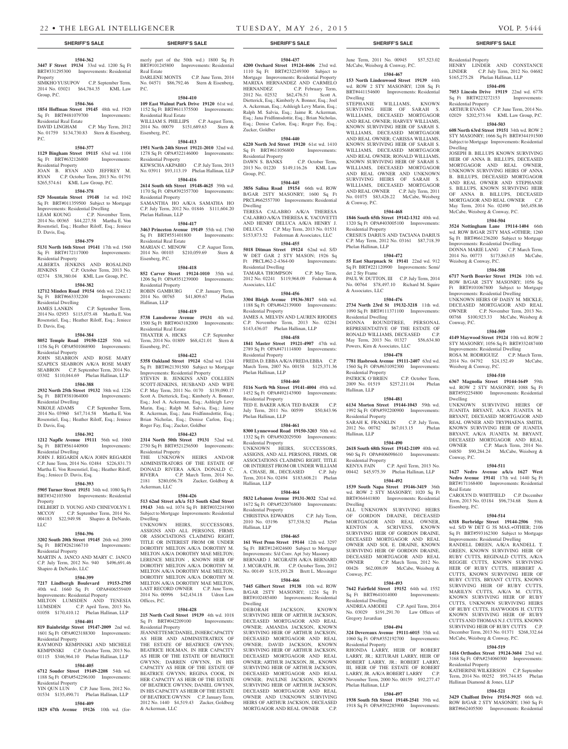**SHERIFF'S SALE**

**1504-362**

**3447 F Street 19134** 33rd wd. 1200 Sq Ft BRT#331295300 Improvements: Residential Property
SIMKHO YUSUPOV C.P. September Term, 2014 No. 03021 $64,784.35 KML Law Group, P.C.

**1504-366**

**1854 Hoffman Street 19145** 48th wd. 1920 Sq Ft BRT#481079700 Improvements: Residential Real Estate
DAVID LINGHAM C.P. May Term, 2012 No. 01759 $134,730.83 Stern & Eisenberg, P.C.

**1504-377**

**1129 Bingham Street 19115** 63rd wd. 1104 Sq Ft BRT#632126800 Improvements: Residential Property
JOAN B. RYAN AND JEFFREY M. RYAN C.P. October Term, 2013 No. 01791 $265,574.61 KML Law Group, P.C.

**1504-378**

**529 Mountain Street 19148** 1st wd. 1042 Sq Ft BRT#011359500 Subject to Mortgage Improvements: Residential Dwelling
LEAM KOUNG C.P. November Term, 2014 No. 00365 $44,227.58 Martha E. Von Rosenstiel, Esq.; Heather Riloff, Esq.; Jeniece D. Davis, Esq.

**1504-379**

**5131 North 16th Street 19141** 17th wd. 1560 Sq Ft BRT#172117000 Improvements: Residential Property
ALBERTA JENKINS AND ROSALIND JENKINS C.P. October Term, 2013 No. 02374 $38,380.04 KML Law Group, P.C.

**1504-382**

**12712 Minden Road 19154** 66th wd. 2242.12 Sq Ft BRT#663332200 Improvements: Residential Dwelling
JAMES LANKIN C.P. September Term, 2014 No. 02953 $115,075.48 Martha E. Von Rosenstiel, Esq.; Heather Riloff, Esq.; Jeniece D. Davis, Esq.

**1504-384**

**8052 Temple Road 19150-1225** 50th wd. 1156 Sq Ft OPA#501068900 Improvements: Residential Property
JOHN SEABRON AND ROSE MARY SZAPECS SEABRON A/K/A ROSE MARY SEABRON C.P. September Term, 2014 No. 03302 $110,044.69 Phelan Hallinan, LLP

**1504-388**

**2932 North 25th Street 19132** 38th wd. 1226 Sq Ft BRT#381064000 Improvements: Residential Dwelling
NIKOLE ADAMS C.P. September Term, 2014 No. 03960 $47,714.58 Martha E. Von Rosenstiel, Esq.; Heather Riloff, Esq.; Jeniece D. Davis, Esq.

**1504-392**

**1212 Napfle Avenue 19111** 56th wd. 1060 Sq Ft BRT#561440900 Improvements: Residential Dwelling
JOHN J. REGARDI A/K/A JOHN REGARDI C.P. June Term, 2014 No. 02484 $226,831.73 Martha E. Von Rosenstiel, Esq.; Heather Riloff, Esq.; Jeniece D. Davis, Esq.

**1504-393**

**5905 Turner Street 19151** 34th wd. 1080 Sq Ft BRT#342103500 Improvements: Residential Property
DELBERT D. YOUNG AND CHNEVOLYN I. MCCOY C.P. September Term, 2014 No. 004183 $22,949.98 Shapiro & DeNardo, LLC

**1504-396**

**3202 South 20th Street 19145** 26th wd. 2090 Sq Ft BRT#262166710 Improvements: Residential Property
MARTIN A. JANCO AND MARY C. JANCO C.P. July Term, 2012 No. 940 $496,691.46 Shapiro & DeNardo, LLC

**1504-399**

**7217 Lindbergh Boulevard 19153-2705** 40th wd. 1660 Sq Ft OPA#406559409 Improvements: Residential Property
MILTON LUMSDEN AND TENESIA LUMSDEN C.P. April Term, 2013 No. 01058 $170,410.12 Phelan Hallinan, LLP

**1504-401**

**819 Bainbridge Street 19147-2009** 2nd wd. 1601 Sq Ft OPA#023188300 Improvements: Residential Property
RAYMOND KEMPINSKI AND MICHELE KEMPINSKI C.P. October Term, 2013 No. 01115 $346,964.10 Phelan Hallinan, LLP

**1504-405**

**6712 Souder Street 19149-2208** 54th wd. 1188 Sq Ft OPA#542296100 Improvements: Residential Property
YIN QUN LUN C.P. June Term, 2012 No. 01534 $135,490.71 Phelan Hallinan, LLP

**1504-409**

**1829 67th Avenue 19126** 10th wd. (formerly part of the 50th wd.) 1800 Sq Ft BRT#101245800 Improvements: Residential Real Estate
DARLENE MONTS C.P. June Term, 2014 No. 04571 $86,792.46 Stern & Eisenberg, P.C.

**1504-410**

**109 East Walnut Park Drive 19120** 61st wd. 1152 Sq Ft BRT#611375500 Improvements: Residential Real Estate
WILLIAM S. PHILLIPS C.P. August Term, 2014 No. 00079 $151,689.63 Stern & Eisenberg, P.C.

**1504-413**

**1951 North 24th Street 19121-2010** 32nd wd. 1278 Sq Ft OPA#322146000 Improvements: Residential Property
KEWSCHA AKPABIO C.P. July Term, 2013 No. 03911 $93,113.19 Phelan Hallinan, LLP

**1504-416**

**2614 South 6th Street 19148-4625** 39th wd. 1170 Sq Ft OPA#392357700 Improvements: Residential Property
SAMANTHA HO A/K/A SAMATHA HO C.P. July Term, 2012 No. 01846 $111,604.20 Phelan Hallinan, LLP

**1504-417**

**3463 Princeton Avenue 19149** 55th wd. 1760 Sq Ft BRT#551401800 Improvements: Residential Real Estate
MARIAN C. MENOW C.P. August Term, 2014 No. 00103 $210,059.69 Stern & Eisenberg, P.C.

**1504-418**

**852 Carver Street 19124-1010** 35th wd. 1206 Sq Ft OPA#351239000 Improvements: Residential Property
ROBIN GAMBURG C.P. January Term, 2014 No. 00765 $41,809.67 Phelan Hallinan, LLP

**1504-419**

**5738 Lansdowne Avenue 19131** 4th wd. 1500 Sq Ft BRT#043182000 Improvements: Residential Real Estate
THAXTER A. HICKS C.P. September Term, 2014 No. 01809 $68,421.01 Stern & Eisenberg, P.C.

**1504-422**

**5358 Oakland Street 19124** 62nd wd. 1244 Sq Ft BRT#621391500 Subject to Mortgage Improvements: Residential Property
STEVEN B. JENKINS AND COLLEEN SCOTT-JENKINS, HUSBAND AND WIFE C.P. May Term, 2011 No. 0170 $139,090.17 Scott A. Dietterick, Esq.; Kimberly A. Bonner, Esq.; Joel A. Ackerman, Esq.; Ashleigh Levy Marin, Esq.; Ralph M. Salvia, Esq.; Jaime R. Ackerman, Esq.; Jana Fridfinnsdottir, Esq.; Brian Nicholas, Esq.; Denise Carlon, Esq.; Roger Fay, Esq.; Zucker, Goldber

**1504-423**

**2314 North 50th Street 19131** 52nd wd. 2750 Sq Ft BRT#521256500 Improvements: Residential Property
THE UNKNOWN HEIRS AND/OR ADMINISTRATORS OF THE ESTATE OF DONALD RIVERA A/K/A DONALD C. RIVERA C.P. March Term, 2014 No. 2181 $280,056.78 Zucker, Goldberg & Ackerman, LLC

**1504-426**

**513 62nd Street a/k/a 513 South 62nd Street 19143** 34th wd. 1074 Sq Ft BRT#032241900 Subject to Mortgage Improvements: Residential Dwelling
UNKNOWN HEIRS, SUCCESSORS, ASSIGNS AND ALL PERSONS, FIRMS OR ASSOCIATIONS CLAIMING RIGHT, TITLE OR INTEREST FROM OR UNDER DOROTHY MELTON A/K/A DOROTHY M. MELTON A/K/A DOROTHY MAE MELTON; LERENCE MELTON , KNOWN HEIR OF DOROTHY MELTON A/K/A DOROTHY M. MELTON A/K/A DOROTHY MAE MELTON; DOROTHY MELTON A/K/A DOROTHY M. MELTON A/K/A DOROTHY MAE MELTON, LAST RECORD OWNER C.P. June Term, 2014 No. 00996 $42,434.18 Udren Law Offices, P.C.

**1504-428**

**215 North Cecil Street 19139** 4th wd. 1018 Sq Ft BRT#042209100 Improvements: Residential Property
JEANNETTEMCDANIEL, IN HER CAPACITY AS HEIR AND ADMINISTRATRIX OF THE ESTATE OF BEATRICE GWYNN; BEATRICE HOLMAN, IN HER CAPACITY AS HEIR OF THE ESTATE OF BEATRICE GWYNN; DARREN GWYNN, IN HIS CAPACITY AS HEIR OF THE ESTATE OF BEATRICE GWYNN; REGINA COOK, IN HER CAPACITY AS HEIR OF THE ESTATE OF BEATRICE GWYNN; DANIEL GWYNN, IN HIS CAPACITY AS HEIR OF THE ESTATE OF BEATRICE GWYNN C.P. January Term, 2012 No. 1440 $4,519.43 Zucker, Goldberg & Ackerman, LLC

**1504-437**

**4200 Orchard Street 19124-4606** 23rd wd. 1110 Sq Ft BRT#232249300 Subject to Mortgage Improvements: Residential Property
MARIXA HERNANDEZ AND CARMELO HERNANDEZ C.P. February Term, 2012 No. 02532 $62,476.51 Scott A. Dietterick, Esq.; Kimberly A. Bonner, Esq.; Joel A. Ackerman, Esq.; Ashleigh Levy Marin, Esq.; Ralph M. Salvia, Esq.; Jaime R. Ackerman, Esq.; Jana Fridfinnsdottir, Esq.; Brian Nicholas, Esq.; Denise Carlon, Esq.; Roger Fay, Esq.; Zucker, Goldber

**1504-440**

**6220 North 3rd Street 19120** 61st wd. 1410 Sq Ft BRT#611056800 Improvements: Residential Property
DAWN S. BANKS C.P. October Term, 2013 No. 01220 $149,116.26 KML Law Group, P.C.

**1504-445**

**3856 Salina Road 19154** 66th wd. ROW B/GAR 2STY MASONRY; 1600 Sq Ft PRCL#662557700 Improvements: Residential Dwelling
TERESA CALABRO A/K/A THERESA CALABRO A/K/A THERESA K. YACOVETTI AND HENRY DELUCA A/K/A HENRY J. DELUCA C.P. May Term, 2013 No. 01531 $153,873.52 Federman & Associates, LLC

**1504-455**

**5018 Ditman Street 19124** 62nd wd. S/D W DET GAR 2 STY MASON; 1926 Sq Ft PRCL#62-2-4364-00 Improvements: Residential Dwelling
TAMARA THOMPSON C.P. May Term, 2012 No. 02241 $119,968.09 Federman & Associates, LLC

**1504-456**

**3304 Bleigh Avenue 19136-3817** 64th wd. 1188 Sq Ft OPA#642139000 Improvements: Residential Property
JAMES A. MELVIN AND LAUREN RHODES C.P. November Term, 2013 No. 02261 $143,436.07 Phelan Hallinan, LLP

**1504-458**

**1841 Master Street 19121-4907** 47th wd. 2789 Sq Ft OPA#471114800 Improvements: Residential Property
FREDA D. EBBA A/K/A FREDA EBBA C.P. March Term, 2007 No. 00158 $125,371.36 Phelan Hallinan, LLP

**1504-460**

**5116 North 9th Street 19141-4004** 49th wd. 1452 Sq Ft OPA#492143900 Improvements: Residential Property
TED E. BAKER A/K/A TED BAKER C.P. July Term, 2011 No. 00599 $50,843.96 Phelan Hallinan, LLP

**1504-461**

**8300 Lynnewood Road 19150-3203** 50th wd. 1332 Sq Ft OPA#502029500 Improvements: Residential Property
UNKNOWN HEIRS, SUCCESSORS, ASSIGNS, AND ALL PERSONS, FIRMS, OR ASSOCIATIONS CLAIMING RIGHT, TITLE OR INTEREST FROM OR UNDER WILLIAM A. CHASE, JR., DECEASED C.P. July Term, 2014 No. 02494 $183,608.21 Phelan Hallinan, LLP

**1504-464**

**5832 Lebanon Avenue 19131-3032** 52nd wd. 1672 Sq Ft OPA#522076800 Improvements: Residential Property
CHRISTINA EDWARDS C.P. July Term, 2010 No. 03196 $77,538.52 Phelan Hallinan, LLP

**1504-465**

**161 West Penn Street 19144** 12th wd. 3297 Sq Ft BRT#124024600 Subject to Mortgage Improvements: S/d Conv. Apt 3sty Masonry
BERNARD J. MCGRATH A/K/A BERNARD J. MCGRATH, JR. C.P. October Term, 2012 No. 00149 $135,193.28 Brett L. Messinger

**1504-466**

**7445 Gilbert Street 19138** 10th wd. ROW B/GAR 2STY MASONRY; 1224 Sq Ft BRT#102485400 Improvements: Residential Dwelling
DEBORAH JACKSON, KNOWN SURVIVING HEIR OF ARTHUR JACKSON, DECEASED MORTGAGOR AND REAL OWNER; AMANDA JACKSON, KNOWN SURVIVING HEIR OF ARTHUR JACKSON, DECEASED MORTGAGOR AND REAL OWNER; DAVID JACKSON, KNOWN SURVIVING HEIR OF ARTHUR JACKSON, DECEASED MORTGAGOR AND REAL OWNER; ARTHUR JACKSON, JR., KNOWN SURVIVING HEIR OF ARTHUR JACKSON, DECEASED MORTGAGOR AND REAL OWNER; PAULINE JACKSON, KNOWN SURVIVING HEIR OF ARTHUR JACKSON, DECEASED MORTGAGOR AND REAL OWNER AND UNKNOWN SURVIVING HEIRS OF ARTHUR JACKSON, DECEASED MORTGAGOR AND REAL OWNER C.P. June Term, 2011 No. 00945 $57,523.02 McCabe, Weisberg & Conway, P.C.

**1504-467**

**153 North Lindenwood Street 19139** 44th wd. ROW 2 STY MASONRY; 1208 Sq Ft BRT#441154600 Improvements: Residential Dwelling
STEPHANIE WILLIAMS, KNOWN SURVIVING HEIR OF SARAH S. WILLIAMS, DECEASED MORTGAGOR AND REAL OWNER; HARVEY WILLIAMS, KNOWN SURVIVING HEIR OF SARAH S. WILLIAMS, DECEASED MORTGAGOR AND REAL OWNER; CARISSA WILLIAMS, KNOWN SURVIVING HEIR OF SARAH S. WILLIAMS, DECEASED MORTGAGOR AND REAL OWNER; RONALD WILLIAMS, KNOWN SURVIVING HEIR OF SARAH S. WILLIAMS, DECEASED MORTGAGOR AND REAL OWNER AND UNKNOWN SURVIVING HEIRS OF SARAH S. WILLIAMS, DECEASED MORTGAGOR AND REAL OWNER C.P. July Term, 2011 No. 01075 $83,426.22 McCabe, Weisberg & Conway, P.C.

**1504-468**

**1846 South 65th Street 19142-1312** 40th wd. 1320 Sq Ft OPA#403005100 Improvements: Residential Property
CRESIUS DARIUS AND TACIANA DARIUS C.P. May Term, 2012 No. 03161 $87,718.39 Phelan Hallinan, LLP

**1504-472**

**55 East Sharpnack St 19141** 22nd wd. 912 Sq Ft BRT#221120900 Improvements: Semi/det 2 Sty Frame
PAUL W. DUTTON, III C.P. July Term, 2014 No. 00764 $78,497.10 Richard M. Squire & Associates, LLC

**1504-476**

**2734 North 23rd St 19132-3218** 11th wd. 1090 Sq Ft BRT#111371100 Improvements: Residential Dwelling
DONNA ROUNDTREE, PERSONAL REPRESENTATIVE OF THE ESTATE OF RONALD WILLIAMS, DECEASED C.P. May Term, 2013 No. 01327 $56,634.80 Powers, Kirn & Associates, LLC

**1504-478**

**7781 Hasbrook Avenue 19111-2407** 63rd wd. 1560 Sq Ft OPA#631092300 Improvements: Residential Property
PATRICK O'BRIEN C.P. October Term, 2009 No. 01519 $257,211.04 Phelan Hallinan, LLP

**1504-481**

**6134 Morton Street 19144-1043** 59th wd. 1992 Sq Ft OPA#592200900 Improvements: Residential Property
SARAH K. FRANKLIN C.P. July Term, 2012 No. 00782 $67,013.15 Phelan Hallinan, LLP

**1504-490**

**2618 South 68th Street 19142-2109** 40th wd. 960 Sq Ft OPA#406098610 Improvements: Residential Property
KENYA FAIN C.P. April Term, 2013 No. 00442 $45,975.39 Phelan Hallinan, LLP

**1504-492**

**1539 South Napa Street 19146-3419** 36th wd. ROW 2 STY MASONRY; 1020 Sq Ft BRT#364441800 Improvements: Residential Dwelling
ALL UNKNOWN SURVIVING HEIRS OF GORDON DRAINE, DECEASED MORTGAGOR AND REAL OWNER, KENTON A. SCRIVENS, KNOWN SURVIVING HEIR OF GORDON DRAINE, DECEASED MORTGAGOR AND REAL OWNER AND SOL E. DRAINE, KNOWN SURVIVING HEIR OF GORDON DRAINE, DECEASED MORTGAGOR AND REAL OWNER C.P. March Term, 2012 No. 00426 $62,008.09 McCabe, Weisberg & Conway, P.C.

**1504-493**

**7642 Fairfield Street 19152** 64th wd. 1552 Sq Ft BRT#641014000 Improvements: Residential Dwelling
ANDREA AMODEI C.P. April Term, 2014 No. 03029 $191,291.70 Law Offices of Gregory Javardian

**1504-494**

**324 Devereaux Avenue 19111-6015** 35th wd. 1060 Sq Ft OPA#352192700 Improvements: Residential Property
RHONDA LARRY, HEIR OF ROBERT LARRY, JR.; KETURAH LARRY, HEIR OF ROBERT LARRY, JR.; ROBERT LARRY, III, HEIR OF THE ESTATE OF ROBERT LARRY, JR. A/K/A ROBERT LARRY C.P. November Term, 2000 No. 00159 $92,277.47 Phelan Hallinan, LLP

**1504-497**

**1938 South 5th Street 19148-2541** 39th wd. 1918 Sq Ft OPA#392285900 Improvements: Residential Property
HENRY LINDER AND CONSTANCE LINDER C.P. July Term, 2012 No. 04682 $165,275.28 Phelan Hallinan, LLP

**1504-498**

**7053 Lincoln Drive 19119** 22nd wd. 6778 Sq Ft BRT#223272153 Improvements: Residential Property
ARTHUR EVANS C.P. June Term, 2014 No. 02029 $202,573.94 KML Law Group, P.C.

**1504-503**

**608 North 63rd Street 19151** 34th wd. ROW 2 STY MASONRY; 1666 Sq Ft BRT#344191500 Subject to Mortgage Improvements: Residential Dwelling
JOSEPH B. BILLUPS KNOWN SURVIVING HEIR OF ANNA B. BILLUPS, DECEASED MORTGAGOR AND REAL OWNER, UNKNOWN SURVIVING HEIRS OF ANNA B. BILLUPS, DECEASED MORTGAGOR AND REAL OWNER AND STEPHANIE S. BILLUPS, KNOWN SURVIVING HEIR OF ANNA B. BILLUPS, DECEASED MORTGAGOR AND REAL OWNER C.P. May Term, 2014 No. 02490 $65,458.86 McCabe, Weisberg & Conway, P.C.

**1504-504**

**3524 Nottingham Lane 19114-1404** 66th wd. ROW B/GAR 2STY MAS.+OTHER; 1260 Sq Ft BRT#661236200 Subject to Mortgage Improvements: Residential Dwelling
DONNA MARIE LANG C.P. March Term, 2014 No. 00773 $173,863.05 McCabe, Weisberg & Conway, P.C.

**1504-508**

**6717 North Bouvier Street 19126** 10th wd. ROW B/GAR 2STY MASONRY; 1056 Sq Ft BRT#101067800 Subject to Mortgage Improvements: Residential Dwelling
UNKNOWN HEIRS OF DAISY M. MICKLE, DECEASED MORTGAGOR AND REAL OWNER C.P. November Term, 2013 No. 00768 $100,923.33 McCabe, Weisberg & Conway, P.C.

**1504-509**

**4149 Maywood Street 19124** 10th wd. ROW 2 STY MASONRY; 1056 Sq Ft BRT#332487400 Improvements: Residential Dwelling
ROSA M. RODRIGUEZ C.P. March Term, 2014 No. 04792 $24,152.49 McCabe, Weisberg & Conway, P.C.

**1504-510**

**6367 Magnolia Street 19144-1649** 59th wd. ROW 2 STY MASONRY; 1088 Sq Ft BRT#592254800 Improvements: Residential Dwelling
UNKNOWN SURVIVING HEIRS OF JUANITA BRYANT, A/K/A JUANITA M. BRYANT, DECEASED MORTGAGOR AND REAL OWNER AND TRYPHAENA SMITH, KNOWN SURVIVING HEIR OF JUANITA BRYANT, A/K/A JUANITA M. BRYANT, DECEASED MORTGAGOR AND REAL OWNER C.P. March Term, 2014 No. 04850 $90,284.24 McCabe, Weisberg & Conway, P.C.

**1504-511**

**1627 Nedro Avenue a/k/a 1627 West Nedro Avenue 19141** 17th wd. 1440 Sq Ft BRT#171168400 Improvements: Residential Real Estate
CAROLYN D. WHITFIELD C.P. December Term, 2013 No. 03184 $96,734.68 Stern & Eisenberg, P.C.

**1504-514**

**6318 Burbridge Street 19144-2506** 59th wd. S/D W DET G 3S MAS.+OTHER; 2106 Sq Ft BRT#593162300 Subject to Mortgage Improvements: Residential Dwelling
RANDELL DREEN, A/K/A RANDELL T. GREEN, KNOWN SURVIVING HEIR OF RUBY CUTTS, REGINALD CUTTS, A/K/A REGGIE CUTTS, KNOWN SURVIVING HEIR OF RUBY CUTTS, HERBERT A. CUTTS, KNOWN SURVIVING HEIR OF RUBY CUTTS, BRYANT CUTTS, KNOWN SURVIVING HEIR OF RUBY CUTTS, MARILYN CUTTS, A/K/A M. CUTTS, KNOWN SURVIVING HEIR OF RUBY CUTTS, UNKNOWN SURVIVING HEIRS OF RUBY CUTTS, HAYWOODS H. CUTTS KNOWN SURVIVING HEIR OF RUBY CUTTS AND THOMAS N.J. CUTTS, KNOWN SURVIVING HEIR OF RUBY CUTTS C.P. December Term, 2013 No. 01371 $268,332.64 McCabe, Weisberg & Conway, P.C.

**1504-519**

**1416 Orthodox Street 19124-3604** 23rd wd. 3168 Sq Ft OPA#234060300 Improvements: Residential Property
KATHERINE WILKERSON C.P. September Term, 2014 No. 00252 $95,744.85 Phelan Hallinan Diamond & Jones, LLP

**1504-521**

**3429 Chalfont Drive 19154-3925** 66th wd. ROW B/GAR 2 STY MASONRY; 1360 Sq Ft BRT#662405500 Improvements: Residential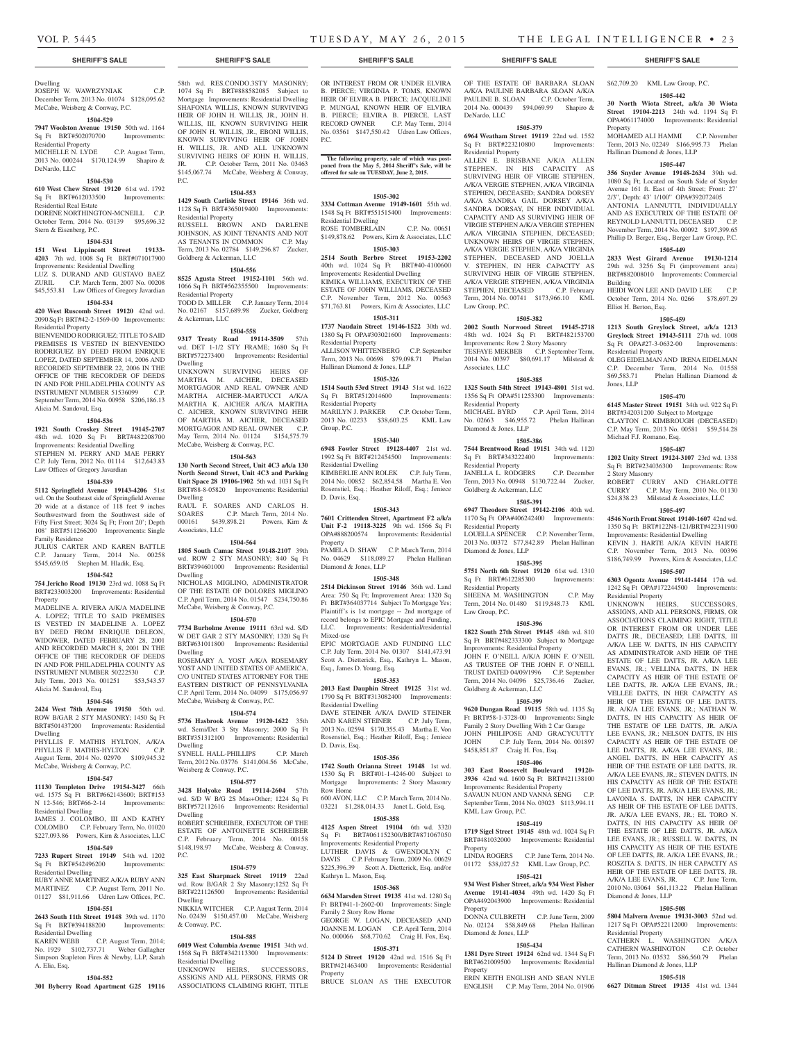Dwelling
JOSEPH W. WAWRZYNIAK C.P. December Term, 2013 No. 01074 $128,095.62 McCabe, Weisberg & Conway, P.C.

**1504-529**

**7947 Woolston Avenue 19150** 50th wd. 1164 Sq Ft BRT#502070700 Improvements: Residential Property
MICHELLE N. LYDE C.P. August Term, 2013 No. 000244 $170,124.99 Shapiro & DeNardo, LLC

**1504-530**

**610 West Chew Street 19120** 61st wd. 1792 Sq Ft BRT#612033500 Improvements: Residential Real Estate
DORENE NORTHINGTON-MCNEILL C.P. October Term, 2014 No. 03139 $95,696.32 Stern & Eisenberg, P.C.

**1504-531**

**151 West Lippincott Street 19133-4203** 7th wd. 1008 Sq Ft BRT#071017900 Improvements: Residential Dwelling
LUZ S. DURAND AND GUSTAVO BAEZ ZURIL C.P. March Term, 2007 No. 00208 $45,553.81 Law Offices of Gregory Javardian

**1504-534**

**420 West Ruscomb Street 19120** 42nd wd. 2090 Sq Ft BRT#42-2-1569-00 Improvements: Residential Property
BIENVENIDO RODRIGUEZ; TITLE TO SAID PREMISES IS VESTED IN BIENVENIDO RODRIGUEZ BY DEED FROM ENRIQUE LOPEZ, DATED SEPTEMBER 14, 2006 AND RECORDED SEPTEMBER 22, 2006 IN THE OFFICE OF THE RECORDER OF DEEDS IN AND FOR PHILADELPHIA COUNTY AS INSTRUMENT NUMBER 51536099 C.P. September Term, 2014 No. 00958 $206,186.13 Alicia M. Sandoval, Esq.

**1504-536**

**1921 South Croskey Street 19145-2707** 48th wd. 1020 Sq Ft BRT#482208700 Improvements: Residential Dwelling
STEPHEN M. PERRY AND MAE PERRY C.P. July Term, 2012 No. 01114 $12,643.83 Law Offices of Gregory Javardian

**1504-539**

**5112 Springfield Avenue 19143-4206** 51st wd. On the Southeast side of Springfield Avenue 20 wide at a distance of 118 feet 9 inches Southwestward from the Southwest side of Fifty First Street; 3024 Sq Ft; Front 20'; Depth 108' BRT#511266200 Improvements: Single Family Residence
JULIUS CARTER AND KAREN BATTLE C.P. January Term, 2014 No. 00258 $545,659.05 Stephen M. Hladik, Esq.

**1504-542**

**754 Jericho Road 19130** 23rd wd. 1088 Sq Ft BRT#233003200 Improvements: Residential Property
MADELINE A. RIVERA A/K/A MADELINE A. LOPEZ; TITLE TO SAID PREMISES IS VESTED IN MADELINE A. LOPEZ BY DEED FROM ENRIQUE DELEON, WIDOWER, DATED FEBRUARY 28, 2001 AND RECORDED MARCH 8, 2001 IN THE OFFICE OF THE RECORDER OF DEEDS IN AND FOR PHILADELPHIA COUNTY AS INSTRUMENT NUMBER 50222530 C.P. July Term, 2013 No. 001251 $53,543.57 Alicia M. Sandoval, Esq.

**1504-546**

**2424 West 78th Avenue 19150** 50th wd. ROW B/GAR 2 STY MASONRY; 1450 Sq Ft BRT#501437200 Improvements: Residential Dwelling
PHYLLIS F. MATHIS HYLTON, A/K/A PHYLLIS F. MATHIS-HYLTON C.P. August Term, 2014 No. 02970 $109,945.32 McCabe, Weisberg & Conway, P.C.

**1504-547**

**11130 Templeton Drive 19154-3427** 66th wd. 1575 Sq Ft BRT#662143600; BRT#153 N 12-546; BRT#66-2-14 Improvements: Residential Dwelling
JAMES J. COLOMBO, III AND KATHY COLOMBO C.P. February Term, No. 01020 $227,093.86 Powers, Kirn & Associates, LLC

**1504-549**

**7233 Rupert Street 19149** 54th wd. 1202 Sq Ft BRT#542496200 Improvements: Residential Dwelling
RUBY ANNE MARTINEZ A/K/A RUBY ANN MARTINEZ C.P. August Term, 2011 No. 01127 $81,911.66 Udren Law Offices, P.C.

**1504-551**

**2643 South 11th Street 19148** 39th wd. 1170 Sq Ft BRT#394188200 Improvements: Residential Dwelling
KAREN WEBB C.P. August Term, 2014; No. 1929 $102,737.71 Weber Gallagher Simpson Stapleton Fires & Newby, LLP, Sarah A. Elia, Esq.

**1504-552**

**301 Byberry Road Apartment G25 19116** 58th wd. RES.CONDO.3STY MASONRY; 1074 Sq Ft BRT#888582085 Subject to Mortgage Improvements: Residential Dwelling
SHAFONIA WILLIS, KNOWN SURVIVING HEIR OF JOHN H. WILLIS, JR., JOHN H. WILLIS, III, KNOWN SURVIVING HEIR OF JOHN H. WILLIS, JR., EBONI WILLIS, KNOWN SURVIVING HEIR OF JOHN H. WILLIS, JR. AND ALL UNKNOWN SURVIVING HEIRS OF JOHN H. WILLIS, JR. C.P. October Term, 2011 No. 03463 $145,067.74 McCabe, Weisberg & Conway, P.C.

**1504-553**

**1429 South Carlisle Street 19146** 36th wd. 1128 Sq Ft BRT#365019400 Improvements: Residential Property
RUSSELL BROWN AND DARLENE JOHNSON, AS JOINT TENANTS AND NOT AS TENANTS IN COMMON C.P. May Term, 2013 No. 02784 $149,296.87 Zucker, Goldberg & Ackerman, LLC

**1504-556**

**8525 Agusta Street 19152-1101** 56th wd. 1066 Sq Ft BRT#562355500 Improvements: Residential Property
TODD D. MILLER C.P. January Term, 2014 No. 02167 $157,689.98 Zucker, Goldberg & Ackerman, LLC

**1504-558**

**9317 Treaty Road 19114-3509** 57th wd. DET 1-1/2 STY FRAME; 1680 Sq Ft BRT#572273400 Improvements: Residential Dwelling
UNKNOWN SURVIVING HEIRS OF MARTHA M. AICHER, DECEASED MORTGAGOR AND REAL OWNER AND MARTHA AICHER-MARTUCCI A/K/A MARTHA K. AICHER A/K/A MARTHA C. AICHER, KNOWN SURVIVING HEIR OF MARTHA M. AICHER, DECEASED MORTGAGOR AND REAL OWNER C.P. May Term, 2014 No. 01124 $154,575.79 McCabe, Weisberg & Conway, P.C.

**1504-563**

**130 North Second Street, Unit 4C3 a/k/a 130 North Second Street, Unit 4C3 and Parking Unit Space 28 19106-1902** 5th wd. 1031 Sq Ft BRT#88-8-05820 Improvements: Residential Dwelling
RAUL F. SOARES AND CARLOS H. SOARES C.P. March Term, 2014 No. 000161 $439,898.21 Powers, Kirn & Associates, LLC

**1504-564**

**1805 South Camac Street 19148-2107** 39th wd. ROW 2 STY MASONRY; 840 Sq Ft BRT#394601000 Improvements: Residential Dwelling
NICHOLAS MIGLINO, ADMINISTRATOR OF THE ESTATE OF DOLORES MIGLINO C.P. April Term, 2014 No. 01547 $234,750.86 McCabe, Weisberg & Conway, P.C.

**1504-570**

**7734 Burholme Avenue 19111** 63rd wd. S/D W DET GAR 2 STY MASONRY; 1320 Sq Ft BRT#631011800 Improvements: Residential Dwelling
ROSEMARY A. YOST A/K/A ROSEMARY YOST AND UNITED STATES OF AMERICA, C/O UNITED STATES ATTORNEY FOR THE EASTERN DISTRICT OF PENNSYLVANIA C.P. April Term, 2014 No. 04099 $175,056.97 McCabe, Weisberg & Conway, P.C.

**1504-574**

**5736 Hasbrook Avenue 19120-1622** 35th wd. Semi/Det 3 Sty Masonry; 2000 Sq Ft BRT#351312100 Improvements: Residential Dwelling
SYNELL HALL-PHILLIPS C.P. March Term, 2012 No. 03776 $141,004.56 McCabe, Weisberg & Conway, P.C.

**1504-577**

**3428 Holyoke Road 19114-2604** 57th wd. S/D W B/G 2S Mas+Other; 1224 Sq Ft BRT#572112616 Improvements: Residential Dwelling
ROBERT SCHREIBER, EXECUTOR OF THE ESTATE OF ANTOINETTE SCHREIBER C.P. February Term, 2014 No. 00158 $148,198.97 McCabe, Weisberg & Conway, P.C.

**1504-579**

**325 East Sharpnack Street 19119** 22nd wd. Row B/GAR 2 Sty Masonry;1252 Sq Ft BRT#221126500 Improvements: Residential Dwelling
NIKKIA WITCHER C.P. August Term, 2014 No. 02439 $150,457.00 McCabe, Weisberg & Conway, P.C.

**1504-585**

**6019 West Columbia Avenue 19151** 34th wd. 1568 Sq Ft BRT#342113300 Improvements: Residential Dwelling
UNKNOWN HEIRS, SUCCESSORS, ASSIGNS AND ALL PERSONS, FIRMS OR ASSOCIATIONS CLAIMING RIGHT, TITLE OR INTEREST FROM OR UNDER ELVIRA B. PIERCE; VIRGINIA P. TOMS, KNOWN HEIR OF ELVIRA B. PIERCE; JACQUELINE P. MUNGAI, KNOWN HEIR OF ELVIRA B. PIERCE; ELVIRA B. PIERCE, LAST RECORD OWNER C.P. May Term, 2014 No. 03561 $147,550.42 Udren Law Offices, P.C.

**The following property, sale of which was postponed from the May 5, 2014 Sheriff's Sale, will be offered for sale on TUESDAY, June 2, 2015.**

**1505-302**

**3334 Cottman Avenue 19149-1601** 55th wd. 1548 Sq Ft BRT#551515400 Improvements: Residential Dwelling
ROSE TOMBERLAIN C.P. No. 00651 $149,878.62 Powers, Kirn & Associates, LLC

**1505-303**

**2514 South Berbro Street 19153-2202** 40th wd. 1024 Sq Ft BRT#40-4100600 Improvements: Residential Dwelling
KIMIKA WILLIAMS, EXECUTRIX OF THE ESTATE OF JOHN WILLIAMS, DECEASED C.P. November Term, 2012 No. 00563 $71,763.81 Powers, Kirn & Associates, LLC

**1505-311**

**1737 Naudain Street 19146-1522** 30th wd. 1380 Sq Ft OPA#303021600 Improvements: Residential Property
ALLISON WHITTENBERG C.P. September Term, 2013 No. 00698 $79,098.71 Phelan Hallinan Diamond & Jones, LLP

**1505-326**

**1514 South 53rd Street 19143** 51st wd. 1622 Sq Ft BRT#512014600 Improvements: Residential Property
MARILYN J. PARKER C.P. October Term, 2013 No. 02233 $38,603.25 KML Law Group, P.C.

**1505-340**

**6948 Fowler Street 19128-4407** 21st wd. 1992 Sq Ft BRT#212454500 Improvements: Residential Dwelling
KIMBERLIE ANN ROLEK C.P. July Term, 2014 No. 00852 $62,854.58 Martha E. Von Rosenstiel, Esq.; Heather Riloff, Esq.; Jeniece D. Davis, Esq.

**1505-343**

**7601 Crittenden Street, Apartment F2 a/k/a Unit F-2 19118-3225** 9th wd. 1566 Sq Ft OPA#888200574 Improvements: Residential Property
PAMELA D. SHAW C.P. March Term, 2014 No. 04629 $118,089.27 Phelan Hallinan Diamond & Jones, LLP

**1505-348**

**2514 Dickinson Street 19146** 36th wd. Land Area: 750 Sq Ft; Improvement Area: 1320 Sq Ft BRT#364037714 Subject To Mortgage Yes: Plaintiff's is 1st mortgage -- 2nd mortgage of record belongs to EPIC Mortgage and Funding, LLC. Improvements: Residential/residential Mixed-use
EPIC MORTGAGE AND FUNDING LLC C.P. July Term, 2014 No. 01307 $141,473.91 Scott A. Dietterick, Esq., Kathryn L. Mason, Esq., James D. Young, Esq.

**1505-353**

**2013 East Dauphin Street 19125** 31st wd. 1790 Sq Ft BRT#313082400 Improvements: Residential Dwelling
DAVE STEINER A/K/A DAVID STEINER AND KAREN STEINER C.P. July Term, 2013 No. 02594 $170,355.43 Martha E. Von Rosenstiel, Esq.; Heather Riloff, Esq.; Jeniece D. Davis, Esq.

**1505-356**

**1742 South Orianna Street 19148** 1st wd. 1530 Sq Ft BRT#01-1-4246-00 Subject to Mortgage Improvements: 2 Story Masonry Row Home
600 AVON, LLC C.P. March Term, 2014 No. 03221 $1,288,014.33 Janet L. Gold, Esq.

**1505-358**

**4125 Aspen Street 19104** 6th wd. 3320 Sq Ft BRT#061152300/BRT#871067050 Improvements: Residential Property
LUTHER DAVIS & GWENDOLYN C DAVIS C.P. February Term, 2009 No. 00629 $225,396.39 Scott A. Dietterick, Esq. and/or Kathryn L. Mason, Esq.

**1505-368**

**6634 Marsden Street 19135** 41st wd. 1280 Sq Ft BRT#41-1-2602-00 Improvements: Single Family 2 Story Row Home
GEORGE W. LOGAN, DECEASED AND JOANNE M. LOGAN C.P. April Term, 2014 No. 000066 $68,770.62 Craig H. Fox, Esq.

**1505-371**

**5124 D Street 19120** 42nd wd. 1516 Sq Ft BRT#421463400 Improvements: Residential Property
BRUCE SLOAN AS THE EXECUTOR OF THE ESTATE OF BARBARA SLOAN A/K/A PAULINE BARBARA SLOAN A/K/A PAULINE B. SLOAN C.P. October Term, 2014 No. 000439 $94,069.99 Shapiro & DeNardo, LLC

**1505-379**

**6964 Weatham Street 19119** 22nd wd. 1552 Sq Ft BRT#223210800 Improvements: Residential Property
ALLEN E. BRISBANE A/K/A ALLEN STEPHEN, IN HIS CAPACITY AS SURVIVING HEIR OF VIRGIE STEPHEN, A/K/A VERGIE STEPHEN, A/K/A VIRGINIA STEPHEN, DECEASED; SANDRA DORSEY A/K/A SANDRA GAIL DORSEY A/K/A SANDRA DORSAY, IN HER INDIVIDUAL CAPACITY AND AS SURVIVING HEIR OF VIRGIE STEPHEN A/K/A VERGIE STEPHEN A/K/A VIRGINIA STEPHEN, DECEASED; UNKNOWN HEIRS OF VIRGIE STEPHEN, A/K/A VERGIE STEPHEN, A/K/A VIRGINIA STEPHEN, DECEASED AND JOELLA V. STEPHEN, IN HER CAPACITY AS SURVIVING HEIR OF VIRGIE STEPHEN, A/K/A VERGIE STEPHEN, A/K/A VIRGINIA STEPHEN, DECEASED C.P. February Term, 2014 No. 00741 $173,966.10 KML Law Group, P.C.

**1505-382**

**2002 South Norwood Street 19145-2718** 48th wd. 1024 Sq Ft BRT#482153700 Improvements: Row 2 Story Masonry
TESFAYE MEKBEB C.P. September Term, 2014 No. 00397 $80,691.17 Milstead & Associates, LLC

**1505-385**

**1325 South 54th Street 19143-4801** 51st wd. 1356 Sq Ft OPA#511253300 Improvements: Residential Property
MICHAEL BYRD C.P. April Term, 2014 No. 02663 $46,955.72 Phelan Hallinan Diamond & Jones, LLP

**1505-386**

**7544 Brentwood Road 19151** 34th wd. 1120 Sq Ft BRT#343222400 Improvements: Residential Property
JANELLA L. RODGERS C.P. December Term, 2013 No. 00948 $130,722.44 Zucker, Goldberg & Ackerman, LLC

**1505-391**

**6947 Theodore Street 19142-2106** 40th wd. 1170 Sq Ft OPA#406242400 Improvements: Residential Property
LOUELLA SPENCER C.P. November Term, 2013 No. 00372 $77,842.89 Phelan Hallinan Diamond & Jones, LLP

**1505-395**

**5751 North 6th Street 19120** 61st wd. 1310 Sq Ft BRT#612285300 Improvements: Residential Property
SHEENA M. WASHINGTON C.P. May Term, 2014 No. 01480 $119,848.73 KML Law Group, P.C.

**1505-396**

**1822 South 27th Street 19145** 48th wd. 810 Sq Ft BRT#482333300 Subject to Mortgage Improvements: Residential Property
JOHN F. O'NEILL A/K/A JOHN F. O'NEIL AS TRUSTEE OF THE JOHN F. O'NEILL TRUST DATED 04/09/1996 C.P. September Term, 2014 No. 04096 $25,736.46 Zucker, Goldberg & Ackerman, LLC

**1505-399**

**9620 Dungan Road 19115** 58th wd. 1135 Sq Ft BRT#58-1-3728-00 Improvements: Single Family 2 Story Dwelling With 2 Car Garage
JOHN PHILIPOSE AND GRACYCUTTY JOHN C.P. July Term, 2014 No. 001897 $458,851.87 Craig H. Fox, Esq.

**1505-406**

**303 East Roosevelt Boulevard 19120-3936** 42nd wd. 1600 Sq Ft BRT#421138100 Improvements: Residential Property
SAVAUN NUON AND VANNA SENG C.P. September Term, 2014 No. 03023 $113,994.11 KML Law Group, P.C.

**1505-419**

**1719 Sigel Street 19145** 48th wd. 1024 Sq Ft BRT#481032000 Improvements: Residential Property
LINDA ROGERS C.P. June Term, 2014 No. 01172 $38,027.52 KML Law Group, P.C.

**1505-421**

**934 West Fisher Street, a/k/a 934 West Fisher Avenue 19141-4034** 49th wd. 1420 Sq Ft OPA#492043900 Improvements: Residential Property
DONNA CULBRETH C.P. June Term, 2009 No. 02124 $58,849.68 Phelan Hallinan Diamond & Jones, LLP

**1505-434**

**1381 Dyre Street 19124** 62nd wd. 1344 Sq Ft BRT#621009500 Improvements: Residential Property
ERIN KEITH ENGLISH AND SEAN NYLE ENGLISH C.P. May Term, 2014 No. 01906 $62,709.20 KML Law Group, P.C.

**1505-442**

**30 North Wiota Street, a/k/a 30 Wiota Street 19104-2213** 24th wd. 1194 Sq Ft OPA#061174000 Improvements: Residential Property
MOHAMED ALI HAMMI C.P. November Term, 2013 No. 02249 $166,995.73 Phelan Hallinan Diamond & Jones, LLP

**1505-447**

**356 Snyder Avenue 19148-2634** 39th wd. 1080 Sq Ft; Located on South Side of Snyder Avenue 161 ft. East of 4th Street; Front: 27' 2/3"; Depth: 43' 1/100" OPA#392072405
ANTONIA LANNUTTI, INDIVIDUALLY AND AS EXECUTRIX OF THE ESTATE OF REYNOLD LANNUTTI, DECEASED C.P. November Term, 2014 No. 00092 $197,399.65 Phillip D. Berger, Esq., Berger Law Group, P.C.

**1505-449**

**2833 West Girard Avenue 19130-1214** 29th wd. 3256 Sq Ft (improvement area) BRT#882008010 Improvements: Commercial Building
HEIDI WON LEE AND DAVID LEE C.P. October Term, 2014 No. 0266 $78,697.29 Elliot H. Berton, Esq.

**1505-459**

**1213 South Greylock Street, a/k/a 1213 Greylock Street 19143-5111** 27th wd. 1008 Sq Ft OPA#27-3-0632-00 Improvements: Residential Property
OLEG EIDELMAN AND IRENA EIDELMAN C.P. December Term, 2014 No. 01558 $69,583.71 Phelan Hallinan Diamond & Jones, LLP

**1505-470**

**6145 Master Street 19151** 34th wd. 922 Sq Ft BRT#342031200 Subject to Mortgage
CLAYTON C. KIMBROUGH (DECEASED) C.P. May Term, 2013 No. 00581 $59,514.28 Michael F.J. Romano, Esq.

**1505-487**

**1202 Unity Street 19124-3107** 23rd wd. 1338 Sq Ft BRT#234036300 Improvements: Row 2 Story Masonry
ROBERT CURRY AND CHARLOTTE CURRY C.P. May Term, 2010 No. 01130 $24,838.23 Milstead & Associates, LLC

**1505-497**

**4546 North Front Street 19140-1607** 42nd wd. 1350 Sq Ft BRT#122N8-121/BRT#422311900 Improvements: Residential Dwelling
KEVIN J. HARTE A/K/A KEVIN HARTE C.P. November Term, 2013 No. 00396 $186,749.99 Powers, Kirn & Associates, LLC

**1505-507**

**6303 Ogontz Avenue 19141-1414** 17th wd. 1242 Sq Ft OPA#172244500 Improvements: Residential Property
UNKNOWN HEIRS, SUCCESSORS, ASSIGNS, AND ALL PERSONS, FIRMS, OR ASSOCIATIONS CLAIMING RIGHT, TITLE OR INTEREST FROM OR UNDER LEE DATTS JR., DECEASED; LEE DATTS, III A/K/A LEE W. DATTS, IN HIS CAPACITY AS ADMINISTRATOR AND HEIR OF THE ESTATE OF LEE DATTS, JR. A/K/A LEE EVANS, JR.; VELLINA DATTS, IN HER CAPACITY AS HEIR OF THE ESTATE OF LEE DATTS, JR. A/K/A LEE EVANS, JR.; VELLEE DATTS, IN HER CAPACITY AS HEIR OF THE ESTATE OF LEE DATTS, JR. A/K/A LEE EVANS, JR.; NATHAN W. DATTS, IN HIS CAPACITY AS HEIR OF THE ESTATE OF LEE DATTS, JR. A/K/A LEE EVANS, JR.; NELSON DATTS, IN HIS CAPACITY AS HEIR OF THE ESTATE OF LEE DATTS, JR. A/K/A LEE EVANS, JR.; ANGEL DATTS, IN HER CAPACITY AS HEIR OF THE ESTATE OF LEE DATTS, JR. A/K/A LEE EVANS, JR.; STEVEN DATTS, IN HIS CAPACITY AS HEIR OF THE ESTATE OF LEE DATTS, JR. A/K/A LEE EVANS, JR.; LAVONIA S. DATTS, IN HER CAPACITY AS HEIR OF THE ESTATE OF LEE DATTS, JR. A/K/A LEE EVANS, JR.; EL TORO N. DATTS, IN HIS CAPACITY AS HEIR OF THE ESTATE OF LEE DATTS, JR. A/K/A LEE EVANS, JR.; RUSSELL W. DATTS, IN HIS CAPACITY AS HEIR OF THE ESTATE OF LEE DATTS, JR. A/K/A LEE EVANS, JR.; ROSZITA S. DATTS, IN HER CAPACITY AS HEIR OF THE ESTATE OF LEE DATTS, JR. A/K/A LEE EVANS, JR. C.P. June Term, 2010 No. 03064 $61,113.22 Phelan Hallinan Diamond & Jones, LLP

**1505-508**

**5804 Malvern Avenue 19131-3003** 52nd wd. 1217 Sq Ft OPA#522112000 Improvements: Residential Property
CATHERN L. WASHINGTON A/K/A CATHERN WASHINGTON C.P. October Term, 2013 No. 03532 $86,560.79 Phelan Hallinan Diamond & Jones, LLP

**1505-518**

**6627 Ditman Street 19135** 41st wd. 1344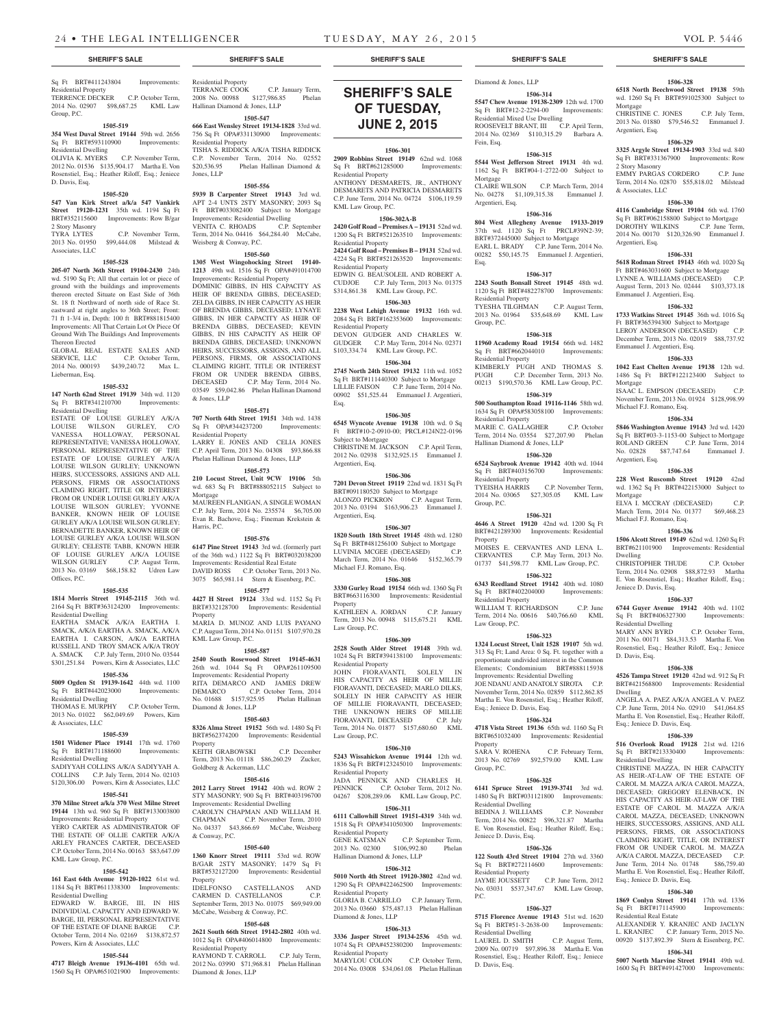Sq Ft BRT#411243804 Improvements: Residential Property
TERRENCE DECKER C.P. October Term, 2014 No. 02907 $98,687.25 KML Law Group, P.C.

**1505-519**

**354 West Duval Street 19144** 59th wd. 2656 Sq Ft BRT#593110900 Improvements: Residential Dwelling
OLIVIA K. MYERS C.P. November Term, 2012 No. 01536 $135,904.17 Martha E. Von Rosenstiel, Esq.; Heather Riloff, Esq.; Jeniece D. Davis, Esq.

**1505-520**

**547 Van Kirk Street a/k/a 547 Vankirk Street 19120-1231** 35th wd. 1194 Sq Ft BRT#352115600 Improvements: Row B/gar 2 Story Masonry
TYRA LYTES C.P. November Term, 2013 No. 01950 $99,444.08 Milstead & Associates, LLC

**1505-528**

**205-07 North 36th Street 19104-2430** 24th wd. 5190 Sq Ft; All that certain lot or piece of ground with the buildings and improvements thereon erected Situate on East Side of 36th St. 18 ft Northward of north side of Race St. eastward at right angles to 36th Street; Front: 71 ft 1-3/4 in, Depth: 100 ft BRT#881815400 Improvements: All That Certain Lot Or Piece Of Ground With The Buildings And Improvements Thereon Erected
GLOBAL REAL ESTATE SALES AND SERVICE, LLC C.P. October Term, 2014 No. 000193 $439,240.72 Max L. Lieberman, Esq.

**1505-532**

**147 North 62nd Street 19139** 34th wd. 1120 Sq Ft BRT#341210700 Improvements: Residential Dwelling
ESTATE OF LOUISE GURLEY A/K/A LOUISE WILSON GURLEY, C/O VANESSA HOLLOWAY, PERSONAL REPRESENTATIVE; VANESSA HOLLOWAY, PERSONAL REPRESENTATIVE OF THE ESTATE OF LOUISE GURLEY A/K/A LOUISE WILSON GURLEY; UNKNOWN HEIRS, SUCCESSORS, ASSIGNS AND ALL PERSONS, FIRMS OR ASSOCIATIONS CLAIMING RIGHT, TITLE OR INTEREST FROM OR UNDER LOUISE GURLEY A/K/A LOUISE WILSON GURLEY; YVONNE BANKER, KNOWN HEIR OF LOUISE GURLEY A/K/A LOUISE WILSON GURLEY; BERNADETTE BANKER, KNOWN HEIR OF LOUISE GURLEY A/K/A LOUISE WILSON GURLEY; CELESTE TABB, KNOWN HEIR OF LOUISE GURLEY A/K/A LOUISE WILSON GURLEY C.P. August Term, 2013 No. 03169 $68,158.82 Udren Law Offices, P.C.

**1505-535**

**1814 Morris Street 19145-2115** 36th wd. 2164 Sq Ft BRT#363124200 Improvements: Residential Dwelling
EARTHA SMACK A/K/A EARTHA I. SMACK, A/K/A EARTHA A. SMACK, A/K/A EARTHA I. CARSON, A/K/A EARTHA RUSSELL AND TROY SMACK A/K/A TROY A. SMACK C.P. July Term, 2010 No. 03544 $301,251.84 Powers, Kirn & Associates, LLC

**1505-536**

**5009 Ogden St 19139-1642** 44th wd. 1100 Sq Ft BRT#442023000 Improvements: Residential Dwelling
THOMAS E. MURPHY C.P. October Term, 2013 No. 01022 $62,049.69 Powers, Kirn & Associates, LLC

**1505-539**

**1501 Widener Place 19141** 17th wd. 1760 Sq Ft BRT#171188600 Improvements: Residential Dwelling
SADIYYAH COLLINS A/K/A SADIYYAH A. COLLINS C.P. July Term, 2014 No. 02103 $120,306.00 Powers, Kirn & Associates, LLC

**1505-541**

**370 Milne Street a/k/a 370 West Milne Street 19144** 13th wd. 960 Sq Ft BRT#133003800 Improvements: Residential Property
YERO CARTER AS ADMINISTRATOR OF THE ESTATE OF OLLIE CARTER A/K/A ARLEY FRANCES CARTER, DECEASED C.P. October Term, 2014 No. 00163 $83,647.09 KML Law Group, P.C.

**1505-542**

**161 East 64th Avenue 19120-1022** 61st wd. 1184 Sq Ft BRT#611338300 Improvements: Residential Dwelling
EDWARD W. BARGE, III, IN HIS INDIVIDUAL CAPACITY AND EDWARD W. BARGE, III, PERSONAL REPRESENTATIVE OF THE ESTATE OF DIANE BARGE C.P. October Term, 2014 No. 02169 $138,872.57 Powers, Kirn & Associates, LLC

**1505-544**

**4717 Bleigh Avenue 19136-4101** 65th wd. 1560 Sq Ft OPA#651021900 Improvements: Residential Property
TERRANCE COOK C.P. January Term, 2008 No. 00988 $127,986.85 Phelan Hallinan Diamond & Jones, LLP

**1505-547**

**666 East Wensley Street 19134-1828** 33rd wd. 756 Sq Ft OPA#331130900 Improvements: Residential Property
TISHA S. RIDDICK A/K/A TISHA RIDDICK C.P. November Term, 2014 No. 02552 $20,536.95 Phelan Hallinan Diamond & Jones, LLP

**1505-556**

**5939 B Carpenter Street 19143** 3rd wd. APT 2-4 UNTS 2STY MASONRY; 2093 Sq Ft BRT#033082400 Subject to Mortgage Improvements: Residential Dwelling
VENITA C. RHOADS C.P. September Term, 2014 No. 04416 $64,284.40 McCabe, Weisberg & Conway, P.C.

**1505-560**

**1305 West Wingohocking Street 19140-1213** 49th wd. 1516 Sq Ft OPA#491014700 Improvements: Residential Property
DOMINIC GIBBS, IN HIS CAPACITY AS HEIR OF BRENDA GIBBS, DECEASED; ZELDA GIBBS, IN HER CAPACITY AS HEIR OF BRENDA GIBBS, DECEASED; LYNAYE GIBBS, IN HER CAPACITY AS HEIR OF BRENDA GIBBS, DECEASED; KEVIN GIBBS, IN HIS CAPACITY AS HEIR OF BRENDA GIBBS, DECEASED; UNKNOWN HEIRS, SUCCESSORS, ASSIGNS, AND ALL PERSONS, FIRMS, OR ASSOCIATIONS CLAIMING RIGHT, TITLE OR INTEREST FROM OR UNDER BRENDA GIBBS, DECEASED C.P. May Term, 2014 No. 03549 $59,042.86 Phelan Hallinan Diamond & Jones, LLP

**1505-571**

**707 North 64th Street 19151** 34th wd. 1438 Sq Ft OPA#344237200 Improvements: Residential Property
LARRY E. JONES AND CELIA JONES C.P. April Term, 2013 No. 04308 $93,866.88 Phelan Hallinan Diamond & Jones, LLP

**1505-573**

**210 Locust Street, Unit 9CW 19106** 5th wd. 683 Sq Ft BRT#888052115 Subject to Mortgage
MAUREEN FLANIGAN, A SINGLE WOMAN C.P. July Term, 2014 No. 235574 $6,705.00 Evan R. Bachove, Esq.; Fineman Krekstein & Harris, P.C.

**1505-576**

**6147 Pine Street 19143** 3rd wd. (formerly part of the 36th wd.) 1122 Sq Ft BRT#032038200 Improvements: Residential Real Estate
DAVID ROSS C.P. October Term, 2013 No. 3075 $65,981.14 Stern & Eisenberg, P.C.

**1505-577**

**4427 H Street 19124** 33rd wd. 1152 Sq Ft BRT#332128700 Improvements: Residential Property
MARIA D. MUNOZ AND LUIS PAYANO C.P. August Term, 2014 No. 01151 $107,970.28 KML Law Group, P.C.

**1505-587**

**2540 South Rosewood Street 19145-4631** 26th wd. 1044 Sq Ft OPA#261109500 Improvements: Residential Property
RITA DEMARCO AND JAMES DREW DEMARCO C.P. October Term, 2014 No. 01608 $157,925.95 Phelan Hallinan Diamond & Jones, LLP

**1505-603**

**8326 Alma Street 19152** 56th wd. 1480 Sq Ft BRT#562374200 Improvements: Residential Property
KEITH GRABOWSKI C.P. December Term, 2013 No. 01118 $86,260.29 Zucker, Goldberg & Ackerman, LLC

**1505-616**

**2012 Larry Street 19142** 40th wd. ROW 2 STY MASONRY; 900 Sq Ft BRT#403196700 Improvements: Residential Dwelling
CAROLYN CHAPMAN AND WILLIAM H. CHAPMAN C.P. November Term, 2010 No. 04337 $43,866.69 McCabe, Weisberg & Conway, P.C.

**1505-640**

**1360 Knorr Street 19111** 53rd wd. ROW B/GAR 2STY MASONRY; 1479 Sq Ft BRT#532127200 Improvements: Residential Property
IDELFONSO CASTELLANOS AND CARMEN D. CASTELLANOS C.P. September Term, 2013 No. 01075 $69,949.00 McCabe, Weisberg & Conway, P.C.

**1505-648**

**2621 South 66th Street 19142-2802** 40th wd. 1012 Sq Ft OPA#406014800 Improvements: Residential Property
RAYMOND T. CARROLL C.P. July Term, 2012 No. 03990 $71,968.81 Phelan Hallinan Diamond & Jones, LLP

# SHERIFF'S SALE OF TUESDAY, JUNE 2, 2015

**1506-301**

**2909 Robbins Street 19149** 62nd wd. 1068 Sq Ft BRT#621285000 Improvements: Residential Property
ANTHONY DESMAREITS, JR., ANTHONY DESMARETS AND PATRICIA DESMARETS C.P. June Term, 2014 No. 04724 $106,119.59 KML Law Group, P.C.

**1506-302A-B**

**2420 Golf Road – Premises A – 19131** 52nd wd. 1200 Sq Ft BRT#521263510 Improvements: Residential Property
**2424 Golf Road – Premises B – 19131** 52nd wd. 4224 Sq Ft BRT#521263520 Improvements: Residential Property
EDWIN G. BEAUSOLEIL AND ROBERT A. CUDJOE C.P. July Term, 2013 No. 01375 $314,861.38 KML Law Group, P.C.

**1506-303**

**2238 West Lehigh Avenue 19132** 16th wd. 2084 Sq Ft BRT#162353600 Improvements: Residential Property
DEVON GUDGER AND CHARLES W. GUDGER C.P. May Term, 2014 No. 02371 $103,334.74 KML Law Group, P.C.

**1506-304**

**2745 North 24th Street 19132** 11th wd. 1052 Sq Ft BRT#111440300 Subject to Mortgage
LILLIE FAISON C.P. June Term, 2014 No. 00902 $51,525.44 Emmanuel J. Argentieri, Esq.

**1506-305**

**6545 Wyncote Avenue 19138** 10th wd. 0 Sq Ft BRT#10-2-0910-00; PRCL#124N22-0196 Subject to Mortgage
CHRISTINE M. JACKSON C.P. April Term, 2012 No. 02938 $132,925.15 Emmanuel J. Argentieri, Esq.

**1506-306**

**7201 Devon Street 19119** 22nd wd. 1831 Sq Ft BRT#091180520 Subject to Mortgage
ALONZO PICKRON C.P. August Term, 2013 No. 03194 $163,906.23 Emmanuel J. Argentieri, Esq.

**1506-307**

**1820 South 18th Street 19145** 48th wd. 1280 Sq Ft BRT#481256100 Subject to Mortgage
LUVINIA MCGEE (DECEASED) C.P. March Term, 2014 No. 01646 $152,365.79 Michael F.J. Romano, Esq.

**1506-308**

**3330 Gurley Road 19154** 66th wd. 1360 Sq Ft BRT#663116300 Improvements: Residential Property
KATHLEEN A. JORDAN C.P. January Term, 2013 No. 00948 $115,675.21 KML Law Group, P.C.

**1506-309**

**2528 South Alder Street 19148** 39th wd. 1024 Sq Ft BRT#394138100 Improvements: Residential Property
JOHN FIORAVANTI, SOLELY IN HIS CAPACITY AS HEIR OF MILLIE FIORAVANTI, DECEASED; MARLO DILKS, SOLELY IN HER CAPACITY AS HEIR OF MILLIE FIORAVANTI, DECEASED; THE UNKNOWN HEIRS OF MILLIE FIORAVANTI, DECEASED C.P. July Term, 2014 No. 01877 $157,680.60 KML Law Group, P.C.

**1506-310**

**5243 Wissahickon Avenue 19144** 12th wd. 1836 Sq Ft BRT#123245010 Improvements: Residential Property
JADA PENNICK AND CHARLES H. PENNICK C.P. October Term, 2012 No. 04267 $208,289.06 KML Law Group, P.C.

**1506-311**

**6111 Callowhill Street 19151-4319** 34th wd. 1518 Sq Ft OPA#341050300 Improvements: Residential Property
GENE KATSMAN C.P. September Term, 2013 No. 02300 $106,992.80 Phelan Hallinan Diamond & Jones, LLP

**1506-312**

**5010 North 4th Street 19120-3802** 42nd wd. 1290 Sq Ft OPA#422462500 Improvements: Residential Property
GLORIA B. CARRILLO C.P. January Term, 2013 No. 03660 $75,487.13 Phelan Hallinan Diamond & Jones, LLP

**1506-313**

**3336 Jasper Street 19134-2536** 45th wd. 1074 Sq Ft OPA#452380200 Improvements: Residential Property
MARYLOU COLON C.P. October Term, 2014 No. 03008 $34,061.08 Phelan Hallinan Diamond & Jones, LLP

**1506-314**

**5547 Chew Avenue 19138-2309** 12th wd. 1700 Sq Ft BRT#12-2-2294-00 Improvements: Residential Mixed Use Dwelling
ROOSEVELT BRANT, III C.P. April Term, 2014 No. 02369 $110,315.29 Barbara A. Fein, Esq.

**1506-315**

**5544 West Jefferson Street 19131** 4th wd. 1162 Sq Ft BRT#04-1-2722-00 Subject to Mortgage
CLAIRE WILSON C.P. March Term, 2014 No. 04278 $1,109,315.38 Emmanuel J. Argentieri, Esq.

**1506-316**

**804 West Allegheny Avenue 19133-2019** 37th wd. 1120 Sq Ft PRCL#39N2-39; BRT#372445000 Subject to Mortgage
EARL L. BRADY C.P. June Term, 2014 No. 00282 $50,145.75 Emmanuel J. Argentieri, Esq.

**1506-317**

**2243 South Bonsall Street 19145** 48th wd. 1120 Sq Ft BRT#482278700 Improvements: Residential Property
TYESHA TILGHMAN C.P. August Term, 2013 No. 01964 $35,648.69 KML Law Group, P.C.

**1506-318**

**11960 Academy Road 19154** 66th wd. 1482 Sq Ft BRT#662044010 Improvements: Residential Property
KIMBERLY PUGH AND THOMAS S. PUGH C.P. December Term, 2013 No. 00213 $190,570.36 KML Law Group, P.C.

**1506-319**

**500 Southampton Road 19116-1146** 58th wd. 1634 Sq Ft OPA#583058100 Improvements: Residential Property
MARIE C. GALLAGHER C.P. October Term, 2014 No. 03554 $27,207.90 Phelan Hallinan Diamond & Jones, LLP

**1506-320**

**6524 Saybrook Avenue 19142** 40th wd. 1044 Sq Ft BRT#403156700 Improvements: Residential Property
TYEISHA HARRIS C.P. November Term, 2014 No. 03065 $27,305.05 KML Law Group, P.C.

**1506-321**

**4646 A Street 19120** 42nd wd. 1200 Sq Ft BRT#421289300 Improvements: Residential Property
MOISES E. CERVANTES AND LENA L. CERVANTES C.P. May Term, 2013 No. 01737 $41,598.77 KML Law Group, P.C.

**1506-322**

**6343 Reedland Street 19142** 40th wd. 1080 Sq Ft BRT#402204000 Improvements: Residential Property
WILLIAM T. RICHARDSON C.P. June Term, 2014 No. 00616 $40,766.60 KML Law Group, P.C.

**1506-323**

**1324 Locust Street, Unit 1528 19107** 5th wd. 313 Sq Ft; Land Area: 0 Sq. Ft. together with a proportionate undivided interest in the Common Elements; Condominium BRT#888115938 Improvements: Residential Dwelling
JOE NDANU AND ANATOLY SIROTA C.P. November Term, 2014 No. 02859 $112,862.85 Martha E. Von Rosenstiel, Esq.; Heather Riloff, Esq.; Jeniece D. Davis, Esq.

**1506-324**

**4718 Vista Street 19136** 65th wd. 1160 Sq Ft BRT#651032400 Improvements: Residential Property
SARA V. ROHENA C.P. February Term, 2013 No. 02769 $92,579.00 KML Law Group, P.C.

**1506-325**

**6141 Spruce Street 19139-3741** 3rd wd. 1480 Sq Ft BRT#031121800 Improvements: Residential Dwelling
BEDINA J. WILLIAMS C.P. November Term, 2014 No. 00822 $96,321.87 Martha E. Von Rosenstiel, Esq.; Heather Riloff, Esq.; Jeniece D. Davis, Esq.

**1506-326**

**122 South 43rd Street 19104** 27th wd. 3360 Sq Ft BRT#272114600 Improvements: Residential Property
JAYME JOUSSETT C.P. June Term, 2012 No. 03031 $537,347.67 KML Law Group, P.C.

**1506-327**

**5715 Florence Avenue 19143** 51st wd. 1620 Sq Ft BRT#51-3-2638-00 Improvements: Residential Dwelling
LAUREL D. SMITH C.P. August Term, 2009 No. 00719 $97,896.38 Martha E. Von Rosenstiel, Esq.; Heather Riloff, Esq.; Jeniece D. Davis, Esq.

**1506-328**

**6518 North Beechwood Street 19138** 59th wd. 1260 Sq Ft BRT#591025300 Subject to Mortgage
CHRISTINE C. JONES C.P. July Term, 2013 No. 01880 $79,546.52 Emmanuel J. Argentieri, Esq.

**1506-329**

**3325 Argyle Street 19134-1903** 33rd wd. 840 Sq Ft BRT#331367900 Improvements: Row 2 Story Masonry
EMMY PARGAS CORDERO C.P. June Term, 2014 No. 02870 $55,818.02 Milstead & Associates, LLC

**1506-330**

**4116 Cambridge Street 19104** 6th wd. 1760 Sq Ft BRT#062158800 Subject to Mortgage
DOROTHY WILKINS C.P. June Term, 2014 No. 00170 $120,326.90 Emmanuel J. Argentieri, Esq.

**1506-331**

**5618 Rodman Street 19143** 46th wd. 1020 Sq Ft BRT#463031600 Subject to Mortgage
LYNNE A. WILLIAMS (DECEASED) C.P. August Term, 2013 No. 02444 $103,373.18 Emmanuel J. Argentieri, Esq.

**1506-332**

**1733 Watkins Street 19145** 36th wd. 1016 Sq Ft BRT#365394300 Subject to Mortgage
LEROY ANDERSON (DECEASED) C.P. December Term, 2013 No. 02019 $88,737.92 Emmanuel J. Argentieri, Esq.

**1506-333**

**1042 East Chelten Avenue 19138** 12th wd. 1486 Sq Ft BRT#122123400 Subject to Mortgage
ISAAC L. EMPSON (DECEASED) C.P. November Term, 2013 No. 01924 $128,998.99 Michael F.J. Romano, Esq.

**1506-334**

**5846 Washington Avenue 19143** 3rd wd. 1420 Sq Ft BRT#03-3-1153-00 Subject to Mortgage
ROLAND GREEN C.P. June Term, 2014 No. 02828 $87,747.64 Emmanuel J. Argentieri, Esq.

**1506-335**

**228 West Ruscomb Street 19120** 42nd wd. 1362 Sq Ft BRT#422153000 Subject to Mortgage
ELVA I. MCCRAY (DECEASED) C.P. March Term, 2014 No. 01377 $69,468.23 Michael F.J. Romano, Esq.

**1506-336**

**1506 Alcott Street 19149** 62nd wd. 1260 Sq Ft BRT#621101900 Improvements: Residential Dwelling
CHRISTOPHER THUDE C.P. October Term, 2014 No. 02908 $88,872.93 Martha E. Von Rosenstiel, Esq.; Heather Riloff, Esq.; Jeniece D. Davis, Esq.

**1506-337**

**6744 Guyer Avenue 19142** 40th wd. 1102 Sq Ft BRT#406327300 Improvements: Residential Dwelling
MARY ANN BYRD C.P. October Term, 2011 No. 00171 $84,313.53 Martha E. Von Rosenstiel, Esq.; Heather Riloff, Esq.; Jeniece D. Davis, Esq.

**1506-338**

**4526 Tampa Street 19120** 42nd wd. 912 Sq Ft BRT#421568800 Improvements: Residential Dwelling
ANGELA A. PAEZ A/K/A ANGELA V. PAEZ C.P. June Term, 2014 No. 02910 $41,064.85 Martha E. Von Rosenstiel, Esq.; Heather Riloff, Esq.; Jeniece D. Davis, Esq.

**1506-339**

**516 Overlook Road 19128** 21st wd. 1216 Sq Ft BRT#213330400 Improvements: Residential Dwelling
CHRISTINE MAZZA, IN HER CAPACITY AS HEIR-AT-LAW OF THE ESTATE OF CAROL M. MAZZA A/K/A CAROL MAZZA, DECEASED; GREGORY ELENBACK, IN HIS CAPACITY AS HEIR-AT-LAW OF THE ESTATE OF CAROL M. MAZZA A/K/A CAROL MAZZA, DECEASED; UNKNOWN HEIRS, SUCCESSORS, ASSIGNS, AND ALL PERSONS, FIRMS, OR ASSOCIATIONS CLAIMING RIGHT, TITLE, OR INTEREST FROM OR UNDER CAROL M. MAZZA A/K/A CAROL MAZZA, DECEASED C.P. June Term, 2014 No. 01748 $86,759.40 Martha E. Von Rosenstiel, Esq.; Heather Riloff, Esq.; Jeniece D. Davis, Esq.

**1506-340**

**1869 Conlyn Street 19141** 17th wd. 1336 Sq Ft BRT#171145900 Improvements: Residential Real Estate
ALEXANDER Y. KRANJEC AND JACLYN L. KRANJEC C.P. January Term, 2015 No. 00920 $137,892.39 Stern & Eisenberg, P.C.

**1506-341**

**5007 North Marvine Street 19141** 49th wd. 1600 Sq Ft BRT#491427000 Improvements: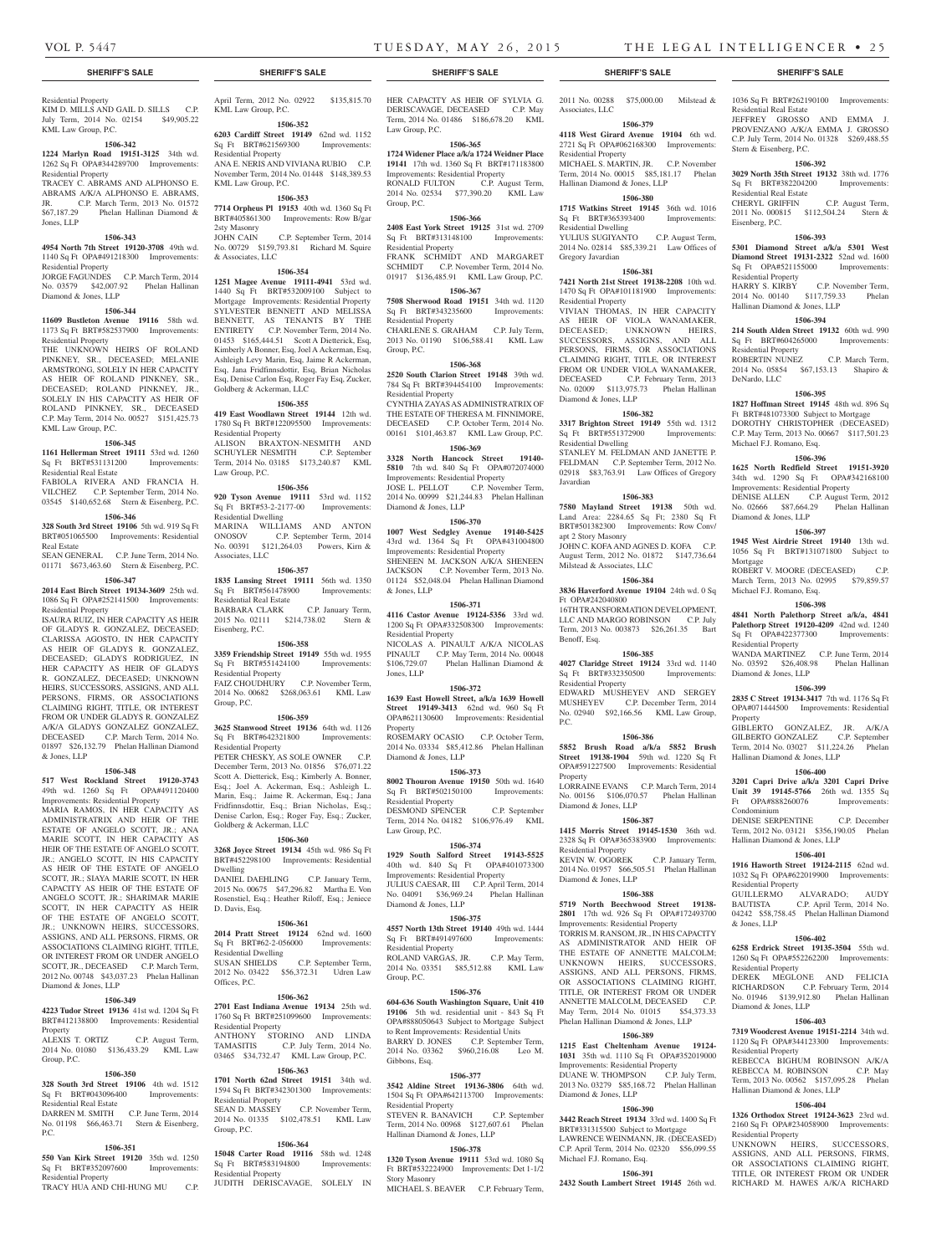**SHERIFF'S SALE**

Residential Property
KIM D. MILLS AND GAIL D. SILLS C.P. July Term, 2014 No. 02154 $49,905.22 KML Law Group, P.C.

**1506-342**

**1224 Marlyn Road 19151-3125** 34th wd. 1262 Sq Ft OPA#344289700 Improvements: Residential Property
TRACEY C. ABRAMS AND ALPHONSO E. ABRAMS A/K/A ALPHONSO E. ABRAMS, JR. C.P. March Term, 2013 No. 01572 $67,187.29 Phelan Hallinan Diamond & Jones, LLP

**1506-343**

**4954 North 7th Street 19120-3708** 49th wd. 1140 Sq Ft OPA#491218300 Improvements: Residential Property
JORGE FAGUNDES C.P. March Term, 2014 No. 03579 $42,007.92 Phelan Hallinan Diamond & Jones, LLP

**1506-344**

**11609 Bustleton Avenue 19116** 58th wd. 1173 Sq Ft BRT#582537900 Improvements: Residential Property
THE UNKNOWN HEIRS OF ROLAND PINKNEY, SR., DECEASED; MELANIE ARMSTRONG, SOLELY IN HER CAPACITY AS HEIR OF ROLAND PINKNEY, SR., DECEASED; ROLAND PINKNEY, JR., SOLELY IN HIS CAPACITY AS HEIR OF ROLAND PINKNEY, SR., DECEASED C.P. May Term, 2014 No. 00527 $151,425.73 KML Law Group, P.C.

**1506-345**

**1161 Hellerman Street 19111** 53rd wd. 1260 Sq Ft BRT#531131200 Improvements: Residential Real Estate
FABIOLA RIVERA AND FRANCIA H. VILCHEZ C.P. September Term, 2014 No. 03545 $140,652.68 Stern & Eisenberg, P.C.

**1506-346**

**328 South 3rd Street 19106** 5th wd. 919 Sq Ft BRT#051065500 Improvements: Residential Real Estate
SEAN GENERAL C.P. June Term, 2014 No. 01171 $673,463.60 Stern & Eisenberg, P.C.

**1506-347**

**2014 East Birch Street 19134-3609** 25th wd. 1086 Sq Ft OPA#252141500 Improvements: Residential Property
ISAURA RUIZ, IN HER CAPACITY AS HEIR OF GLADYS R. GONZALEZ, DECEASED; CLARISSA AGOSTO, IN HER CAPACITY AS HEIR OF GLADYS R. GONZALEZ, DECEASED; GLADYS RODRIGUEZ, IN HER CAPACITY AS HEIR OF GLADYS R. GONZALEZ, DECEASED; UNKNOWN HEIRS, SUCCESSORS, ASSIGNS, AND ALL PERSONS, FIRMS, OR ASSOCIATIONS CLAIMING RIGHT, TITLE, OR INTEREST FROM OR UNDER GLADYS R. GONZALEZ A/K/A GLADYS GONZALEZ GONZALEZ, DECEASED C.P. March Term, 2014 No. 01897 $26,132.79 Phelan Hallinan Diamond & Jones, LLP

**1506-348**

**517 West Rockland Street 19120-3743** 49th wd. 1260 Sq Ft OPA#491120400 Improvements: Residential Property
MARIA RAMOS, IN HER CAPACITY AS ADMINISTRATRIX AND HEIR OF THE ESTATE OF ANGELO SCOTT, JR.; ANA MARIE SCOTT, IN HER CAPACITY AS HEIR OF THE ESTATE OF ANGELO SCOTT, JR.; ANGELO SCOTT, IN HIS CAPACITY AS HEIR OF THE ESTATE OF ANGELO SCOTT, JR.; SIAYA MARIE SCOTT, IN HER CAPACITY AS HEIR OF THE ESTATE OF ANGELO SCOTT, JR.; SHARIMAR MARIE SCOTT, IN HER CAPACITY AS HEIR OF THE ESTATE OF ANGELO SCOTT, JR.; UNKNOWN HEIRS, SUCCESSORS, ASSIGNS, AND ALL PERSONS, FIRMS, OR ASSOCIATIONS CLAIMING RIGHT, TITLE, OR INTEREST FROM OR UNDER ANGELO SCOTT, JR., DECEASED C.P. March Term, 2012 No. 00748 $43,037.23 Phelan Hallinan Diamond & Jones, LLP

**1506-349**

**4223 Tudor Street 19136** 41st wd. 1204 Sq Ft BRT#412138800 Improvements: Residential Property
ALEXIS T. ORTIZ C.P. August Term, 2014 No. 01080 $136,433.29 KML Law Group, P.C.

**1506-350**

**328 South 3rd Street 19106** 4th wd. 1512 Sq Ft BRT#043096400 Improvements: Residential Real Estate
DARREN M. SMITH C.P. June Term, 2014 No. 01198 $66,463.71 Stern & Eisenberg, P.C.

**1506-351**

**550 Van Kirk Street 19120** 35th wd. 1250 Sq Ft BRT#352097600 Improvements: Residential Property
TRACY HUA AND CHI-HUNG MU C.P. April Term, 2012 No. 02922 $135,815.70 KML Law Group, P.C.

**1506-352**

**6203 Cardiff Street 19149** 62nd wd. 1152 Sq Ft BRT#621569300 Improvements: Residential Property
ANA E. NERIS AND VIVIANA RUBIO C.P. November Term, 2014 No. 01448 $148,389.53 KML Law Group, P.C.

**1506-353**

**7714 Orpheus Pl 19153** 40th wd. 1360 Sq Ft BRT#405861300 Improvements: Row B/gar 2sty Masonry
JOHN CAIN C.P. September Term, 2014 No. 00729 $159,793.81 Richard M. Squire & Associates, LLC

**1506-354**

**1251 Magee Avenue 19111-4941** 53rd wd. 1440 Sq Ft BRT#532009100 Subject to Mortgage Improvements: Residential Property
SYLVESTER BENNETT AND MELISSA BENNETT, AS TENANTS BY THE ENTIRETY C.P. November Term, 2014 No. 01453 $165,444.51 Scott A Dietterick, Esq, Kimberly A Bonner, Esq, Joel A Ackerman, Esq, Ashleigh Levy Marin, Esq, Jaime R Ackerman, Esq, Jana Fridfinnsdottir, Esq, Brian Nicholas Esq, Denise Carlon Esq, Roger Fay Esq, Zucker, Goldberg & Ackerman, LLC

**1506-355**

**419 East Woodlawn Street 19144** 12th wd. 1780 Sq Ft BRT#122095500 Improvements: Residential Property
ALLISON BRAXTON-NESMITH AND SCHUYLER NESMITH C.P. September Term, 2014 No. 03185 $173,240.87 KML Law Group, P.C.

**1506-356**

**920 Tyson Avenue 19111** 53rd wd. 1152 Sq Ft BRT#53-2-2177-00 Improvements: Residential Dwelling
MARINA WILLIAMS AND ANTON ONOSOV C.P. September Term, 2014 No. 00391 $121,264.03 Powers, Kirn & Associates, LLC

**1506-357**

**1835 Lansing Street 19111** 56th wd. 1350 Sq Ft BRT#561478900 Improvements: Residential Real Estate
BARBARA CLARK C.P. January Term, 2015 No. 02111 $214,738.02 Stern & Eisenberg, P.C.

**1506-358**

**3359 Friendship Street 19149** 55th wd. 1955 Sq Ft BRT#551424100 Improvements: Residential Property
FAIZ CHOUDHURY C.P. November Term, 2014 No. 00682 $268,063.61 KML Law Group, P.C.

**1506-359**

**3625 Stanwood Street 19136** 64th wd. 1126 Sq Ft BRT#642321800 Improvements: Residential Property
PETER CHESKY, AS SOLE OWNER C.P. December Term, 2013 No. 01856 $76,071.22 Scott A. Dietterick, Esq.; Kimberly A. Bonner, Esq.; Joel A. Ackerman, Esq.; Ashleigh L. Marin, Esq.; Jaime R. Ackerman, Esq.; Jana Fridfinnsdottir, Esq.; Brian Nicholas, Esq.; Denise Carlon, Esq.; Roger Fay, Esq.; Zucker, Goldberg & Ackerman, LLC

**1506-360**

**3268 Joyce Street 19134** 45th wd. 986 Sq Ft BRT#452298100 Improvements: Residential Dwelling
DANIEL DAEHLING C.P. January Term, 2015 No. 00675 $47,296.82 Martha E. Von Rosenstiel, Esq.; Heather Riloff, Esq.; Jeniece D. Davis, Esq.

**1506-361**

**2014 Pratt Street 19124** 62nd wd. 1600 Sq Ft BRT#62-2-056000 Improvements: Residential Dwelling
SUSAN SHIELDS C.P. September Term, 2012 No. 03422 $56,372.31 Udren Law Offices, P.C.

**1506-362**

**2701 East Indiana Avenue 19134** 25th wd. 1760 Sq Ft BRT#251099600 Improvements: Residential Property
ANTHONY STORINO AND LINDA TAMASITIS C.P. July Term, 2014 No. 03465 $34,732.47 KML Law Group, P.C.

**1506-363**

**1701 North 62nd Street 19151** 34th wd. 1594 Sq Ft BRT#342301300 Improvements: Residential Property
SEAN D. MASSEY C.P. November Term, 2014 No. 01335 $102,478.51 KML Law Group, P.C.

**1506-364**

**15048 Carter Road 19116** 58th wd. 1248 Sq Ft BRT#583194800 Improvements: Residential Property
JUDITH DERISCAVAGE, SOLELY IN HER CAPACITY AS HEIR OF SYLVIA G. DERISCAVAGE, DECEASED C.P. May Term, 2014 No. 01486 $186,678.20 KML Law Group, P.C.

**1506-365**

**1724 Widener Place a/k/a 1724 Weidner Place 19141** 17th wd. 1360 Sq Ft BRT#171183800 Improvements: Residential Property
RONALD FULTON C.P. August Term, 2014 No. 02534 $77,390.20 KML Law Group, P.C.

**1506-366**

**2408 East York Street 19125** 31st wd. 2709 Sq Ft BRT#313148100 Improvements: Residential Property
FRANK SCHMIDT AND MARGARET SCHMIDT C.P. November Term, 2014 No. 01917 $136,485.91 KML Law Group, P.C.

**1506-367**

**7508 Sherwood Road 19151** 34th wd. 1120 Sq Ft BRT#343235600 Improvements: Residential Property
CHARLENE S. GRAHAM C.P. July Term, 2013 No. 01190 $106,588.41 KML Law Group, P.C.

**1506-368**

**2520 South Clarion Street 19148** 39th wd. 784 Sq Ft BRT#394454100 Improvements: Residential Property
CYNTHIA ZAYAS AS ADMINISTRATRIX OF THE ESTATE OF THERESA M. FINNIMORE, DECEASED C.P. October Term, 2014 No. 00161 $101,463.87 KML Law Group, P.C.

**1506-369**

**3328 North Hancock Street 19140-5810** 7th wd. 840 Sq Ft OPA#072074000 Improvements: Residential Property
JOSE L. PELLOT C.P. November Term, 2014 No. 00999 $21,244.83 Phelan Hallinan Diamond & Jones, LLP

**1506-370**

**1007 West Sedgley Avenue 19140-5425** 43rd wd. 1364 Sq Ft OPA#431004800 Improvements: Residential Property
SHENEEN M. JACKSON A/K/A SHENEEN JACKSON C.P. November Term, 2013 No. 01124 $52,048.04 Phelan Hallinan Diamond & Jones, LLP

**1506-371**

**4116 Castor Avenue 19124-5356** 33rd wd. 1200 Sq Ft OPA#332508300 Improvements: Residential Property
NICOLAS A. PINAULT A/K/A NICOLAS PINAULT C.P. May Term, 2014 No. 00048 $106,729.07 Phelan Hallinan Diamond & Jones, LLP

**1506-372**

**1639 East Howell Street, a/k/a 1639 Howell Street 19149-3413** 62nd wd. 960 Sq Ft OPA#621130600 Improvements: Residential Property
ROSEMARY OCASIO C.P. October Term, 2014 No. 03334 $85,412.86 Phelan Hallinan Diamond & Jones, LLP

**1506-373**

**8002 Thouron Avenue 19150** 50th wd. 1640 Sq Ft BRT#502150100 Improvements: Residential Property
DESMOND SPENCER C.P. September Term, 2014 No. 04182 $106,976.49 KML Law Group, P.C.

**1506-374**

**1929 South Salford Street 19143-5525** 40th wd. 840 Sq Ft OPA#401073300 Improvements: Residential Property
JULIUS CAESAR, III C.P. April Term, 2014 No. 04091 $36,969.24 Phelan Hallinan Diamond & Jones, LLP

**1506-375**

**4557 North 13th Street 19140** 49th wd. 1444 Sq Ft BRT#491497600 Improvements: Residential Property
ROLAND VARGAS, JR. C.P. May Term, 2014 No. 03351 $85,512.88 KML Law Group, P.C.

**1506-376**

**604-636 South Washington Square, Unit 410 19106** 5th wd. residential unit - 843 Sq Ft OPA#888050643 Subject to Mortgage Subject to Rent Improvements: Residential Units
BARRY D. JONES C.P. September Term, 2014 No. 03362 $960,216.08 Leo M. Gibbons, Esq.

**1506-377**

**3542 Aldine Street 19136-3806** 64th wd. 1504 Sq Ft OPA#642113700 Improvements: Residential Property
STEVEN R. BANAVICH C.P. September Term, 2014 No. 00968 $127,607.61 Phelan Hallinan Diamond & Jones, LLP

**1506-378**

**1320 Tyson Avenue 19111** 53rd wd. 1080 Sq Ft BRT#532224900 Improvements: Det 1-1/2 Story Masonry
MICHAEL S. BEAVER C.P. February Term, 2011 No. 00288 $75,000.00 Milstead & Associates, LLC

**1506-379**

**4118 West Girard Avenue 19104** 6th wd. 2721 Sq Ft OPA#062168300 Improvements: Residential Property
MICHAEL S. MARTIN, JR. C.P. November Term, 2014 No. 00015 $85,181.17 Phelan Hallinan Diamond & Jones, LLP

**1506-380**

**1715 Watkins Street 19145** 36th wd. 1016 Sq Ft BRT#365393400 Improvements: Residential Dwelling
YULIUS SUGIYANTO C.P. August Term, 2014 No. 02814 $85,339.21 Law Offices of Gregory Javardian

**1506-381**

**7421 North 21st Street 19138-2208** 10th wd. 1470 Sq Ft OPA#101181900 Improvements: Residential Property
VIVIAN THOMAS, IN HER CAPACITY AS HEIR OF VIOLA WANAMAKER, DECEASED; UNKNOWN HEIRS, SUCCESSORS, ASSIGNS, AND ALL PERSONS, FIRMS, OR ASSOCIATIONS CLAIMING RIGHT, TITLE, OR INTEREST FROM OR UNDER VIOLA WANAMAKER, DECEASED C.P. February Term, 2013 No. 02009 $113,975.73 Phelan Hallinan Diamond & Jones, LLP

**1506-382**

**3317 Brighton Street 19149** 55th wd. 1312 Sq Ft BRT#551372900 Improvements: Residential Dwelling
STANLEY M. FELDMAN AND JANETTE P. FELDMAN C.P. September Term, 2012 No. 02918 $83,763.91 Law Offices of Gregory Javardian

**1506-383**

**7580 Mayland Street 19138** 50th wd. Land Area: 2284.65 Sq Ft; 2380 Sq Ft BRT#501382300 Improvements: Row Conv/apt 2 Story Masonry
JOHN C. KOFA AND AGNES D. KOFA C.P. August Term, 2012 No. 01872 $147,736.64 Milstead & Associates, LLC

**1506-384**

**3836 Haverford Avenue 19104** 24th wd. 0 Sq Ft OPA#242040800
16TH TRANSFORMATION DEVELOPMENT, LLC AND MARGO ROBINSON C.P. July Term, 2013 No. 003873 $26,261.35 Bart Benoff, Esq.

**1506-385**

**4027 Claridge Street 19124** 33rd wd. 1140 Sq Ft BRT#332350500 Improvements: Residential Property
EDWARD MUSHEYEV AND SERGEY MUSHEYEV C.P. December Term, 2014 No. 02940 $92,166.56 KML Law Group, P.C.

**1506-386**

**5852 Brush Road a/k/a 5852 Brush Street 19138-1904** 59th wd. 1220 Sq Ft OPA#591227500 Improvements: Residential Property
LORRAINE EVANS C.P. March Term, 2014 No. 00156 $106,070.57 Phelan Hallinan Diamond & Jones, LLP

**1506-387**

**1415 Morris Street 19145-1530** 36th wd. 2328 Sq Ft OPA#365383900 Improvements: Residential Property
KEVIN W. OGOREK C.P. January Term, 2014 No. 01957 $66,505.51 Phelan Hallinan Diamond & Jones, LLP

**1506-388**

**5719 North Beechwood Street 19138-2801** 17th wd. 926 Sq Ft OPA#172493700 Improvements: Residential Property
TORRIS M. RANSOM, JR., IN HIS CAPACITY AS ADMINISTRATOR AND HEIR OF THE ESTATE OF ANNETTE MALCOLM; UNKNOWN HEIRS, SUCCESSORS, ASSIGNS, AND ALL PERSONS, FIRMS, OR ASSOCIATIONS CLAIMING RIGHT, TITLE, OR INTEREST FROM OR UNDER ANNETTE MALCOLM, DECEASED C.P. May Term, 2014 No. 01015 $54,373.33 Phelan Hallinan Diamond & Jones, LLP

**1506-389**

**1215 East Cheltenham Avenue 19124-1031** 35th wd. 1110 Sq Ft OPA#352019000 Improvements: Residential Property
DUANE W. THOMPSON C.P. July Term, 2013 No. 03279 $85,168.72 Phelan Hallinan Diamond & Jones, LLP

**1506-390**

**3442 Reach Street 19134** 33rd wd. 1400 Sq Ft BRT#331315500 Subject to Mortgage
LAWRENCE WEINMANN, JR. (DECEASED) C.P. April Term, 2014 No. 02320 $56,099.55 Michael F.J. Romano, Esq.

**1506-391**

**2432 South Lambert Street 19145** 26th wd. 1036 Sq Ft BRT#262190100 Improvements: Residential Real Estate
JEFFREY GROSSO AND EMMA J. PROVENZANO A/K/A EMMA J. GROSSO C.P. July Term, 2014 No. 01328 $269,488.55 Stern & Eisenberg, P.C.

**1506-392**

**3029 North 35th Street 19132** 38th wd. 1776 Sq Ft BRT#382204200 Improvements: Residential Real Estate
CHERYL GRIFFIN C.P. August Term, 2011 No. 000815 $112,504.24 Stern & Eisenberg, P.C.

**1506-393**

**5301 Diamond Street a/k/a 5301 West Diamond Street 19131-2322** 52nd wd. 1600 Sq Ft OPA#521155000 Improvements: Residential Property
HARRY S. KIRBY C.P. November Term, 2014 No. 00140 $117,759.33 Phelan Hallinan Diamond & Jones, LLP

**1506-394**

**214 South Alden Street 19132** 60th wd. 990 Sq Ft BRT#604265000 Improvements: Residential Property
ROBERTIN NUNEZ C.P. March Term, 2014 No. 05854 $67,153.13 Shapiro & DeNardo, LLC

**1506-395**

**1827 Hoffman Street 19145** 48th wd. 896 Sq Ft BRT#481073300 Subject to Mortgage
DOROTHY CHRISTOPHER (DECEASED) C.P. May Term, 2013 No. 00667 $117,501.23 Michael F.J. Romano, Esq.

**1506-396**

**1625 North Redfield Street 19151-3920** 34th wd. 1290 Sq Ft OPA#342168100 Improvements: Residential Property
DENISE ALLEN C.P. August Term, 2012 No. 02666 $87,664.29 Phelan Hallinan Diamond & Jones, LLP

**1506-397**

**1945 West Airdrie Street 19140** 13th wd. 1056 Sq Ft BRT#131071800 Subject to Mortgage
ROBERT V. MOORE (DECEASED) C.P. March Term, 2013 No. 02995 $79,859.57 Michael F.J. Romano, Esq.

**1506-398**

**4841 North Palethorp Street a/k/a, 4841 Palethorp Street 19120-4209** 42nd wd. 1240 Sq Ft OPA#422377300 Improvements: Residential Property
WANDA MARTINEZ C.P. June Term, 2014 No. 03592 $26,408.98 Phelan Hallinan Diamond & Jones, LLP

**1506-399**

**2835 C Street 19134-3417** 7th wd. 1176 Sq Ft OPA#071444500 Improvements: Residential Property
GIBLERTO GONZALEZ, JR. A/K/A GILBERTO GONZALEZ C.P. September Term, 2014 No. 03027 $11,224.26 Phelan Hallinan Diamond & Jones, LLP

**1506-400**

**3201 Capri Drive a/k/a 3201 Capri Drive Unit 39 19145-5766** 26th wd. 1355 Sq Ft OPA#888260076 Improvements: Condominium
DENISE SERPENTINE C.P. December Term, 2012 No. 03121 $356,190.05 Phelan Hallinan Diamond & Jones, LLP

**1506-401**

**1916 Haworth Street 19124-2115** 62nd wd. 1032 Sq Ft OPA#622019900 Improvements: Residential Property
GUILLERMO ALVARADO; AUDY BAUTISTA C.P. April Term, 2014 No. 04242 $58,758.45 Phelan Hallinan Diamond & Jones, LLP

**1506-402**

**6258 Erdrick Street 19135-3504** 55th wd. 1260 Sq Ft OPA#552262200 Improvements: Residential Property
DEREK MEGLONE AND FELICIA RICHARDSON C.P. February Term, 2014 No. 01946 $139,912.80 Phelan Hallinan Diamond & Jones, LLP

**1506-403**

**7319 Woodcrest Avenue 19151-2214** 34th wd. 1120 Sq Ft OPA#344123300 Improvements: Residential Property
REBECCA BIGHUM ROBINSON A/K/A REBECCA M. ROBINSON C.P. May Term, 2013 No. 00562 $157,095.28 Phelan Hallinan Diamond & Jones, LLP

**1506-404**

**1326 Orthodox Street 19124-3623** 23rd wd. 2160 Sq Ft OPA#234058900 Improvements: Residential Property
UNKNOWN HEIRS, SUCCESSORS, ASSIGNS, AND ALL PERSONS, FIRMS, OR ASSOCIATIONS CLAIMING RIGHT, TITLE, OR INTEREST FROM OR UNDER RICHARD M. HAWES A/K/A RICHARD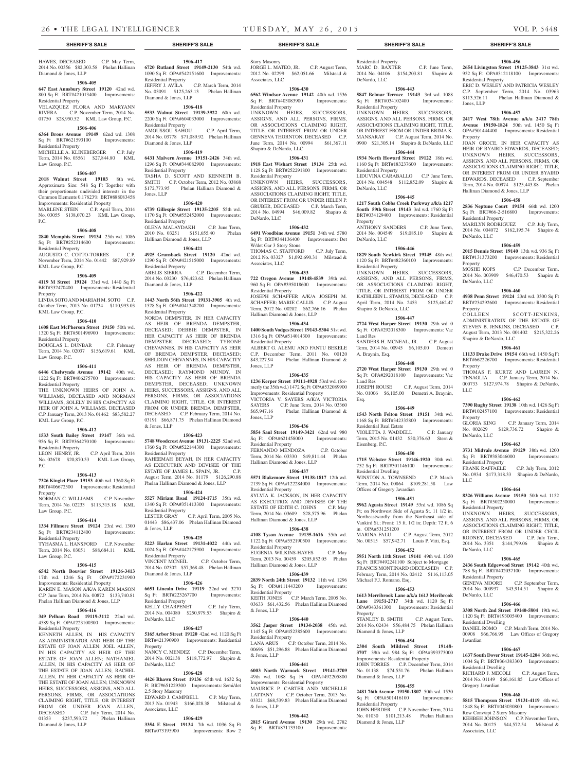HAWES, DECEASED C.P. May Term, 2014 No. 00356 $82,303.58 Phelan Hallinan Diamond & Jones, LLP

**1506-405**

**647 East Annsbury Street 19120** 42nd wd. 800 Sq Ft BRT#421013400 Improvements: Residential Property

VELAZQUEZ FLORA AND MARYANN RIVERA C.P. November Term, 2014 No. 01750 $28,950.52 KML Law Group, P.C.

**1506-406**

**6364 Brous Avenue 19149** 62nd wd. 1308 Sq Ft BRT#621593100 Improvements: Residential Property

MICHELLE A. KLINEBERGER C.P. July Term, 2014 No. 03561 $27,844.80 KML Law Group, P.C.

**1506-407**

**2018 Walnut Street 19103** 8th wd. Approximate Size: 548 Sq Ft Together with their proportionate undivided interests in the Common Elements 0.17823% BRT#888083458 Improvements: Residential Property

MARLENE STEIN C.P. April Term, 2014 No. 03055 $138,070.23 KML Law Group, P.C.

**1506-408**

**2840 Memphis Street 19134** 25th wd. 1086 Sq Ft BRT#252314600 Improvements: Residential Property

AUGUSTO C. COTTO-TORRES C.P. November Term, 2014 No. 01442 $87,929.89 KML Law Group, P.C.

**1506-409**

**4119 M Street 19124** 33rd wd. 1440 Sq Ft BRT#332470400 Improvements: Residential Property

LINDA SOTO AND MARIAH M. SOTO C.P. October Term, 2013 No. 01734 $110,993.03 KML Law Group, P.C.

**1506-410**

**1608 East McPherson Street 19150** 50th wd. 1320 Sq Ft BRT#501496900 Improvements: Residential Property

DOUGLAS L. DUNBAR C.P. February Term, 2014 No. 02037 $156,619.61 KML Law Group, P.C.

**1506-411**

**6446 Chelwynde Avenue 19142** 40th wd. 1222 Sq Ft BRT#406275700 Improvements: Residential Property

THE UNKNOWN HEIRS OF JOHN A. WILLIAMS, DECEASED AND NORMAN WILLIAMS, SOLELY IN HIS CAPACITY AS HEIR OF JOHN A. WILLIAMS, DECEASED C.P. January Term, 2013 No. 01462 $83,582.27 KML Law Group, P.C.

**1506-412**

**1533 South Bailey Street 19147** 36th wd. 956 Sq Ft BRT#364270100 Improvements: Residential Property

LEON HENRY, JR. C.P. April Term, 2014 No. 02678 $20,870.53 KML Law Group, P.C.

**1506-413**

**7326 Kinglet Place 19153** 40th wd. 1360 Sq Ft BRT#406672500 Improvements: Residential Property

NORMAN C. WILLIAMS C.P. November Term, 2014 No. 02233 $113,315.18 KML Law Group, P.C.

**1506-414**

**1334 Fillmore Street 19124** 23rd wd. 1300 Sq Ft BRT#234112400 Improvements: Residential Property

TYHASMA L. HANSFORD C.P. November Term, 2014 No. 03051 $88,684.11 KML Law Group, P.C.

**1506-415**

**6542 North Bouvier Street 19126-3413** 17th wd. 1246 Sq Ft OPA#172231900 Improvements: Residential Property

KAREN E. MASON A/K/A KAREN MASON C.P. June Term, 2014 No. 00872 $133,740.81 Phelan Hallinan Diamond & Jones, LLP

**1506-416**

**349 Pelham Road 19119-3112** 22nd wd. 4589 Sq Ft OPA#223100300 Improvements: Residential Property

KENNETH ALLEN, IN HIS CAPACITY AS ADMINISTRATOR AND HEIR OF THE ESTATE OF JOAN ALLEN; JOEL ALLEN, IN HIS CAPACITY AS HEIR OF THE ESTATE OF JOAN ALLEN; NATHANIEL ALLEN, IN HIS CAPACITY AS HEIR OF THE ESTATE OF JOAN ALLEN; RACHEL ALLEN, IN HER CAPACITY AS HEIR OF THE ESTATE OF JOAN ALLEN; UNKNOWN HEIRS, SUCCESSORS, ASSIGNS, AND ALL PERSONS, FIRMS, OR ASSOCIATIONS CLAIMING RIGHT, TITLE, OR INTEREST FROM OR UNDER JOAN ALLEN, DECEASED C.P. July Term, 2014 No. 01353 $237,593.72 Phelan Hallinan Diamond & Jones, LLP

**1506-417**

**6720 Rutland Street 19149-2130** 54th wd. 1090 Sq Ft OPA#542151600 Improvements: Residential Property

JEFFRY J. AVILA C.P. March Term, 2014 No. 03091 $125,263.13 Phelan Hallinan Diamond & Jones, LLP

**1506-418**

**5533 Walnut Street 19139-3922** 60th wd. 2200 Sq Ft OPA#604033000 Improvements: Residential Property

AMOUSSOU SAHOU C.P. April Term, 2014 No. 03778 $71,089.92 Phelan Hallinan Diamond & Jones, LLP

**1506-419**

**6431 Malvern Avenue 19151-2426** 34th wd. 1296 Sq Ft OPA#344082900 Improvements: Residential Property

TASHA D. SCOTT AND KENNETH B. SMITH C.P. October Term, 2012 No. 03868 $172,773.95 Phelan Hallinan Diamond & Jones, LLP

**1506-420**

**6739 Gillespie Street 19135-2205** 55th wd. 1170 Sq Ft OPA#552452000 Improvements: Residential Property

OLENA MALAYDAKH C.P. June Term, 2010 No. 03251 $151,655.40 Phelan Hallinan Diamond & Jones, LLP

**1506-421**

**4925 Gransback Street 19120** 42nd wd. 1290 Sq Ft OPA#421515000 Improvements: Residential Property

ARELIS SIERRA C.P. December Term, 2014 No. 03230 $76,423.62 Phelan Hallinan Diamond & Jones, LLP

**1506-422**

**1443 North 56th Street 19131-3905** 4th wd. 1528 Sq Ft OPA#041348200 Improvements: Residential Property

NORDA DEMPSTER, IN HER CAPACITY AS HEIR OF BRENDA DEMPSTER, DECEASED; DEBBIE DEMPSTER, IN HER CAPACITY AS HEIR OF BRENDA DEMPSTER, DECEASED; TYRONE CHEVANNES, IN HIS CAPACITY AS HEIR OF BRENDA DEMPSTER, DECEASED; SHELDON CHEVANNES, IN HIS CAPACITY AS HEIR OF BRENDA DEMPSTER, DECEASED; RAYMOND MUNDY, IN HIS CAPACITY AS HEIR OF BRENDA DEMPSTER, DECEASED; UNKNOWN HEIRS, SUCCESSORS, ASSIGNS, AND ALL PERSONS, FIRMS, OR ASSOCIATIONS CLAIMING RIGHT, TITLE, OR INTEREST FROM OR UNDER BRENDA DEMPSTER, DECEASED C.P. February Term, 2014 No. 03191 $66,871.75 Phelan Hallinan Diamond & Jones, LLP

**1506-423**

**5748 Woodcrest Avenue 19131-2225** 52nd wd. 1760 Sq Ft OPA#522144300 Improvements: Residential Property

RAHEEMAH BEYAH, IN HER CAPACITY AS EXECUTRIX AND DEVISEE OF THE ESTATE OF JAMES L. SPAIN, JR. C.P. August Term, 2014 No. 01179 $126,290.88 Phelan Hallinan Diamond & Jones, LLP

**1506-424**

**5527 Miriam Road 19124-1715** 35th wd. 1340 Sq Ft OPA#351413300 Improvements: Residential Property

LESTER GRAY C.P. April Term, 2005 No. 01443 $86,437.06 Phelan Hallinan Diamond & Jones, LLP

**1506-425**

**5223 Harlan Street 19131-4022** 44th wd. 1024 Sq Ft OPA#442175900 Improvements: Residential Property

VINCENT MCNEIL C.P. October Term, 2014 No. 02302 $57,368.48 Phelan Hallinan Diamond & Jones, LLP

**1506-426**

**6651 Lincoln Drive 19119** 22nd wd. 3270 Sq Ft BRT#223267700 Improvements: Residential Property

KELLY CHARPENET C.P. July Term, 2014 No. 004080 $250,979.53 Shapiro & DeNardo, LLC

**1506-427**

**5165 Arbor Street 19120** 42nd wd. 1120 Sq Ft BRT#421390900 Improvements: Residential Property

NANCY C. MENDEZ C.P. December Term, 2014 No. 002138 $118,772.97 Shapiro & DeNardo, LLC

**1506-428**

**4426 Rhawn Street 19136** 65th wd. 1632 Sq Ft BRT#651229300 Improvements: Semi/det 2.5 Story Masonry

EDWARD J. CAMPBELL C.P. May Term, 2013 No. 01943 $166,028.38 Milstead & Associates, LLC

**1506-429**

**3354 E Street 19134** 7th wd. 1036 Sq Ft BRT#073195900 Improvements: Row 2 Story Masonry

JORGE L. MATEO, JR. C.P. August Term, 2012 No. 02299 $62,051.66 Milstead & Associates, LLC

**1506-430**

**6562 Windsor Avenue 19142** 40th wd. 1536 Sq Ft BRT#403083900 Improvements: Residential Property

UNKNOWN HEIRS, SUCCESSORS, ASSIGNS, AND ALL PERSONS, FIRMS, OR ASSOCIATIONS CLAIMING RIGHT, TITLE, OR INTEREST FROM OR UNDER GENNEVA THORNTON, DECEASED C.P. June Term, 2014 No. 00994 $61,367.11 Shapiro & DeNardo, LLC

**1506-431**

**1918 East Wishart Street 19134** 25th wd. 1128 Sq Ft BRT#252291800 Improvements: Residential Property

UNKNOWN HEIRS, SUCCESSORS, ASSIGNS, AND ALL PERSONS, FIRMS, OR ASSOCIATIONS CLAIMING RIGHT, TITLE, OR INTEREST FROM OR UNDER HELEN P. GRUBER, DECEASED C.P. March Term, 2014 No. 04994 $46,009.82 Shapiro & DeNardo, LLC

**1506-432**

**6491 Woodbine Avenue 19151** 34th wd. 5780 Sq Ft BRT#344136400 Improvements: Det W/det Gar 3 Story Stone

THOMAS C. STAFFORD C.P. July Term, 2012 No. 03327 $1,092,690.31 Milstead & Associates, LLC

**1506-433**

**722 Oregon Avenue 19148-4539** 39th wd. 960 Sq Ft OPA#395018600 Improvements: Residential Property

JOSEPH SCHAFFER A/K/A JOSEPH M. SCHAFFER; MARIE CALLIS C.P. August Term, 2012 No. 00202 $62,766.16 Phelan Hallinan Diamond & Jones, LLP

**1506-434**

**1400 South Vodges Street 19143-5304** 51st wd. 1316 Sq Ft OPA#514014300 Improvements: Residential Property

ALBERT G. ALEMU AND FANTU BEKELE C.P. December Term, 2011 No. 00120 $43,227.94 Phelan Hallinan Diamond & Jones, LLP

**1506-435**

**1236 Kerper Street 19111-4928** 53rd wd. (formerly the 35th wd.) 1472 Sq Ft OPA#532089900 Improvements: Residential Property

VICTORIA V. SAYERS A/K/A VICTORIA SAYERS C.P. June Term, 2014 No. 03360 $65,947.16 Phelan Hallinan Diamond & Jones, LLP

**1506-436**

**5854 Saul Street 19149-3421** 62nd wd. 980 Sq Ft OPA#621458000 Improvements: Residential Property

FERNANDO MENDOZA C.P. October Term, 2014 No. 03330 $49,811.44 Phelan Hallinan Diamond & Jones, LLP

**1506-437**

**5571 Blakemore Street 19138-1817** 12th wd. 2139 Sq Ft OPA#122284000 Improvements: Residential Property

SYLVIA K. JACKSON, IN HER CAPACITY AS EXECUTRIX AND DEVISEE OF THE ESTATE OF EDITH C. JOHNS C.P. May Term, 2014 No. 03609 $28,575.96 Phelan Hallinan Diamond & Jones, LLP

**1506-438**

**4108 Tyson Avenue 19135-1616** 55th wd. 1122 Sq Ft OPA#552190500 Improvements: Residential Property

EUGENIA WILKINS-HAYES C.P. May Term, 2013 No. 00459 $205,852.05 Phelan Hallinan Diamond & Jones, LLP

**1506-439**

**2839 North 24th Street 19132** 11th wd. 1296 Sq Ft OPA#111443200 Improvements: Residential Property

KEITH JONES C.P. March Term, 2005 No. 03633 $61,432.56 Phelan Hallinan Diamond & Jones, LLP

**1506-440**

**3562 Jasper Street 19134-2038** 45th wd. 1145 Sq Ft OPA#452385600 Improvements: Residential Property

LANA ARUS C.P. October Term, 2014 No. 00696 $51,296.88 Phelan Hallinan Diamond & Jones, LLP

**1506-441**

**6003 North Warnock Street 19141-3709** 49th wd. 1088 Sq Ft OPA#492205800 Improvements: Residential Property

MAURICE P. CARTER AND MICHELLE LATTANY C.P. October Term, 2013 No. 03321 $68,539.83 Phelan Hallinan Diamond & Jones, LLP

**1506-442**

**2815 Girard Avenue 19130** 29th wd. 2782 Sq Ft BRT#871133100 Improvements: Residential Property

MARC D. BAXTER C.P. June Term, 2014 No. 04106 $154,203.81 Shapiro & DeNardo, LLC

**1506-443**

**5847 Belmar Terrace 19143** 3rd wd. 1088 Sq Ft BRT#034102400 Improvements: Residential Property

UNKNOWN HEIRS, SUCCESSORS, ASSIGNS, AND ALL PERSONS, FIRMS, OR ASSOCIATIONS CLAIMING RIGHT, TITLE, OR INTEREST FROM OR UNDER BRIMA K. MANSARAY C.P. August Term, 2014 No. 0900 $21,305.14 Shapiro & DeNardo, LLC

**1506-444**

**1934 North Howard Street 19122** 18th wd. 1160 Sq Ft BRT#183237600 Improvements: Residential Property

LIDUVINA CARABALLO C.P. June Term, 2014 No. 004548 $112,852.09 Shapiro & DeNardo, LLC

**1506-445**

**1217 South Cobbs Creek Parkway a/k/a 1217 South 59th Street 19143** 3rd wd. 1760 Sq Ft BRT#034129400 Improvements: Residential Property

ANTHONY SANDERS C.P. June Term, 2014 No. 004549 $19,085.10 Shapiro & DeNardo, LLC

**1506-446**

**1829 South Newkirk Street 19145** 48th wd. 1120 Sq Ft BRT#482360100 Improvements: Residential Property

UNKNOWN HEIRS, SUCCESSORS, ASSIGNS, AND ALL PERSONS, FIRMS, OR ASSOCIATIONS CLAIMING RIGHT, TITLE, OR INTEREST FROM OR UNDER KATHLEEN L. STAMUS, DECEASED C.P. April Term, 2014 No. 2453 $125,462.47 Shapiro & DeNardo, LLC

**1506-447**

**2724 West Harper Street 19130** 29th wd. 0 Sq Ft OPA#292018300 Improvements: Vac Land Res

SANDERS H. MCNEAL, JR. C.P. August Term, 2014 No. 00945 $6,105.00 Demetri A. Braynin, Esq.

**1506-448**

**2720 West Harper Street 19130** 29th wd. 0 Sq Ft OPA#292018100 Improvements: Vac Land Res

JOSEPH ROUSE C.P. August Term, 2014 No. 01006 $6,105.00 Demetri A. Braynin, Esq.

**1506-449**

**1543 North Felton Street 19151** 34th wd. 1168 Sq Ft BRT#342335800 Improvements: Residential Real Estate

VIOLETTA J. WADDELL C.P. January Term, 2015 No. 01432 $30,376.63 Stern & Eisenberg, P.C.

**1506-450**

**1715 Webster Street 19146-1920** 30th wd. 752 Sq Ft BRT#301146100 Improvements: Residential Dwelling

WINSTON A. TOWNSEND C.P. March Term, 2014 No. 00864 $109,281.58 Law Offices of Gregory Javardian

**1506-451**

**5962 Agusta Street 19149** 53rd wd. 1086 Sq Ft; on Northwest Side of Agusta St. 11 1/2 in. Northeastwardly from the Northeast side of Vankird St.; Front: 15 ft. 1/2 in; Depth: 72 ft. 6 in. OPA#531251200

MARINA FALU C.P. August Term, 2012 No. 00515 $57,942.71 Louis P. Vitti, Esq.

**1506-452**

**5951 North 11th Street 19141** 49th wd. 1350 Sq Ft BRT#492241100 Subject to Mortgage FRANCIS MONTINARD (DECEASED) C.P. February Term, 2014 No. 02412 $116,113.05 Michael F.J. Romano, Esq.

**1506-453**

**1613 Merribrook Lane a/k/a 1613 Meribrook Lane 19151-2717** 34th wd. 1120 Sq Ft OPA#343361300 Improvements: Residential Property

STANLEY B. SMITH C.P. August Term, 2014 No. 02434 $56,484.75 Phelan Hallinan Diamond & Jones, LLP

**1506-454**

**2304 South Mildred Street 19148-3707** 39th wd. 984 Sq Ft OPA#393373000 Improvements: Residential Property

JOHN TORRES C.P. December Term, 2014 No. 01138 $74,551.76 Phelan Hallinan Diamond & Jones, LLP

**1506-455**

**2481 76th Avenue 19150-1807** 50th wd. 1530 Sq Ft OPA#501416100 Improvements: Residential Property

JOHN HERDER C.P. November Term, 2014 No. 01030 $101,213.48 Phelan Hallinan Diamond & Jones, LLP

**1506-456**

**2654 Livingston Street 19125-3843** 31st wd. 952 Sq Ft OPA#312118100 Improvements: Residential Property

ERIC D. WESLEY AND PATRICIA WESLEY C.P. September Term, 2014 No. 03963 $113,526.11 Phelan Hallinan Diamond & Jones, LLP

**1506-457**

**2417 West 78th Avenue a/k/a 2417 78th Avenue 19150-1824** 50th wd. 1450 Sq Ft OPA#501444400 Improvements: Residential Property

JOAN GROCE, IN HER CAPACITY AS HEIR OF BYAIRD EDWARDS, DECEASED; UNKNOWN HEIRS, SUCCESSORS, ASSIGNS, AND ALL PERSONS, FIRMS, OR ASSOCIATIONS CLAIMING RIGHT, TITLE, OR INTEREST FROM OR UNDER BYAIRD EDWARDS, DECEASED C.P. September Term, 2014 No. 00974 $125,443.88 Phelan Hallinan Diamond & Jones, LLP

**1506-458**

**2836 Neptune Court 19154** 66th wd. 1200 Sq Ft BRT#66-2-516800 Improvements: Residential Property

MARILYN RODRIGUEZ C.P. July Term, 2014 No. 004072 $162,195.74 Shapiro & DeNardo, LLC

**1506-459**

**2015 Dennie Street 19140** 13th wd. 936 Sq Ft BRT#131373200 Improvements: Residential Property

MOSHE KOPS C.P. December Term, 2014 No. 003909 $46,470.53 Shapiro & DeNardo, LLC

**1506-460**

**4938 Penn Street 19124** 23rd wd. 3300 Sq Ft BRT#234292600 Improvements: Residential Property

COLLEEN SCOTT-JENKINS, ADMINISTRATRIX OF THE ESTATE OF STEVEN B. JENKINS, DECEASED C.P. August Term, 2013 No. 001402 $215,322.26 Shapiro & DeNardo, LLC

**1506-461**

**11133 Drake Drive 19154** 66th wd. 1450 Sq Ft BRT#662226700 Improvements: Residential Property

THOMAS F. KURTZ AND LAUREN N. TENAGLIA C.P. January Term, 2014 No. 000733 $127,974.78 Shapiro & DeNardo, LLC

**1506-462**

**7390 Rugby Street 19138** 10th wd. 1426 Sq Ft BRT#102457100 Improvements: Residential Property

GLORIA KING C.P. January Term, 2014 No. 002629 $129,736.72 Shapiro & DeNardo, LLC

**1506-463**

**3731 Midvale Avenue 19129** 38th wd. 1200 Sq Ft BRT#383046000 Improvements: Residential Property

FRANK RAFFAELE C.P. July Term, 2012 No. 0934 $173,318.33 Shapiro & DeNardo, LLC

**1506-464**

**8326 Williams Avenue 19150** 50th wd. 1152 Sq Ft BRT#502250000 Improvements: Residential Property

UNKNOWN HEIRS, SUCCESSORS, ASSIGNS, AND ALL PERSONS, FIRMS, OR ASSOCIATIONS CLAIMING RIGHT, TITLE, OR INTEREST FROM OR UNDER CECIL RODNEY, DECEASED C.P. July Term, 2014 No. 3351 $144,799.06 Shapiro & DeNardo, LLC

**1506-465**

**2436 South Edgewood Street 19142** 40th wd. 788 Sq Ft BRT#402037100 Improvements: Residential Property

GENEVA MOORE C.P. September Term, 2014 No. 000937 $43,914.51 Shapiro & DeNardo, LLC

**1506-466**

**3308 North 2nd Street 19140-5804** 19th wd. 1120 Sq Ft BRT#193005400 Improvements: Residential Dwelling

DANIEL ROMO C.P. March Term, 2014 No. 00908 $66,766.95 Law Offices of Gregory Javardian

**1506-467**

**1637 South Dover Street 19145-1204** 36th wd. 1004 Sq Ft BRT#364383300 Improvements: Residential Dwelling

RICHARD J. MECOLI C.P. August Term, 2014 No. 01149 $66,161.85 Law Offices of Gregory Javardian

**1506-468**

**5815 Thompson Street 19131-4119** 4th wd. 1848 Sq Ft BRT#043030800 Improvements: Row Conv/apt 2 Story Masonry

KEHBEH JOHNSON C.P. November Term, 2014 No. 00125 $44,572.54 Milstead & Associates, LLC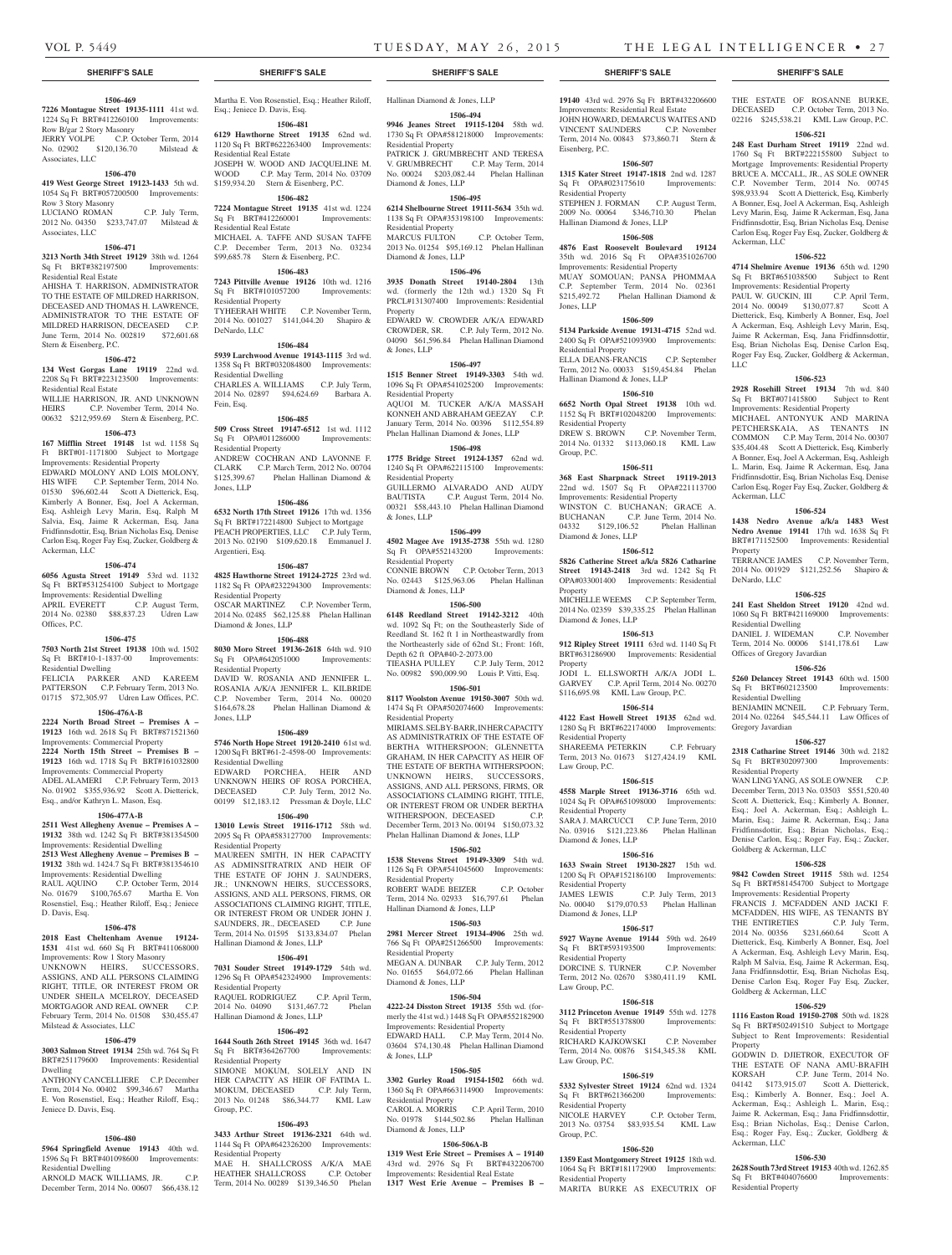## SHERIFF'S SALE

**1506-469**

**7226 Montague Street 19135-1111** 41st wd. 1224 Sq Ft BRT#412260100 Improvements: Row B/gar 2 Story Masonry
JERRY VOLPE C.P. October Term, 2014 No. 02902 $120,136.70 Milstead & Associates, LLC

**1506-470**

**419 West George Street 19123-1433** 5th wd. 1054 Sq Ft BRT#057200500 Improvements: Row 3 Story Masonry
LUCIANO ROMAN C.P. July Term, 2012 No. 04350 $233,747.07 Milstead & Associates, LLC

**1506-471**

**3213 North 34th Street 19129** 38th wd. 1264 Sq Ft BRT#382197500 Improvements: Residential Real Estate
AHISHA T. HARRISON, ADMINISTRATOR TO THE ESTATE OF MILDRED HARRISON, DECEASED AND THOMAS H. LAWRENCE, ADMINISTRATOR TO THE ESTATE OF MILDRED HARRISON, DECEASED C.P. June Term, 2014 No. 002819 $72,601.68 Stern & Eisenberg, P.C.

**1506-472**

**134 West Gorgas Lane 19119** 22nd wd. 2208 Sq Ft BRT#223123500 Improvements: Residential Real Estate
WILLIE HARRISON, JR. AND UNKNOWN HEIRS C.P. November Term, 2014 No. 00632 $212,959.69 Stern & Eisenberg, P.C.

**1506-473**

**167 Mifflin Street 19148** 1st wd. 1158 Sq Ft BRT#01-1171800 Subject to Mortgage Improvements: Residential Property
EDWARD MOLONY AND LOIS MOLONY, HIS WIFE C.P. September Term, 2014 No. 01530 $96,602.44 Scott A Dietterick, Esq, Kimberly A Bonner, Esq, Joel A Ackerman, Esq, Ashleigh Levy Marin, Esq, Ralph M Salvia, Esq, Jaime R Ackerman, Esq, Jana Fridfinnsdottir, Esq, Brian Nicholas Esq, Denise Carlon Esq, Roger Fay Esq, Zucker, Goldberg & Ackerman, LLC

**1506-474**

**6056 Agusta Street 19149** 53rd wd. 1132 Sq Ft BRT#531254100 Subject to Mortgage Improvements: Residential Dwelling
APRIL EVERETT C.P. August Term, 2014 No. 02380 $88,837.23 Udren Law Offices, P.C.

**1506-475**

**7503 North 21st Street 19138** 10th wd. 1502 Sq Ft BRT#10-1-1837-00 Improvements: Residential Dwelling
FELICIA PARKER AND KAREEM PATTERSON C.P. February Term, 2013 No. 01715 $72,305.97 Udren Law Offices, P.C.

**1506-476A-B**

**2224 North Broad Street – Premises A – 19123** 16th wd. 2618 Sq Ft BRT#871521360 Improvements: Commercial Property
**2224 North 15th Street – Premises B – 19123** 16th wd. 1718 Sq Ft BRT#161032800 Improvements: Commercial Property
ADEL ALAMERI C.P. February Term, 2013 No. 01902 $355,936.92 Scott A. Dietterick, Esq., and/or Kathryn L. Mason, Esq.

**1506-477A-B**

**2511 West Allegheny Avenue – Premises A – 19132** 38th wd. 1242 Sq Ft BRT#381354500 Improvements: Residential Dwelling
**2513 West Allegheny Avenue – Premises B – 19132** 38th wd. 1424.7 Sq Ft BRT#381354610 Improvements: Residential Dwelling
RAUL AQUINO C.P. October Term, 2014 No. 01679 $100,765.67 Martha E. Von Rosenstiel, Esq.; Heather Riloff, Esq.; Jeniece D. Davis, Esq.

**1506-478**

**2018 East Cheltenham Avenue 19124-1531** 41st wd. 660 Sq Ft BRT#411068000 Improvements: Row 1 Story Masonry
UNKNOWN HEIRS, SUCCESSORS, ASSIGNS, AND ALL PERSONS CLAIMING RIGHT, TITLE, OR INTEREST FROM OR UNDER SHEILA MCELROY, DECEASED MORTGAGOR AND REAL OWNER C.P. February Term, 2014 No. 01508 $30,455.47 Milstead & Associates, LLC

**1506-479**

**3003 Salmon Street 19134** 25th wd. 764 Sq Ft BRT#251179600 Improvements: Residential Dwelling
ANTHONY CANCELLIERE C.P. December Term, 2014 No. 00402 $99,346.67 Martha E. Von Rosenstiel, Esq.; Heather Riloff, Esq.; Jeniece D. Davis, Esq.

**1506-480**

**5964 Springfield Avenue 19143** 40th wd. 1596 Sq Ft BRT#401098600 Improvements: Residential Dwelling
ARNOLD MACK WILLIAMS, JR. C.P. December Term, 2014 No. 00607 $66,438.12 Martha E. Von Rosenstiel, Esq.; Heather Riloff, Esq.; Jeniece D. Davis, Esq.

**1506-481**

**6129 Hawthorne Street 19135** 62nd wd. 1120 Sq Ft BRT#622263400 Improvements: Residential Real Estate
JOSEPH W. WOOD AND JACQUELINE M. WOOD C.P. May Term, 2014 No. 03709 $159,934.20 Stern & Eisenberg, P.C.

**1506-482**

**7224 Montague Street 19135** 41st wd. 1224 Sq Ft BRT#412260001 Improvements: Residential Real Estate
MICHAEL A. TAFFE AND SUSAN TAFFE C.P. December Term, 2013 No. 03234 $99,685.78 Stern & Eisenberg, P.C.

**1506-483**

**7243 Pittville Avenue 19126** 10th wd. 1216 Sq Ft BRT#101057200 Improvements: Residential Property
TYHEERAH WHITE C.P. November Term, 2014 No. 001027 $141,044.20 Shapiro & DeNardo, LLC

**1506-484**

**5939 Larchwood Avenue 19143-1115** 3rd wd. 1358 Sq Ft BRT#032084800 Improvements: Residential Dwelling
CHARLES A. WILLIAMS C.P. July Term, 2014 No. 02897 $94,624.69 Barbara A. Fein, Esq.

**1506-485**

**509 Cross Street 19147-6512** 1st wd. 1112 Sq Ft OPA#011286000 Improvements: Residential Property
ANDREW COCHRAN AND LAVONNE F. CLARK C.P. March Term, 2012 No. 00704 $125,399.67 Phelan Hallinan Diamond & Jones, LLP

**1506-486**

**6532 North 17th Street 19126** 17th wd. 1356 Sq Ft BRT#172124800 Subject to Mortgage
PEACH PROPERTIES, LLC C.P. July Term, 2013 No. 02190 $109,620.18 Emmanuel J. Argentieri, Esq.

**1506-487**

**4825 Hawthorne Street 19124-2725** 23rd wd. 1182 Sq Ft OPA#232294300 Improvements: Residential Property
OSCAR MARTINEZ C.P. November Term, 2014 No. 02485 $62,125.88 Phelan Hallinan Diamond & Jones, LLP

**1506-488**

**8030 Moro Street 19136-2618** 64th wd. 910 Sq Ft OPA#642051000 Improvements: Residential Property
DAVID W. ROSANIA AND JENNIFER L. ROSANIA A/K/A JENNIFER L. KILBRIDE C.P. November Term, 2014 No. 00020 $164,678.28 Phelan Hallinan Diamond & Jones, LLP

**1506-489**

**5746 North Hope Street 19120-2410** 61st wd. 1200 Sq Ft BRT#61-2-4598-00 Improvements: Residential Dwelling
EDWARD PORCHEA, HEIR AND UNKNOWN HEIRS OF ROSA PORCHEA, DECEASED C.P. July Term, 2012 No. 00199 $12,183.12 Pressman & Doyle, LLC

**1506-490**

**13010 Lewis Street 19116-1712** 58th wd. 2095 Sq Ft OPA#583127700 Improvements: Residential Property
MAUREEN SMITH, IN HER CAPACITY AS ADMINSITRATRIX AND HEIR OF THE ESTATE OF JOHN J. SAUNDERS, JR.; UNKNOWN HEIRS, SUCCESSORS, ASSIGNS, AND ALL PERSONS, FIRMS, OR ASSOCIATIONS CLAIMING RIGHT, TITLE, OR INTEREST FROM OR UNDER JOHN J. SAUNDERS, JR., DECEASED C.P. June Term, 2014 No. 01595 $133,834.07 Phelan Hallinan Diamond & Jones, LLP

**1506-491**

**7031 Souder Street 19149-1729** 54th wd. 1296 Sq Ft OPA#542324900 Improvements: Residential Property
RAQUEL RODRIGUEZ C.P. April Term, 2014 No. 04090 $131,467.72 Phelan Hallinan Diamond & Jones, LLP

**1506-492**

**1644 South 26th Street 19145** 36th wd. 1647 Sq Ft BRT#364267700 Improvements: Residential Property
SIMONE MOKUM, SOLELY AND IN HER CAPACITY AS HEIR OF FATIMA L. MOKUM, DECEASED C.P. July Term, 2013 No. 01248 $86,344.77 KML Law Group, P.C.

**1506-493**

**3433 Arthur Street 19136-2321** 64th wd. 1144 Sq Ft OPA#642326200 Improvements: Residential Property
MAE H. SHALLCROSS A/K/A MAE HEATHER SHALLCROSS C.P. October Term, 2014 No. 00289 $139,346.50 Phelan Hallinan Diamond & Jones, LLP

**1506-494**

**9946 Jeanes Street 19115-1204** 58th wd. 1730 Sq Ft OPA#581218000 Improvements: Residential Property
PATRICK J. GRUMBRECHT AND TERESA V. GRUMBRECHT C.P. May Term, 2014 No. 00024 $203,082.44 Phelan Hallinan Diamond & Jones, LLP

**1506-495**

**6214 Shelbourne Street 19111-5634** 35th wd. 1138 Sq Ft OPA#353198100 Improvements: Residential Property
MARCUS FULTON C.P. October Term, 2013 No. 01254 $95,169.12 Phelan Hallinan Diamond & Jones, LLP

**1506-496**

**3935 Donath Street 19140-2804** 13th wd. (formerly the 12th wd.) 1320 Sq Ft PRCL#131307400 Improvements: Residential Property
EDWARD W. CROWDER A/K/A EDWARD CROWDER, SR. C.P. July Term, 2012 No. 04090 $61,596.84 Phelan Hallinan Diamond & Jones, LLP

**1506-497**

**1515 Benner Street 19149-3303** 54th wd. 1096 Sq Ft OPA#541025200 Improvements: Residential Property
AQUOI M. TUCKER A/K/A MASSAH KONNEH AND ABRAHAM GEEZAY C.P. January Term, 2014 No. 00396 $112,554.89 Phelan Hallinan Diamond & Jones, LLP

**1506-498**

**1775 Bridge Street 19124-1357** 62nd wd. 1240 Sq Ft OPA#622115100 Improvements: Residential Property
GUILLERMO ALVARADO AND AUDY BAUTISTA C.P. August Term, 2014 No. 00321 $58,443.10 Phelan Hallinan Diamond & Jones, LLP

**1506-499**

**4502 Magee Ave 19135-2738** 55th wd. 1280 Sq Ft OPA#552143200 Improvements: Residential Property
CONNIE BROWN C.P. October Term, 2013 No. 02443 $125,963.06 Phelan Hallinan Diamond & Jones, LLP

**1506-500**

**6148 Reedland Street 19142-3212** 40th wd. 1092 Sq Ft; on the Southeasterly Side of Reedland St. 162 ft 1 in Northeastwardly from the Northeasterly side of 62nd St.; Front: 16ft, Depth 62 ft OPA#40-2-2073.00
TIEASHA PULLEY C.P. July Term, 2012 No. 00982 $90,009.90 Louis P. Vitti, Esq.

**1506-501**

**8117 Woolston Avenue 19150-3007** 50th wd. 1474 Sq Ft OPA#502074600 Improvements: Residential Property
MIRIAM S. SELBY-BARR, IN HER CAPACITY AS ADMINISTRATRIX OF THE ESTATE OF BERTHA WITHERSPOON; GLENNETTA GRAHAM, IN HER CAPACITY AS HEIR OF THE ESTATE OF BERTHA WITHERSPOON; UNKNOWN HEIRS, SUCCESSORS, ASSIGNS, AND ALL PERSONS, FIRMS, OR ASSOCIATIONS CLAIMING RIGHT, TITLE, OR INTEREST FROM OR UNDER BERTHA WITHERSPOON, DECEASED C.P. December Term, 2013 No. 00194 $150,073.32 Phelan Hallinan Diamond & Jones, LLP

**1506-502**

**1538 Stevens Street 19149-3309** 54th wd. 1126 Sq Ft OPA#541045600 Improvements: Residential Property
ROBERT WADE BEIZER C.P. October Term, 2014 No. 02933 $16,797.61 Phelan Hallinan Diamond & Jones, LLP

**1506-503**

**2981 Mercer Street 19134-4906** 25th wd. 766 Sq Ft OPA#251266500 Improvements: Residential Property
MEGAN A. DUNBAR C.P. July Term, 2012 No. 01655 $64,072.66 Phelan Hallinan Diamond & Jones, LLP

**1506-504**

**4222-24 Disston Street 19135** 55th wd. (formerly the 41st wd.) 1448 Sq Ft OPA#552182900 Improvements: Residential Property
EDWARD HALL C.P. May Term, 2014 No. 03604 $74,130.48 Phelan Hallinan Diamond & Jones, LLP

**1506-505**

**3302 Gurley Road 19154-1502** 66th wd. 1360 Sq Ft OPA#663114900 Improvements: Residential Property
CAROL A. MORRIS C.P. April Term, 2010 No. 01978 $144,502.86 Phelan Hallinan Diamond & Jones, LLP

**1506-506A-B**

**1319 West Erie Street – Premises A – 19140** 43rd wd. 2976 Sq Ft BRT#432206700 Improvements: Residential Real Estate
**1317 West Erie Avenue – Premises B – 19140** 43rd wd. 2976 Sq Ft BRT#432206600 Improvements: Residential Real Estate
JOHN HOWARD, DEMARCUS WAITES AND VINCENT SAUNDERS C.P. November Term, 2014 No. 00843 $73,860.71 Stern & Eisenberg, P.C.

**1506-507**

**1315 Kater Street 19147-1818** 2nd wd. 1287 Sq Ft OPA#023175610 Improvements: Residential Property
STEPHEN J. FORMAN C.P. August Term, 2009 No. 00064 $346,710.30 Phelan Hallinan Diamond & Jones, LLP

**1506-508**

**4876 East Roosevelt Boulevard 19124** 35th wd. 2016 Sq Ft OPA#351026700 Improvements: Residential Property
MUAY SOMOUAN; PANSA PHOMMAA C.P. September Term, 2014 No. 02361 $215,492.72 Phelan Hallinan Diamond & Jones, LLP

**1506-509**

**5134 Parkside Avenue 19131-4715** 52nd wd. 2400 Sq Ft OPA#521093900 Improvements: Residential Property
ELLA DEANS-FRANCIS C.P. September Term, 2012 No. 00033 $159,454.84 Phelan Hallinan Diamond & Jones, LLP

**1506-510**

**6652 North Opal Street 19138** 10th wd. 1152 Sq Ft BRT#102048200 Improvements: Residential Property
DREW S. BROWN C.P. November Term, 2014 No. 01332 $113,060.18 KML Law Group, P.C.

**1506-511**

**368 East Sharpnack Street 19119-2013** 22nd wd. 1507 Sq Ft OPA#221113700 Improvements: Residential Property
WINSTON C. BUCHANAN; GRACE A. BUCHANAN C.P. June Term, 2014 No. 04332 $129,106.52 Phelan Hallinan Diamond & Jones, LLP

**1506-512**

**5826 Catherine Street a/k/a 5826 Catharine Street 19143-2418** 3rd wd. 1242 Sq Ft OPA#033001400 Improvements: Residential Property
MICHELLE WEEMS C.P. September Term, 2014 No. 02359 $39,335.25 Phelan Hallinan Diamond & Jones, LLP

**1506-513**

**912 Ripley Street 19111** 63rd wd. 1140 Sq Ft BRT#631286900 Improvements: Residential Property
JODI L. ELLSWORTH A/K/A JODI L. GARVEY C.P. April Term, 2014 No. 00270 $116,695.98 KML Law Group, P.C.

**1506-514**

**4122 East Howell Street 19135** 62nd wd. 1280 Sq Ft BRT#622174000 Improvements: Residential Property
SHAREEMA PETERKIN C.P. February Term, 2013 No. 01673 $127,424.19 KML Law Group, P.C.

**1506-515**

**4558 Marple Street 19136-3716** 65th wd. 1024 Sq Ft OPA#651098000 Improvements: Residential Property
SARA J. MARCUCCI C.P. June Term, 2010 No. 03916 $121,223.86 Phelan Hallinan Diamond & Jones, LLP

**1506-516**

**1633 Swain Street 19130-2827** 15th wd. 1200 Sq Ft OPA#152186100 Improvements: Residential Property
JAMES LEWIS C.P. July Term, 2013 No. 00040 $179,070.53 Phelan Hallinan Diamond & Jones, LLP

**1506-517**

**5927 Wayne Avenue 19144** 59th wd. 2649 Sq Ft BRT#593193500 Improvements: Residential Property
DORCINE S. TURNER C.P. November Term, 2012 No. 02670 $380,411.19 KML Law Group, P.C.

**1506-518**

**3112 Princeton Avenue 19149** 55th wd. 1278 Sq Ft BRT#551378800 Improvements: Residential Property
RICHARD KAJKOWSKI C.P. November Term, 2014 No. 00876 $154,345.38 KML Law Group, P.C.

**1506-519**

**5332 Sylvester Street 19124** 62nd wd. 1324 Sq Ft BRT#621366200 Improvements: Residential Property
NICOLE HARVEY C.P. October Term, 2013 No. 03754 $83,935.54 KML Law Group, P.C.

**1506-520**

**1359 East Montgomery Street 19125** 18th wd. 1064 Sq Ft BRT#181172900 Improvements: Residential Property
MARITA BURKE AS EXECUTRIX OF THE ESTATE OF ROSANNE BURKE, DECEASED C.P. October Term, 2013 No. 02216 $245,538.21 KML Law Group, P.C.

**1506-521**

**248 East Durham Street 19119** 22nd wd. 1760 Sq Ft BRT#222155800 Subject to Mortgage Improvements: Residential Property
BRUCE A. MCCALL, JR., AS SOLE OWNER C.P. November Term, 2014 No. 00745 $98,933.94 Scott A Dietterick, Esq, Kimberly A Bonner, Esq, Joel A Ackerman, Esq, Ashleigh Levy Marin, Esq, Jaime R Ackerman, Esq, Jana Fridfinnsdottir, Esq, Brian Nicholas Esq, Denise Carlon Esq, Roger Fay Esq, Zucker, Goldberg & Ackerman, LLC

**1506-522**

**4714 Shelmire Avenue 19136** 65th wd. 1290 Sq Ft BRT#651038500 Subject to Rent Improvements: Residential Property
PAUL W. GUCKIN, III C.P. April Term, 2014 No. 00049 $130,077.87 Scott A Dietterick, Esq, Kimberly A Bonner, Esq, Joel A Ackerman, Esq, Ashleigh Levy Marin, Esq, Jaime R Ackerman, Esq, Jana Fridfinnsdottir, Esq, Brian Nicholas Esq, Denise Carlon Esq, Roger Fay Esq, Zucker, Goldberg & Ackerman, LLC

**1506-523**

**2928 Rosehill Street 19134** 7th wd. 840 Sq Ft BRT#071415800 Subject to Rent Improvements: Residential Property
MICHAEL ANTONYUK AND MARINA PETCHERSKAIA, AS TENANTS IN COMMON C.P. May Term, 2014 No. 00307 $35,404.48 Scott A Dietterick, Esq, Kimberly A Bonner, Esq, Joel A Ackerman, Esq, Ashleigh L. Marin, Esq, Jaime R Ackerman, Esq, Jana Fridfinnsdottir, Esq, Brian Nicholas Esq, Denise Carlon Esq, Roger Fay Esq, Zucker, Goldberg & Ackerman, LLC

**1506-524**

**1438 Nedro Avenue a/k/a 1483 West Nedro Avenue 19141** 17th wd. 1638 Sq Ft BRT#171152500 Improvements: Residential Property
TERRANCE JAMES C.P. November Term, 2014 No. 001929 $121,252.56 Shapiro & DeNardo, LLC

**1506-525**

**241 East Sheldon Street 19120** 42nd wd. 1060 Sq Ft BRT#421169000 Improvements: Residential Dwelling
DANIEL J. WIDEMAN C.P. November Term, 2014 No. 00006 $141,178.61 Law Offices of Gregory Javardian

**1506-526**

**5260 Delancey Street 19143** 60th wd. 1500 Sq Ft BRT#602123500 Improvements: Residential Dwelling
BENJAMIN MCNEIL C.P. February Term, 2014 No. 02264 $45,544.11 Law Offices of Gregory Javardian

**1506-527**

**2318 Catharine Street 19146** 30th wd. 2182 Sq Ft BRT#302097300 Improvements: Residential Property
WAN LING YANG, AS SOLE OWNER C.P. December Term, 2013 No. 03503 $551,520.40 Scott A. Dietterick, Esq.; Kimberly A. Bonner, Esq.; Joel A. Ackerman, Esq.; Ashleigh L. Marin, Esq.; Jaime R. Ackerman, Esq.; Jana Fridfinnsdottir, Esq.; Brian Nicholas, Esq.; Denise Carlon, Esq.; Roger Fay, Esq.; Zucker, Goldberg & Ackerman, LLC

**1506-528**

**9842 Cowden Street 19115** 58th wd. 1254 Sq Ft BRT#581454700 Subject to Mortgage Improvements: Residential Property
FRANCIS J. MCFADDEN AND JACKI F. MCFADDEN, HIS WIFE, AS TENANTS BY THE ENTIRETIES C.P. July Term, 2014 No. 00356 $231,660.64 Scott A Dietterick, Esq, Kimberly A Bonner, Esq, Joel A Ackerman, Esq, Ashleigh Levy Marin, Esq, Ralph M Salvia, Esq, Jaime R Ackerman, Esq, Jana Fridfinnsdottir, Esq, Brian Nicholas Esq, Denise Carlon Esq, Roger Fay Esq, Zucker, Goldberg & Ackerman, LLC

**1506-529**

**1116 Easton Road 19150-2708** 50th wd. 1828 Sq Ft BRT#502491510 Subject to Mortgage Subject to Rent Improvements: Residential Property
GODWIN D. DJIETROR, EXECUTOR OF THE ESTATE OF NANA AMU-BRAFIH KORSAH C.P. June Term, 2014 No. 04142 $173,915.07 Scott A. Dietterick, Esq.; Kimberly A. Bonner, Esq.; Joel A. Ackerman, Esq.; Ashleigh L. Marin, Esq.; Jaime R. Ackerman, Esq.; Jana Fridfinnsdottir, Esq.; Brian Nicholas, Esq.; Denise Carlon, Esq.; Roger Fay, Esq.; Zucker, Goldberg & Ackerman, LLC

**1506-530**

**2628 South 73rd Street 19153** 40th wd. 1262.85 Sq Ft BRT#404076600 Improvements: Residential Property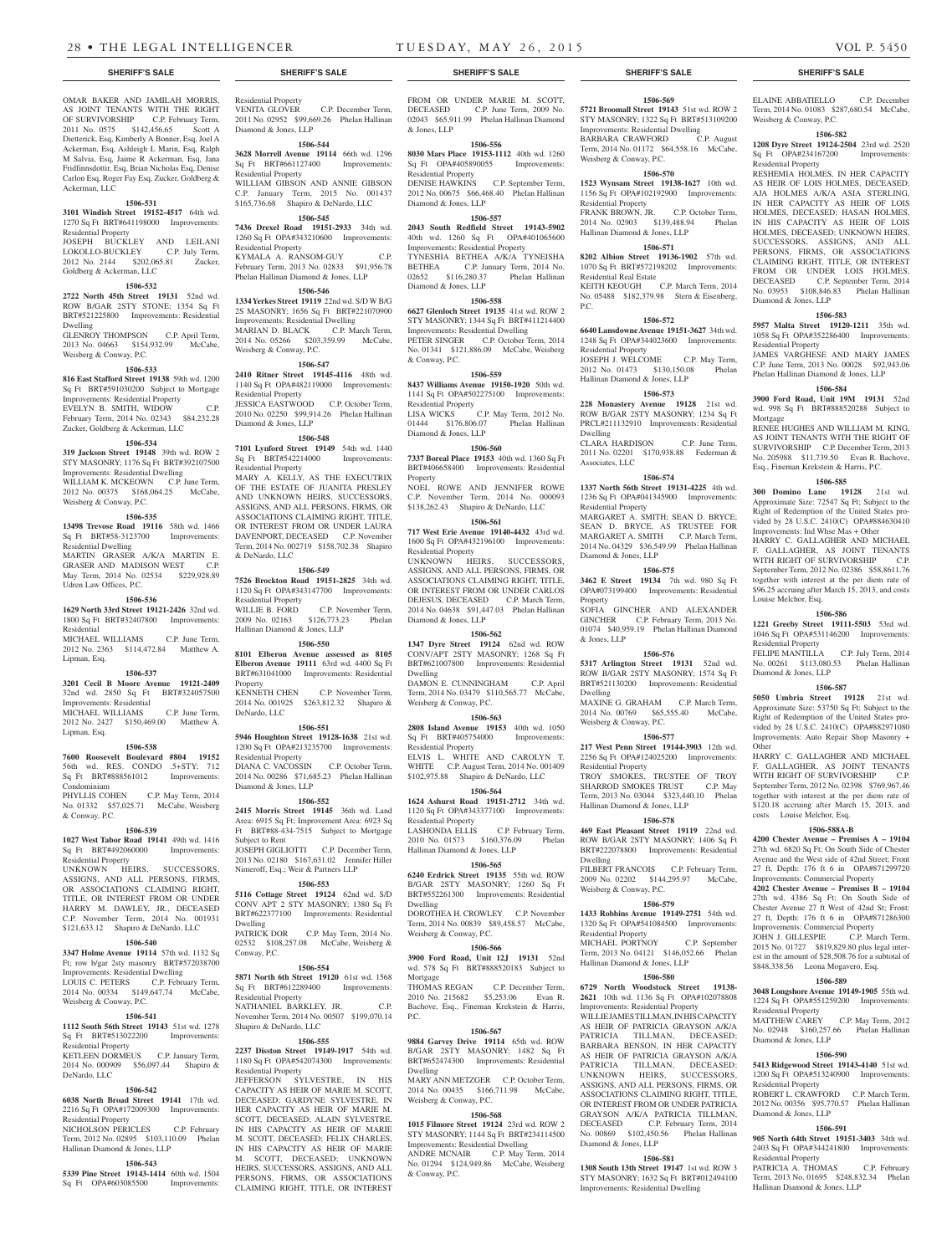OMAR BAKER AND JAMILAH MORRIS, AS JOINT TENANTS WITH THE RIGHT OF SURVIVORSHIP C.P. February Term, 2011 No. 0575 $142,456.65 Scott A Dietterick, Esq, Kimberly A Bonner, Esq, Joel A Ackerman, Esq, Ashleigh L Marin, Esq, Ralph M Salvia, Esq, Jaime R Ackerman, Esq, Jana Fridfinnsdottir, Esq, Brian Nicholas Esq, Denise Carlon Esq, Roger Fay Esq, Zucker, Goldberg & Ackerman, LLC

**1506-531**

**3101 Windish Street 19152-4517** 64th wd. 1270 Sq Ft BRT#641198000 Improvements: Residential Property
JOSEPH BUCKLEY AND LEILANI LOKOLLO-BUCKLEY C.P. July Term, 2012 No. 2144 $202,065.81 Zucker, Goldberg & Ackerman, LLC

**1506-532**

**2722 North 45th Street 19131** 52nd wd. ROW B/GAR 2STY STONE; 1354 Sq Ft BRT#521225800 Improvements: Residential Dwelling
GLENROY THOMPSON C.P. April Term, 2013 No. 04663 $154,932.99 McCabe, Weisberg & Conway, P.C.

**1506-533**

**816 East Stafford Street 19138** 59th wd. 1200 Sq Ft BRT#591030200 Subject to Mortgage Improvements: Residential Property
EVELYN B. SMITH, WIDOW C.P. February Term, 2014 No. 02343 $84,232.28 Zucker, Goldberg & Ackerman, LLC

**1506-534**

**319 Jackson Street 19148** 39th wd. ROW 2 STY MASONRY; 1176 Sq Ft BRT#392107500 Improvements: Residential Dwelling
WILLIAM K. MCKEOWN C.P. June Term, 2012 No. 00375 $168,064.25 McCabe, Weisberg & Conway, P.C.

**1506-535**

**13498 Trevose Road 19116** 58th wd. 1466 Sq Ft BRT#58-3123700 Improvements: Residential Dwelling
MARTIN GRASER A/K/A MARTIN E. GRASER AND MADISON WEST C.P. May Term, 2014 No. 02534 $229,928.89 Udren Law Offices, P.C.

**1506-536**

**1629 North 33rd Street 19121-2426** 32nd wd. 1800 Sq Ft BRT#32407800 Improvements: Residential
MICHAEL WILLIAMS C.P. June Term, 2012 No. 2363 $114,472.84 Matthew A. Lipman, Esq.

**1506-537**

**3201 Cecil B Moore Avenue 19121-2409** 32nd wd. 2850 Sq Ft BRT#324057500 Improvements: Residential
MICHAEL WILLIAMS C.P. June Term, 2012 No. 2427 $150,469.00 Matthew A. Lipman, Esq.

**1506-538**

**7600 Roosevelt Boulevard #804 19152** 56th wd. RES. CONDO .5+STY; 712 Sq Ft BRT#888561012 Improvements: Condominium
PHYLLIS COHEN C.P. May Term, 2014 No. 01332 $57,025.71 McCabe, Weisberg & Conway, P.C.

**1506-539**

**1027 West Tabor Road 19141** 49th wd. 1416 Sq Ft BRT#492060000 Improvements: Residential Property
UNKNOWN HEIRS, SUCCESSORS, ASSIGNS, AND ALL PERSONS, FIRMS, OR ASSOCIATIONS CLAIMING RIGHT, TITLE, OR INTEREST FROM OR UNDER HARRY M. DAWLEY, JR., DECEASED C.P. November Term, 2014 No. 001931 $121,633.12 Shapiro & DeNardo, LLC

**1506-540**

**3347 Holme Avenue 19114** 57th wd. 1132 Sq Ft; row b/gar 2sty masonry BRT#572038700 Improvements: Residential Dwelling
LOUIS C. PETERS C.P. February Term, 2014 No. 00334 $149,647.74 McCabe, Weisberg & Conway, P.C.

**1506-541**

**1112 South 56th Street 19143** 51st wd. 1278 Sq Ft BRT#513022200 Improvements: Residential Property
KETLEEN DORMEUS C.P. January Term, 2014 No. 000909 $56,097.44 Shapiro & DeNardo, LLC

**1506-542**

**6038 North Broad Street 19141** 17th wd. 2216 Sq Ft OPA#172009300 Improvements: Residential Property
NICHOLSON PERICLES C.P. February Term, 2012 No. 02895 $103,110.09 Phelan Hallinan Diamond & Jones, LLP

**1506-543**

**5339 Pine Street 19143-1414** 60th wd. 1504 Sq Ft OPA#603085500 Improvements: Residential Property
VENITA GLOVER C.P. December Term, 2011 No. 02952 $99,669.26 Phelan Hallinan Diamond & Jones, LLP

**1506-544**

**3628 Morrell Avenue 19114** 66th wd. 1296 Sq Ft BRT#661127400 Improvements: Residential Property
WILLIAM GIBSON AND ANNIE GIBSON C.P. January Term, 2015 No. 001437 $165,736.68 Shapiro & DeNardo, LLC

**1506-545**

**7436 Drexel Road 19151-2933** 34th wd. 1260 Sq Ft OPA#343210600 Improvements: Residential Property
KYMALA A. RANSOM-GUY C.P. February Term, 2013 No. 02833 $91,956.78 Phelan Hallinan Diamond & Jones, LLP

**1506-546**

**1334 Yerkes Street 19119** 22nd wd. S/D W B/G 2S MASONRY; 1656 Sq Ft BRT#221070900 Improvements: Residential Dwelling
MARIAN D. BLACK C.P. March Term, 2014 No. 05266 $203,359.99 McCabe, Weisberg & Conway, P.C.

**1506-547**

**2410 Ritner Street 19145-4116** 48th wd. 1140 Sq Ft OPA#482119000 Improvements: Residential Property
JESSICA EASTWOOD C.P. October Term, 2010 No. 02250 $99,914.26 Phelan Hallinan Diamond & Jones, LLP

**1506-548**

**7101 Lynford Street 19149** 54th wd. 1440 Sq Ft BRT#542214000 Improvements: Residential Property
MARY A. KELLY, AS THE EXECUTRIX OF THE ESTATE OF JUANITA PRESLEY AND UNKNOWN HEIRS, SUCCESSORS, ASSIGNS, AND ALL PERSONS, FIRMS, OR ASSOCIATIONS CLAIMING RIGHT, TITLE, OR INTEREST FROM OR UNDER LAURA DAVENPORT, DECEASED C.P. November Term, 2014 No. 002719 $158,702.38 Shapiro & DeNardo, LLC

**1506-549**

**7526 Brockton Road 19151-2825** 34th wd. 1120 Sq Ft OPA#343147700 Improvements: Residential Property
WILLIE B. FORD C.P. November Term, 2009 No. 02163 $126,773.23 Phelan Hallinan Diamond & Jones, LLP

**1506-550**

**8101 Elberon Avenue assessed as 8105 Elberon Avenue 19111** 63rd wd. 4400 Sq Ft BRT#631041000 Improvements: Residential Property
KENNETH CHEN C.P. November Term, 2014 No. 001925 $263,812.32 Shapiro & DeNardo, LLC

**1506-551**

**5946 Houghton Street 19128-1638** 21st wd. 1200 Sq Ft OPA#213235700 Improvements: Residential Property
DIANA C. VACOSSIN C.P. October Term, 2014 No. 00286 $71,685.23 Phelan Hallinan Diamond & Jones, LLP

**1506-552**

**2415 Morris Street 19145** 36th wd. Land Area: 6915 Sq Ft; Improvement Area: 6923 Sq Ft BRT#88-434-7515 Subject to Mortgage Subject to Rent
JOSEPH GIGLIOTTI C.P. December Term, 2013 No. 02180 $167,631.02 Jennifer Hiller Nimeroff, Esq.; Weir & Partners LLP

**1506-553**

**5116 Cottage Street 19124** 62nd wd. S/D CONV APT 2 STY MASONRY; 1380 Sq Ft BRT#622377100 Improvements: Residential Dwelling
PATRICK DOR C.P. May Term, 2014 No. 02532 $108,257.08 McCabe, Weisberg & Conway, P.C.

**1506-554**

**5871 North 6th Street 19120** 61st wd. 1568 Sq Ft BRT#612289400 Improvements: Residential Property
NATHANIEL BARKLEY, JR. C.P. November Term, 2014 No. 00507 $199,070.14 Shapiro & DeNardo, LLC

**1506-555**

**2237 Disston Street 19149-1917** 54th wd. 1180 Sq Ft OPA#542074300 Improvements: Residential Property
JEFFERSON SYLVESTRE, IN HIS CAPACITY AS HEIR OF MARIE M. SCOTT, DECEASED; GARDYNE SYLVESTRE, IN HER CAPACITY AS HEIR OF MARIE M. SCOTT, DECEASED; ALAIN SYLVESTRE, IN HIS CAPACITY AS HEIR OF MARIE M. SCOTT, DECEASED; FELIX CHARLES, IN HIS CAPACITY AS HEIR OF MARIE M. SCOTT, DECEASED; UNKNOWN HEIRS, SUCCESSORS, ASSIGNS, AND ALL PERSONS, FIRMS, OR ASSOCIATIONS CLAIMING RIGHT, TITLE, OR INTEREST FROM OR UNDER MARIE M. SCOTT, DECEASED C.P. June Term, 2009 No. 02043 $65,911.99 Phelan Hallinan Diamond & Jones, LLP

**1506-556**

**8030 Mars Place 19153-1112** 40th wd. 1260 Sq Ft OPA#405890055 Improvements: Residential Property
DENISE HAWKINS C.P. September Term, 2012 No. 00675 $66,468.40 Phelan Hallinan Diamond & Jones, LLP

**1506-557**

**2043 South Redfield Street 19143-5902** 40th wd. 1260 Sq Ft OPA#401065600 Improvements: Residential Property
TYNESHIA BETHEA A/K/A TYNEISHA BETHEA C.P. January Term, 2014 No. 02652 $116,280.37 Phelan Hallinan Diamond & Jones, LLP

**1506-558**

**6627 Glenloch Street 19135** 41st wd. ROW 2 STY MASONRY; 1344 Sq Ft BRT#411214400 Improvements: Residential Dwelling
PETER SINGER C.P. October Term, 2014 No. 01341 $121,886.09 McCabe, Weisberg & Conway, P.C.

**1506-559**

**8437 Williams Avenue 19150-1920** 50th wd. 1141 Sq Ft OPA#502275100 Improvements: Residential Property
LISA WICKS C.P. May Term, 2012 No. 01444 $176,806.07 Phelan Hallinan Diamond & Jones, LLP

**1506-560**

**7337 Boreal Place 19153** 40th wd. 1360 Sq Ft BRT#406658400 Improvements: Residential Property
NOEL ROWE AND JENNIFER ROWE C.P. November Term, 2014 No. 000093 $138,262.43 Shapiro & DeNardo, LLC

**1506-561**

**717 West Erie Avenue 19140-4432** 43rd wd. 1600 Sq Ft OPA#432196100 Improvements: Residential Property
UNKNOWN HEIRS, SUCCESSORS, ASSIGNS, AND ALL PERSONS, FIRMS, OR ASSOCIATIONS CLAIMING RIGHT, TITLE, OR INTEREST FROM OR UNDER CARLOS DEJESUS, DECEASED C.P. March Term, 2014 No. 04638 $91,447.03 Phelan Hallinan Diamond & Jones, LLP

**1506-562**

**1347 Dyre Street 19124** 62nd wd. ROW CONV/APT 2STY MASONRY; 1268 Sq Ft BRT#621007800 Improvements: Residential Dwelling
DAMON E. CUNNINGHAM C.P. April Term, 2014 No. 03479 $110,565.77 McCabe, Weisberg & Conway, P.C.

**1506-563**

**2808 Island Avenue 19153** 40th wd. 1050 Sq Ft BRT#405754000 Improvements: Residential Property
ELVIS L. WHITE AND CAROLYN T. WHITE C.P. August Term, 2014 No. 001409 $102,975.88 Shapiro & DeNardo, LLC

**1506-564**

**1624 Ashurst Road 19151-2712** 34th wd. 1120 Sq Ft OPA#343377100 Improvements: Residential Property
LASHONDA ELLIS C.P. February Term, 2010 No. 01573 $160,376.09 Phelan Hallinan Diamond & Jones, LLP

**1506-565**

**6240 Erdrick Street 19135** 55th wd. ROW B/GAR 2STY MASONRY; 1260 Sq Ft BRT#552261300 Improvements: Residential Dwelling
DOROTHEA H. CROWLEY C.P. November Term, 2014 No. 00839 $89,458.57 McCabe, Weisberg & Conway, P.C.

**1506-566**

**3900 Ford Road, Unit 12J 19131** 52nd wd. 578 Sq Ft BRT#888520183 Subject to Mortgage
THOMAS REGAN C.P. December Term, 2010 No. 215682 $5,253.06 Evan R. Bachove, Esq., Fineman Krekstein & Harris, P.C.

**1506-567**

**9884 Garvey Drive 19114** 65th wd. ROW B/GAR 2STY MASONRY; 1482 Sq Ft BRT#652474300 Improvements: Residential Dwelling
MARY ANN METZGER C.P. October Term, 2014 No. 00435 $166,711.98 McCabe, Weisberg & Conway, P.C.

**1506-568**

**1015 Filmore Street 19124** 23rd wd. ROW 2 STY MASONRY; 1144 Sq Ft BRT#234114500 Improvements: Residential Dwelling
ANDRE MCNAIR C.P. May Term, 2014 No. 01294 $124,949.86 McCabe, Weisberg & Conway, P.C.

**1506-569**

**5721 Broomall Street 19143** 51st wd. ROW 2 STY MASONRY; 1322 Sq Ft BRT#513109200 Improvements: Residential Dwelling
BARBARA CRAWFORD C.P. August Term, 2014 No. 01172 $64,558.16 McCabe, Weisberg & Conway, P.C.

**1506-570**

**1523 Wynsam Street 19138-1627** 10th wd. 1156 Sq Ft OPA#102192900 Improvements: Residential Property
FRANK BROWN, JR. C.P. October Term, 2014 No. 02903 $139,488.94 Phelan Hallinan Diamond & Jones, LLP

**1506-571**

**8202 Albion Street 19136-1902** 57th wd. 1070 Sq Ft BRT#572198202 Improvements: Residential Real Estate
KEITH KEOUGH C.P. March Term, 2014 No. 05488 $182,379.98 Stern & Eisenberg, P.C.

**1506-572**

**6640 Lansdowne Avenue 19151-3627** 34th wd. 1248 Sq Ft OPA#344023600 Improvements: Residential Property
JOSEPH J. WELCOME C.P. May Term, 2012 No. 01473 $130,150.08 Phelan Hallinan Diamond & Jones, LLP

**1506-573**

**228 Monastery Avenue 19128** 21st wd. ROW B/GAR 2STY MASONRY; 1234 Sq Ft PRCL#211132910 Improvements: Residential Dwelling
CLARA HARDISON C.P. June Term, 2011 No. 02201 $170,938.88 Federman & Associates, LLC

**1506-574**

**1337 North 56th Street 19131-4225** 4th wd. 1236 Sq Ft OPA#041345900 Improvements: Residential Property
MARGARET A. SMITH; SEAN D. BRYCE; SEAN D. BRYCE, AS TRUSTEE FOR MARGARET A. SMITH C.P. March Term, 2014 No. 04329 $36,549.99 Phelan Hallinan Diamond & Jones, LLP

**1506-575**

**3462 E Street 19134** 7th wd. 980 Sq Ft OPA#073199400 Improvements: Residential Property
SOFIA GINCHER AND ALEXANDER GINCHER C.P. February Term, 2013 No. 01074 $40,959.19 Phelan Hallinan Diamond & Jones, LLP

**1506-576**

**5317 Arlington Street 19131** 52nd wd. ROW B/GAR 2STY MASONRY; 1574 Sq Ft BRT#521130200 Improvements: Residential Dwelling
MAXINE G. GRAHAM C.P. March Term, 2014 No. 00769 $65,555.40 McCabe, Weisberg & Conway, P.C.

**1506-577**

**217 West Penn Street 19144-3903** 12th wd. 2256 Sq Ft OPA#124025200 Improvements: Residential Property
TROY SMOKES, TRUSTEE OF TROY SHARROD SMOKES TRUST C.P. May Term, 2013 No. 03044 $323,440.10 Phelan Hallinan Diamond & Jones, LLP

**1506-578**

**469 East Pleasant Street 19119** 22nd wd. ROW B/GAR 2STY MASONRY; 1406 Sq Ft BRT#222078800 Improvements: Residential Dwelling
FILBERT FRANCOIS C.P. February Term, 2009 No. 02202 $144,295.97 McCabe, Weisberg & Conway, P.C.

**1506-579**

**1433 Robbins Avenue 19149-2751** 54th wd. 1320 Sq Ft OPA#541084500 Improvements: Residential Property
MICHAEL PORTNOY C.P. September Term, 2013 No. 04121 $146,052.66 Phelan Hallinan Diamond & Jones, LLP

**1506-580**

**6729 North Woodstock Street 19138-2621** 10th wd. 1136 Sq Ft OPA#102078808 Improvements: Residential Property
WILLIE JAMES TILLMAN, IN HIS CAPACITY AS HEIR OF PATRICIA GRAYSON A/K/A PATRICIA TILLMAN, DECEASED; BARBARA BENSON, IN HER CAPACITY AS HEIR OF PATRICIA GRAYSON A/K/A PATRICIA TILLMAN, DECEASED; UNKNOWN HEIRS, SUCCESSORS, ASSIGNS, AND ALL PERSONS, FIRMS, OR ASSOCIATIONS CLAIMING RIGHT, TITLE, OR INTEREST FROM OR UNDER PATRICIA GRAYSON A/K/A PATRICIA TILLMAN, DECEASED C.P. February Term, 2014 No. 00869 $102,450.56 Phelan Hallinan Diamond & Jones, LLP

**1506-581**

**1308 South 13th Street 19147** 1st wd. ROW 3 STY MASONRY; 1632 Sq Ft BRT#012494100 Improvements: Residential Dwelling
ELAINE ABBATIELLO C.P. December Term, 2014 No. 01083 $287,680.54 McCabe, Weisberg & Conway, P.C.

**1506-582**

**1208 Dyre Street 19124-2504** 23rd wd. 2520 Sq Ft OPA#234167200 Improvements: Residential Property
RESHEMIA HOLMES, IN HER CAPACITY AS HEIR OF LOIS HOLMES, DECEASED; AJA HOLMES A/K/A ASIA STERLING, IN HER CAPACITY AS HEIR OF LOIS HOLMES, DECEASED; HASAN HOLMES, IN HIS CAPACITY AS HEIR OF LOIS HOLMES, DECEASED; UNKNOWN HEIRS, SUCCESSORS, ASSIGNS, AND ALL PERSONS, FIRMS, OR ASSOCIATIONS CLAIMING RIGHT, TITLE, OR INTEREST FROM OR UNDER LOIS HOLMES, DECEASED C.P. September Term, 2014 No. 03953 $108,846.83 Phelan Hallinan Diamond & Jones, LLP

**1506-583**

**5957 Malta Street 19120-1211** 35th wd. 1058 Sq Ft OPA#352286400 Improvements: Residential Property
JAMES VARGHESE AND MARY JAMES C.P. June Term, 2013 No. 00028 $92,943.06 Phelan Hallinan Diamond & Jones, LLP

**1506-584**

**3900 Ford Road, Unit 19M 19131** 52nd wd. 998 Sq Ft BRT#888520288 Subject to Mortgage
RENEE HUGHES AND WILLIAM M. KING, AS JOINT TENANTS WITH THE RIGHT OF SURVIVORSHIP C.P. December Term, 2013 No. 205988 $11,739.50 Evan R. Bachove, Esq., Fineman Krekstein & Harris, P.C.

**1506-585**

**300 Domino Lane 19128** 21st wd. Approximate Size: 72547 Sq Ft; Subject to the Right of Redemption of the United States provided by 28 U.S.C. 2410(C) OPA#884630410 Improvements: Ind Whse Mas + Other
HARRY C. GALLAGHER AND MICHAEL F. GALLAGHER, AS JOINT TENANTS WITH RIGHT OF SURVIVORSHIP C.P. September Term, 2012 No. 02386 $58,8611.76 together with interest at the per diem rate of $96.25 accruing after March 15, 2013, and costs Louise Melchor, Esq.

**1506-586**

**1221 Greeby Street 19111-5503** 53rd wd. 1046 Sq Ft OPA#531146200 Improvements: Residential Property
FELIPE MANTILLA C.P. July Term, 2014 No. 00261 $113,080.53 Phelan Hallinan Diamond & Jones, LLP

**1506-587**

**5050 Umbria Street 19128** 21st wd. Approximate Size: 53750 Sq Ft; Subject to the Right of Redemption of the United States provided by 28 U.S.C. 2410(C) OPA#882971080 Improvements: Auto Repair Shop Masonry + Other
HARRY C. GALLAGHER AND MICHAEL F. GALLAGHER, AS JOINT TENANTS WITH RIGHT OF SURVIVORSHIP C.P. September Term, 2012 No. 02398 $769,967.46 together with interest at the per diem rate of $120.18 accruing after March 15, 2013, and costs Louise Melchor, Esq.

**1506-588A-B**

**4200 Chester Avenue – Premises A – 19104** 27th wd. 6820 Sq Ft; On South Side of Chester Avenue and the West side of 42nd Street; Front 27 ft, Depth: 176 ft 6 in OPA#871299720 Improvements: Commercial Property
**4202 Chester Avenue – Premises B – 19104** 27th wd. 4386 Sq Ft; On South Side of Chester Avenue 27 ft West of 42nd St; Front: 27 ft, Depth: 176 ft 6 in OPA#871286300 Improvements: Commercial Property
JOHN J. GILLESPIE C.P. March Term, 2015 No. 01727 $819,829.80 plus legal interest in the amount of $28,508.76 for a subtotal of $848,338.56 Leona Mogavero, Esq.

**1506-589**

**3048 Longshore Avenue 19149-1905** 55th wd. 1224 Sq Ft OPA#551259200 Improvements: Residential Property
MATTHEW CAREY C.P. May Term, 2012 No. 02948 $160,257.66 Phelan Hallinan Diamond & Jones, LLP

**1506-590**

**5413 Ridgewood Street 19143-4140** 51st wd. 1200 Sq Ft OPA#513240900 Improvements: Residential Property
ROBERT L. CRAWFORD C.P. March Term, 2012 No. 00356 $95,770.57 Phelan Hallinan Diamond & Jones, LLP

**1506-591**

**905 North 64th Street 19151-3403** 34th wd. 2403 Sq Ft OPA#344241800 Improvements: Residential Property
PATRICIA A. THOMAS C.P. February Term, 2013 No. 01695 $248,832.34 Phelan Hallinan Diamond & Jones, LLP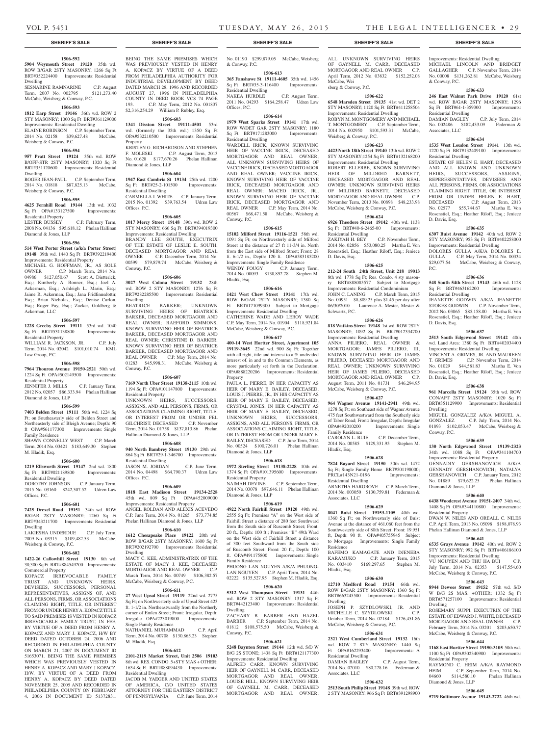**SHERIFF'S SALE**

**1506-592**

**5904 Weymouth Street 19120** 35th wd. ROW B/GAR 2STY MASONRY; 1266 Sq Ft BRT#352224400 Improvements: Residential Dwelling

SESNARINE RAMNARINE C.P. August Term, 2007 No. 002795 $121,273.40 McCabe, Weisberg & Conway, P.C.

**1506-593**

**1812 Earp Street 19146** 36th wd. ROW 2 STY MASONRY; 1000 Sq Ft BRT#361129000 Improvements: Residential Dwelling

ELAINE ROBINSON C.P. September Term, 2014 No. 02158 $39,627.48 McCabe, Weisberg & Conway, P.C.

**1506-594**

**957 Pratt Street 19124** 35th wd. ROW B/OFF-STR 2STY MASONRY; 1320 Sq Ft BRT#351120600 Improvements: Residential Dwelling

ROGER JEAN-PAUL C.P. September Term, 2014 No. 01818 $87,825.13 McCabe, Weisberg & Conway, P.C.

**1506-595**

**4625 Fernhill Road 19144** 13th wd. 1032 Sq Ft OPA#133127500 Improvements: Residential Property

LESTER BUSSEY C.P. February Term, 2008 No. 04136 $95,618.12 Phelan Hallinan Diamond & Jones, LLP

**1506-596**

**514 West Porter Street (a/k/a Porter Street) 19148** 39th wd. 1440 Sq Ft BRT#392219400 Improvements: Residential Property

MICHAEL G. HOFFMAN, JR., AS SOLE OWNER C.P. March Term, 2014 No. 04986 $127,050.67 Scott A. Dietterick, Esq.; Kimberly A. Bonner, Esq.; Joel A. Ackerman, Esq.; Ashleigh L. Marin, Esq.; Jaime R. Ackerman, Esq.; Jana Fridfinnsdottir, Esq.; Brian Nicholas, Esq.; Denise Carlon, Esq.; Roger Fay, Esq.; Zucker, Goldberg & Ackerman, LLC

**1506-597**

**1228 Greeby Street 19111** 53rd wd. 1040 Sq Ft BRT#531138800 Improvements: Residential Property

WILLIAM R. JACKSON, JR. C.P. July Term, 2014 No. 02042 $101,010.74 KML Law Group, P.C.

**1506-598**

**7964 Thouron Avenue 19150-2521** 50th wd. 1224 Sq Ft OPA#502149500 Improvements: Residential Property

JENNIFER J. MILLS C.P. January Term, 2012 No. 02057 $86,333.94 Phelan Hallinan Diamond & Jones, LLP

**1506-599**

**7403 Belden Street 19111** 56th wd. 1224 Sq Ft; on Southeasterly side of Belden Street and Northeasterly side of Bleigh Avenue; Depth: 90 ft OPA#561177300 Improvements: Single Family Residence

SHAWN CONNELLY WEST C.P. March Term, 2014 No. 03421 $183,649.30 Stephen M. Hladik, Esq.

**1506-600**

**1219 Ellsworth Street 19147** 2nd wd. 1800 Sq Ft BRT#021189800 Improvements: Residential Dwelling

DOROTHY JOHNSON C.P. January Term, 2015 No. 03160 $242,307.52 Udren Law Offices, P.C.

**1506-601**

**7425 Drexel Road 19151** 34th wd. ROW B/GAR 2STY MASONRY; 1260 Sq Ft BRT#343211700 Improvements: Residential Dwelling

LAKIESHA UNDERDUE C.P. July Term, 2009 No. 03315 $109,482.53 McCabe, Weisberg & Conway, P.C.

**1506-602**

**1422-26 Callowhill Street 19130** 8th wd. 30,300 Sq Ft BRT#884549200 Improvements: Commercial Property

KOPACZ IRREVOCABLE FAMILY TRUST AND UNKNOWN HEIRS, DEVISEES, SUCCESSORS, PERSONAL REPRESENTATIVES, ASSIGNS OF, AND ALL PERSONS, FIRMS, OR ASSOCIATIONS CLAIMING RIGHT, TITLE, OR INTEREST FROM OR UNDER HENRY A. KOPACZ TITLE TO SAID PREMISES IS VESTED IN KOPACZ IRREVOCABLE FAMILY TRUST, IN FEE, BY VIRTUE OF A DEED FROM HENRY A. KOPACZ AND MARY J. KOPACZ, H/W BY DEED DATED OCTOBER 24, 2006 AND RECORDED IN PHILADELPHIA COUNTY ON MARCH 21, 2007 IN DOCUMENT ID 51653071. BEING THE SAME PREMISES WHICH WAS PREVIOUSLY VESTED IN HENRY A. KOPACZ AND MARY J KOPACZ, H/W, BY VIRTUE OF A DEED FROM HENRY A. KOPACZ BY DEED DATED NOVEMBER 25, 2005 AND RECORDED IN PHILADELPHIA COUNTY ON FEBRUARY 4, 2006 IN DOCUMENT ID 51372831. BEING THE SAME PREMISES WHICH WAS PREVIOUSLY VESTED IN HENRY A. KOPACZ BY VIRTUE OF A DEED FROM PHILADELPHIA AUTHORITY FOR INDUSTRIAL DEVELOPMENT BY DEED DATED MARCH 28, 1996 AND RECORDED AUGUST 27, 1996 IN PHILADELPHIA COUNTY IN DEED BOOK VCS 74 PAGE 193. C.P. May Term, 2012 No. 001837 $2,316,254.29 William P. Rubley, Esq.

**1506-603**

**1341 Disston Street 19111-4501** 53rd wd. (formerly the 35th wd.) 1350 Sq Ft OPA#532210500 Improvements: Residential Property

KRISTEN G. RICHARDSON AND STEPHEN F. MOLESKI C.P. August Term, 2013 No. 01628 $177,670.26 Phelan Hallinan Diamond & Jones, LLP

**1506-604**

**1947 East Cambria St 19134** 25th wd. 1200 Sq Ft BRT#25-2-101500 Improvements: Residential Dwelling

CARMELLA I. WHITE C.P. January Term, 2015 No. 01392 $39,763.54 Udren Law Offices, P.C.

**1506-605**

**1017 Mercy Street 19148** 39th wd. ROW 2 STY MASONRY; 666 Sq Ft BRT#394019300 Improvements: Residential Dwelling

BRANDY LEE SOUTH, EXECUTRIX OF THE ESTATE OF LESLIE E. SOUTH, DECEASED MORTGAGOR AND REAL OWNER C.P. December Term, 2014 No. 00599 $79,879.74 McCabe, Weisberg & Conway, P.C.

**1506-606**

**3027 West Colona Street 19132** 28th wd. ROW 2 STY MASONRY; 1276 Sq Ft BRT#282285500 Improvements: Residential Dwelling

BEATRICE BARKER; UNKNOWN SURVIVING HEIRS OF BEATRICE BARKER, DECEASED MORTGAGOR AND REAL OWNER; RAEFORD SIMMONS, KNOWN SURVIVING HEIR OF BEATRICE BARKER, DECEASED MORTGAGOR AND REAL OWNER; CHRISTINE D. BARKER, KNOWN SURVIVING HEIR OF BEATRICE BARKER, DECEASED MORTGAGOR AND REAL OWNER C.P. May Term, 2014 No. 01283 $45,998.31 McCabe, Weisberg & Conway, P.C.

**1506-607**

**7169 North Uber Street 19138-2115** 10th wd. 1194 Sq Ft OPA#101147800 Improvements: Residential Property

UNKNOWN HEIRS, SUCCESSORS, ASSIGNS, AND ALL PERSONS, FIRMS, OR ASSOCIATIONS CLAIMING RIGHT, TITLE, OR INTEREST FROM OR UNDER FEL GILCHRIST, DECEASED C.P. November Term, 2014 No. 01758 $137,813.86 Phelan Hallinan Diamond & Jones, LLP

**1506-608**

**940 North Bambrey Street 19130** 29th wd. 864 Sq Ft BRT#29-1-346700 Improvements: Residential Dwelling

JASON M. JORDAN C.P. June Term, 2014 No. 04498 $64,790.37 Udren Law Offices, P.C.

**1506-609**

**1818 East Madison Street 19134-2528** 45th wd. 809 Sq Ft OPA#452009000 Improvements: Residential Property

ANGEL ROLDAN AND ALEXIS ACEVEDO C.P. June Term, 2014 No. 01265 $73,774.85 Phelan Hallinan Diamond & Jones, LLP

**1506-610**

**1612 Chesapeake Place 19122** 20th wd. ROW B/GAR 2STY MASONRY; 1600 Sq Ft BRT#202192700 Improvements: Residential Dwelling

MACY C. KEE, ADMINISTRATRIX OF THE ESTATE OF MACY J. KEE, DECEASED MORTGAGOR AND REAL OWNER C.P. March Term, 2014 No. 00749 $106,382.57 McCabe, Weisberg & Conway, P.C.

**1506-611**

**27 West Upsal Street 19119** 22nd wd. 2775 Sq Ft; on Northwesterly side of Upsal Street 423 ft. 1-1/2 in. Northeastwardly from the Northerly corner of Emlen Street; Front: Irregular, Depth: Irregular OPA#223019800 Improvements: Single Family Residence

NATHANIEL MUHAMMAD C.P. April Term, 2014 No. 00708 $130,865.23 Stephen M. Hladik, Esq.

**1506-612**

**2101-2119 Market Street, Unit 2506 19103** 8th wd. RES. CONDO .5+STY MAS + OTHER; 1634 Sq Ft BRT#888094430 Improvements: Residential Dwelling

JACOB M. YAEGER AND UNITED STATES OF AMERICA, C/O UNITED STATES ATTORNEY FOR THE EASTERN DISTRICT OF PENNSYLVANIA C.P. June Term, 2014 No. 01190 $299,879.05 McCabe, Weisberg & Conway, P.C.

**1506-613**

**365 Fanshawe St 19111-4605** 35th wd. 1456 Sq Ft BRT#35-3-116400 Improvements: Residential Dwelling

NAKEA HURDLE C.P. August Term, 2011 No. 04293 $164,258.47 Udren Law Offices, P.C.

**1506-614**

**1979 West Sparks Street 19141** 17th wd. ROW W/DET GAR 2STY MASONRY; 1180 Sq Ft BRT#171283000 Improvements: Residential Dwelling

WARDELL IRICK, KNOWN SURVIVING HEIR OF VACCINE IRICK, DECEASED MORTGAGOR AND REAL OWNER; ALL UNKNOWN SURVIVING HEIRS OF VACCINE IRICK, DECEASED MORTGAGOR AND REAL OWNER; VACCINE IRICK, KNOWN SURVIVING HEIR OF VACCINE IRICK, DECEAESD MORTGAGOR AND REAL OWNER; MACEO IRICK, JR., KNOWN SURVIVING HEIR OF VACCINE IRICK, DECEASED MORTGAGOR AND REAL OWNER C.P. May Term, 2014 No. 00567 $68,471.58 McCabe, Weisberg & Conway, P.C.

**1506-615**

**15102 Milford Street 19116-1521** 58th wd. 1091 Sq Ft; on Northwesterly side of Milford Street at the distance of 27 ft 11-3/4 in. North from the East side of Milford Street; Front: 28 ft. 6-1/2 in., Depth: 120 ft. OPA#583185200 Improvements: Single Family Residence

WENDY FOUGY C.P. January Term, 2014 No. 00093 $138,892.78 Stephen M. Hladik, Esq.

**1506-616**

**1421 West Chew Street 19141** 17th wd. ROW B/GAR 2STY MASONRY; 1380 Sq Ft BRT#171099300 Subject to Mortgage Improvements: Residential Dwelling

CATHERINE WADE AND LEROY WADE C.P. May Term, 2014 No. 01904 $118,921.84 McCabe, Weisberg & Conway, P.C.

**1506-617**

**400-14 West Hortter Street, Apartment 105 19119-3645** 22nd wd. 900 Sq Ft; Together with all right, title and interest to a % undivided interest of, in and to the Common Elements, as more particularly set forth in the Declaration. OPA#888220206 Improvements: Residential Property

PAULA L. PIERRE, IN HER CAPACITY AS HEIR OF MARY E. BAILEY, DECEASED; LOUIS J. PIERRE, JR., IN HIS CAPACITY AS HEIR OF MARY E. BAILEY, DECEASED; CRYSTAL JONES, IN HER CAPACITY AS HEIR OF MARY E. BAILEY, DECEASED; UNKNOWN HEIRS, SUCCESSORS, ASSIGNS, AND ALL PERSONS, FIRMS, OR ASSOCIATIONS CLAIMING RIGHT, TITLE, OR INTEREST FROM OR UNDER MARY E. BAILEY, DECEASED C.P. June Term, 2014 No. 00524 $100,726.01 Phelan Hallinan Diamond & Jones, LLP

**1506-618**

**1972 Sterling Street 19138-2228** 10th wd. 1374 Sq Ft OPA#101395600 Improvements: Residential Property

NAIMAH DEVINE C.P. September Term, 2014 No. 03078 $97,646.11 Phelan Hallinan Diamond & Jones, LLP

**1506-619**

**4922 North Fairhill Street 19120** 49th wd. 2555 Sq Ft; Premises "A" on the West side of Fairhill Street a distance of 280 feet Southward from the South side of Ruscomb Street; Front: 20 ft., Depth: 100 ft.; Premises "B" 49th Ward on the West side of Fairhill Street a distance of 300 feet Southward from the South side of Ruscomb Street; Front: 20 ft., Depth: 100 ft. OPA#491175800 Improvements: Single Family Residence

PHUONG LAN NGUYEN A/K/A PHUONG-LAN NGUYEN C.P. April Term, 2014 No. 02222 $135,527.95 Stephen M. Hladik, Esq.

**1506-620**

**5312 West Thompson Street 19131** 44th wd. ROW 2 STY MASONRY; 1317 Sq Ft BRT#442123400 Improvements: Residential Dwelling

ZACHARY B. BARBER AND HAZEL BARBER C.P. September Term, 2014 No. 01812 $108,575.50 McCabe, Weisberg & Conway, P.C.

**1506-621**

**5248 Baynton Street 19144** 12th wd. S/D W B/G 2S STONE; 1438 Sq Ft BRT#121177300 Improvements: Residential Dwelling

ALFRED CARR, KNOWN SURVIVING HEIR OF GAYNELL M. CARR, DECEASED MORTGAGOR AND REAL OWNER; LOUISE HILL, KNOWN SURVIVING HEIR OF GAYNELL M. CARR, DECEASED MORTGAGOR AND REAL OWNER; ALL UNKNOWN SURVIVING HEIRS OF GAYNELL M. CARR, DECEASED MORTGAGOR AND REAL OWNER C.P. April Term, 2012 No. 03832 $152,252.08 McCabe, Wei sberg & Conway, P.C.

**1506-622**

**6548 Marsden Street 19135** 41st wd. DET 2 STY MASONRY; 1120 Sq Ft BRT#411258504 Improvements: Residential Dwelling

ROBYN M. MONTGOMERY AND MICHAEL T. MONTGOMERY C.P. September Term, 2014 No. 002950 $101,593.31 McCabe, Weisberg & Conway, P.C.

**1506-623**

**4423 North 18th Street 19140** 13th wd. ROW 2 STY MASONRY;1254 Sq Ft BRT#132168200 Improvements: Residential Dwelling

ROBERT ELLERBE, KNOWN SURVIVING HEIR OF MILDRED BARNETT, DECEASED MORTGAGOR AND REAL OWNER; UNKNOWN SURVIVING HEIRS OF MILDRED BARNETT, DECEASED MORTGAGOR AND REAL OWNER C.P. November Term, 2013 No. 00898 $48,233.98 McCabe, Weisberg & Conway, P.C.

**1506-624**

**6926 Theodore Street 19142** 40th wd. 1138 Sq Ft BRT#40-6-2465-00 Improvements: Residential Dwelling

ZAKIYAH H. BEY C.P. November Term, 2014 No. 02856 $53,080.25 Martha E. Von Rosenstiel, Esq.; Heather Riloff, Esq.; Jeniece D. Davis, Esq.

**1506-625**

**212-24 South 24th Street, Unit 218 19013** 8th wd. 1778 Sq Ft; Res. Condo. 4 sty masonry BRT#888085577 Subject to Mortgage Improvements: Residential Condominium

JOHN C. LANING C.P. March Term, 2015 No. 00951 $8,809.25 plus $1.45 per day after 06/30/2010 Laurence A. Mester, Mester & Schwartz, P.C.

**1506-626**

**818 Watkins Street 19148** 1st wd. ROW 2STY MASONRY; 1092 Sq Ft BRT#012334700 Improvements: Residential Dwelling

ANNA PILIERO, REAL OWNER & MORTGAGOR; JAMES PILIERO, III, KNOWN SURVIVING HEIR OF JAMES PILIERO, DECEASED MORTGAGOR AND REAL OWNER; UNKNOWN SURVIVING HEIR OF JAMES PILIERO, DECEASED MORTGAGOR AND REAL OWNER C.P. August Term, 2011 No. 01731 $46,294.95 McCabe, Weisberg & Conway, P.C.

**1506-627**

**964 Wagner Avenue 19141-2941** 49th wd. 1278 Sq Ft; on Southeast side of Wagner Avenue 475 feet Southwestward from the Southerly side of Tabor Road; Front: Irregular, Depth: Irregular OPA#492010200 Improvements: Single Family Residence

CAROLYN L. BUIE C.P. December Term, 2014 No. 00585 $129,331.95 Stephen M. Hladik, Esq.

**1506-628**

**7824 Bayard Street 19150** 50th wd. 1472 Sq Ft; Single Family Home BRT#501198000; PRCL#143N21-0196 Improvements: Residential Dwelling

ARNETHA HARGROVE C.P. March Term, 2014 No. 003050 $130,759.81 Federman & Associates, LLC

**1506-629**

**8041 Buist Street 19153-1105** 40th wd. 1360 Sq Ft; on Northwesterly side of Buist Avenue at the distance of 461.060 feet from the Southwesterly side of 80th Street; Front: 19.951 ft, Depth: 90 ft. OPA#405755945 Subject to Mortgage Improvements: Single Family Residence

BAFEMO KAMAGATE AND DJENEBA KARAMUKO C.P. January Term, 2015 No. 003410 $169,297.65 Stephen M. Hladik, Esq.

**1506-630**

**12710 Medford Road 19154** 66th wd. ROW B/GAR 2STY MASONRY; 1360 Sq Ft BRT#663245500 Improvements: Residential Dwelling

JOSEPH P. SZYDLOWSKI, JR. AND MICHELLE C. SZYDLOWSKI C.P. October Term, 2014 No. 02184 $176,451.86 McCabe, Weisberg & Conway, P.C.

**1506-631**

**2321 West Cumberland Street 19132** 16th wd. ROW 2 STY MASONRY; 1440 Sq Ft OPA#162293400 Improvements: A Residential Dwelling

DAMIAN BAGLEY C.P. August Term, 2014 No. 02010 $80,228.16 Federman & Associates, LLC

**1506-632**

**2513 South Philip Street 19148** 39th wd. ROW 2 STY MASONRY; 966 Sq Ft BRT#391298900 Improvements: Residential Dwelling

MICHAEL LINCOLN AND BRIDGET GALLAGHER C.P. November Term, 2014 No. 00008 $131,262.81 McCabe, Weisberg & Conway, P.C.

**1506-633**

**246 East Walnut Park Drive 19120** 61st wd. ROW B/GAR 2STY MASONRY; 1296 Sq Ft BRT#61-1-359300 Improvements: Residential Dwelling

DAMIAN BAGLEY C.P. July Term, 2014 No. 002486 $182,433.09 Federman & Associates, LLC

**1506-634**

**1535 West Loudon Street 19141** 13th wd. 1220 Sq Ft BRT#132409100 Improvements: Residential Dwelling

ESTATE OF HELEN E. HART, DECEASED AND ALL KNOWN AND UNKNOWN HEIRS, SUCCESSORS, ASSIGNS, REPERESENTATIVES, DEVISEES AND ALL PERSONS, FIRMS, OR ASSOCIATIONS CLAIMING RIGHT, TITLE, OR INTEREST FROM OR UNDER HELEN E. HART, DECEASED C.P. August Term, 2013 No. 02577 $55,744.67 Martha E. Von Rosenstiel, Esq.; Heather Riloff, Esq.; Jeniece D. Davis, Esq.

**1506-635**

**6307 Buist Avenue 19142** 40th wd. ROW 2 STY MASONRY; 953 Sq Ft BRT#402258000 Improvements: Residential Dwelling

DOLORES GULLA A/K/A DOLORES E. GULLA C.P. May Term, 2014 No. 00334 $29,077.54 McCabe, Weisberg & Conway, P.C.

**1506-636**

**548 South 54th Street 19143** 46th wd. 1128 Sq Ft BRT#463162200 Improvements: Residential Dwelling

JEANETTE GODWIN A/K/A JEANETTE STOKES GODWIN C.P. November Term, 2012 No. 03065 $85,158.00 Martha E. Von Rosenstiel, Esq.; Heather Riloff, Esq.; Jeniece D. Davis, Esq.

**1506-637**

**2513 South Edgewood Street 19142** 40th wd. Land Area: 1380 Sq Ft BRT#402034400 Improvements: Residential Dwelling

VINCENT A. GRIMES, JR. AND MAUREEN T. GRIMES C.P. November Term, 2014 No. 01029 $44,581.83 Martha E. Von Rosenstiel, Esq.; Heather Riloff, Esq.; Jeniece D. Davis, Esq.

**1506-638**

**961 Marcella Street 19124** 35th wd. ROW CONV/APT 2STY MASONRY; 1020 Sq Ft BRT#351129900 Improvements: Residential Dwelling

MIGUEL GONZALEZ A/K/A MIGUEL A. GONZALEZ C.P. July Term, 2014 No. 01893 $102,053.47 McCabe, Weisberg & Conway, P.C.

**1506-639**

**130 North Edgewood Street 19139-2323** 34th wd. 1088 Sq Ft OPA#341104700 Improvements: Residential Property

GENNADIY GERSHANOVICH A/K/A GENNADY GERSHANOVICH; NATALYA GERSHANOVICH C.P. January Term, 2012 No. 01889 $79,622.25 Phelan Hallinan Diamond & Jones, LLP

**1506-640**

**6438 Woodcrest Avenue 19151-2407** 34th wd. 1408 Sq Ft OPA#344110800 Improvements: Residential Property

DWAN W. NILES AND OREALL C. NILES C.P. April Term, 2013 No. 05098 $198,078.93 Phelan Hallinan Diamond & Jones, LLP

**1506-641**

**6535 Grays Avenue 19142** 40th wd. ROW 2 STY MASONRY; 992 Sq Ft BRT#406186100 Improvements: Residential Dwelling

VU NGUYEN AND THU HA BUI C.P. July Term, 2014 No. 02353 $147,554.60 McCabe, Weisberg & Conway, P.C.

**1506-643**

**8944 Dewees Street 19152** 57th wd. S/D W B/G 2S MAS. +OTHER; 1332 Sq Ft BRT#571257100 Improvements: Residential Dwelling

ROSEMARY SUPPI, EXECUTRIX OF THE ESTATE OF EDWARD J. WHITE, DECEASED MORTGAGOR AND REAL OWNER C.P. February Term, 2014 No. 03201 $203,650.77 McCabe, Weisberg & Conway, P.C.

**1506-644**

**1168 East Hortter Street 19150-3105** 50th wd. 1100 Sq Ft OPA#502340900 Improvements: Residential Property

RAYMOND C. HEIM A/K/A RAYMOND HEIM C.P. September Term, 2014 No. 04660 $114,580.10 Phelan Hallinan Diamond & Jones, LLP

**1506-645**

**5719 Baltimore Avenue 19143-2722** 46th wd.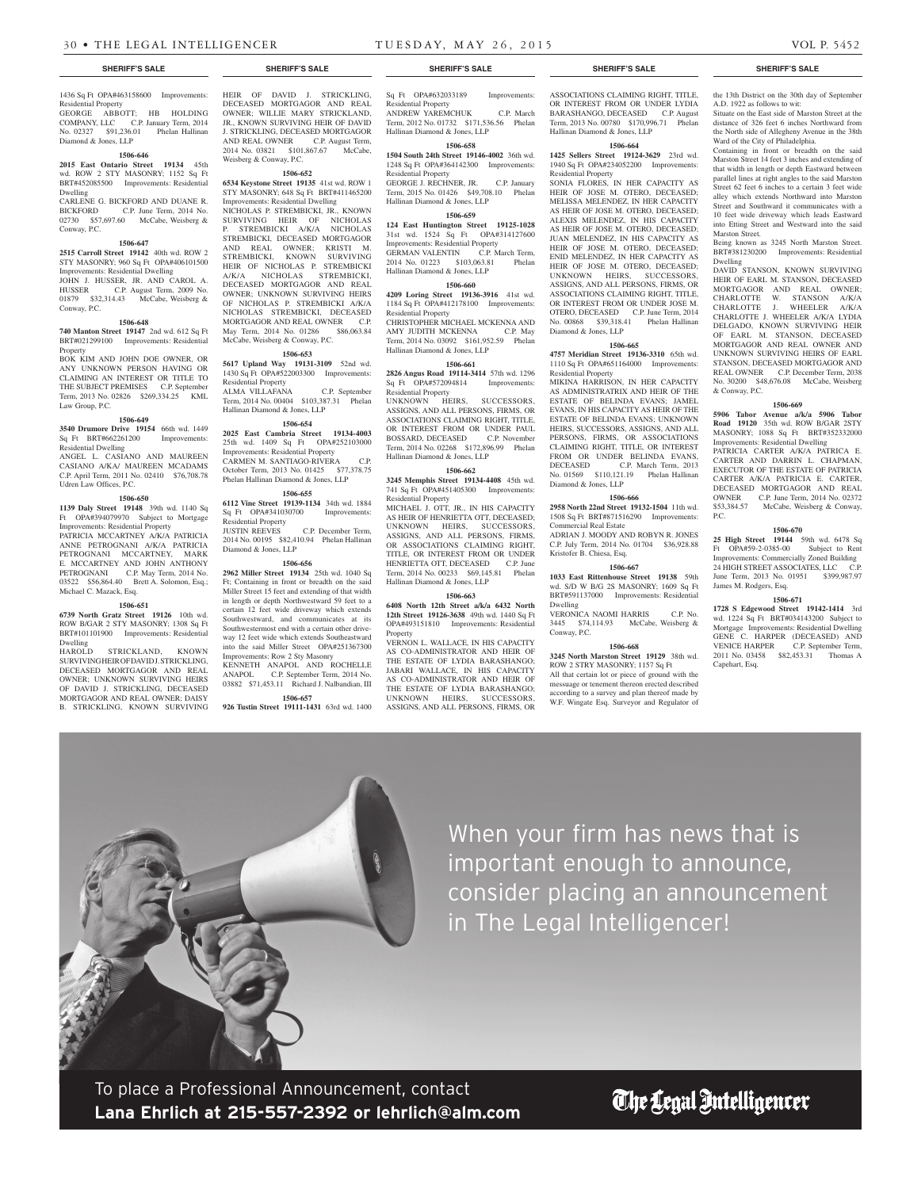**SHERIFF'S SALE**

1436 Sq Ft OPA#463158600 Improvements: Residential Property
GEORGE ABBOTT; HB HOLDING COMPANY, LLC C.P. January Term, 2014 No. 02327 $91,236.01 Phelan Hallinan Diamond & Jones, LLP

**1506-646**

**2015 East Ontario Street 19134** 45th wd. ROW 2 STY MASONRY; 1152 Sq Ft BRT#452085500 Improvements: Residential Dwelling
CARLENE G. BICKFORD AND DUANE R. BICKFORD C.P. June Term, 2014 No. 02730 $57,697.60 McCabe, Weisberg & Conway, P.C.

**1506-647**

**2515 Carroll Street 19142** 40th wd. ROW 2 STY MASONRY; 960 Sq Ft OPA#406101500 Improvements: Residential Dwelling
JOHN J. HUSSER, JR. AND CAROL A. HUSSER C.P. August Term, 2009 No. 01879 $32,314.43 McCabe, Weisberg & Conway, P.C.

**1506-648**

**740 Manton Street 19147** 2nd wd. 612 Sq Ft BRT#021299100 Improvements: Residential Property
BOK KIM AND JOHN DOE OWNER, OR ANY UNKNOWN PERSON HAVING OR CLAIMING AN INTEREST OR TITLE TO THE SUBJECT PREMISES C.P. September Term, 2013 No. 02826 $269,334.25 KML Law Group, P.C.

**1506-649**

**3540 Drumore Drive 19154** 66th wd. 1449 Sq Ft BRT#662261200 Improvements: Residential Dwelling
ANGEL L. CASIANO AND MAUREEN CASIANO A/KA/ MAUREEN MCADAMS C.P. April Term, 2011 No. 02410 $76,708.78 Udren Law Offices, P.C.

**1506-650**

**1139 Daly Street 19148** 39th wd. 1140 Sq Ft OPA#394079970 Subject to Mortgage Improvements: Residential Property
PATRICIA MCCARTNEY A/K/A PATRICIA ANNE PETROGNANI A/K/A PATRICIA PETROGNANI MCCARTNEY, MARK E. MCCARTNEY AND JOHN ANTHONY PETROGNANI C.P. May Term, 2014 No. 03522 $56,864.40 Brett A. Solomon, Esq.; Michael C. Mazack, Esq.

**1506-651**

**6739 North Gratz Street 19126** 10th wd. ROW B/GAR 2 STY MASONRY; 1308 Sq Ft BRT#101101900 Improvements: Residential Dwelling
HAROLD STRICKLAND, KNOWN SURVIVINGHEIROFDAVIDJ.STRICKLING, DECEASED MORTGAGOR AND REAL OWNER; UNKNOWN SURVIVING HEIRS OF DAVID J. STRICKLING, DECEASED MORTGAGOR AND REAL OWNER; DAISY B. STRICKLING, KNOWN SURVIVING HEIR OF DAVID J. STRICKLING, DECEASED MORTGAGOR AND REAL OWNER; WILLIE MARY STRICKLAND, JR., KNOWN SURVIVING HEIR OF DAVID J. STRICKLING, DECEASED MORTGAGOR AND REAL OWNER C.P. August Term, 2014 No. 03821 $101,867.67 McCabe, Weisberg & Conway, P.C.

**1506-652**

**6534 Keystone Street 19135** 41st wd. ROW 1 STY MASONRY; 648 Sq Ft BRT#411465200 Improvements: Residential Dwelling
NICHOLAS P. STREMBICKI, JR., KNOWN SURVIVING HEIR OF NICHOLAS P. STREMBICKI A/K/A NICHOLAS STREMBICKI, DECEASED MORTGAGOR AND REAL OWNER; KRISTI M. STREMBICKI, KNOWN SURVIVING HEIR OF NICHOLAS P. STREMBICKI A/K/A NICHOLAS STREMBICKI, DECEASED MORTGAGOR AND REAL OWNER; UNKNOWN SURVIVING HEIRS OF NICHOLAS P. STREMBICKI A/K/A NICHOLAS STREMBICKI, DECEASED MORTGAGOR AND REAL OWNER C.P. May Term, 2014 No. 01286 $86,063.84 McCabe, Weisberg & Conway, P.C.

**1506-653**

**5617 Upland Way 19131-3109** 52nd wd. 1430 Sq Ft OPA#522003300 Improvements: Residential Property
ALMA VILLAFANA C.P. September Term, 2014 No. 00404 $103,387.31 Phelan Hallinan Diamond & Jones, LLP

**1506-654**

**2025 East Cambria Street 19134-4003** 25th wd. 1409 Sq Ft OPA#252103000 Improvements: Residential Property
CARMEN M. SANTIAGO-RIVERA C.P. October Term, 2013 No. 01425 $77,378.75 Phelan Hallinan Diamond & Jones, LLP

**1506-655**

**6112 Vine Street 19139-1134** 34th wd. 1884 Sq Ft OPA#341030700 Improvements: Residential Property
JUSTIN REEVES C.P. December Term, 2014 No. 00195 $82,410.94 Phelan Hallinan Diamond & Jones, LLP

**1506-656**

**2962 Miller Street 19134** 25th wd. 1040 Sq Ft; Containing in front or breadth on the said Miller Street 15 feet and extending of that width in length or depth Northwestward 59 feet to a certain 12 feet wide driveway which extends Southwestward, and communicates at its Southwestermost end with a certain other driveway 12 feet wide which extends Southeastward into the said Miller Street OPA#251367300 Improvements: Row 2 Sty Masonry
KENNETH ANAPOL AND ROCHELLE ANAPOL C.P. September Term, 2014 No. 03882 $71,453.11 Richard J. Nalbandian, III

**1506-657**

**926 Tustin Street 19111-1431** 63rd wd. 1400 Sq Ft OPA#632033189 Improvements: Residential Property
ANDREW YAREMCHUK C.P. March Term, 2012 No. 01732 $171,536.56 Phelan Hallinan Diamond & Jones, LLP

**1506-658**

**1504 South 24th Street 19146-4002** 36th wd. 1248 Sq Ft OPA#364142300 Improvements: Residential Property
GEORGE J. RECHNER, JR. C.P. January Term, 2015 No. 01426 $49,708.10 Phelan Hallinan Diamond & Jones, LLP

**1506-659**

**124 East Huntington Street 19125-1028** 31st wd. 1524 Sq Ft OPA#314127600 Improvements: Residential Property
GERMAN VALENTIN C.P. March Term, 2014 No. 01223 $103,063.81 Phelan Hallinan Diamond & Jones, LLP

**1506-660**

**4209 Loring Street 19136-3916** 41st wd. 1184 Sq Ft OPA#412178100 Improvements: Residential Property
CHRISTOPHER MICHAEL MCKENNA AND AMY JUDITH MCKENNA C.P. May Term, 2014 No. 03092 $161,952.59 Phelan Hallinan Diamond & Jones, LLP

**1506-661**

**2826 Angus Road 19114-3414** 57th wd. 1296 Sq Ft OPA#572094814 Improvements: Residential Property
UNKNOWN HEIRS, SUCCESSORS, ASSIGNS, AND ALL PERSONS, FIRMS, OR ASSOCIATIONS CLAIMING RIGHT, TITLE, OR INTEREST FROM OR UNDER PAUL BOSSARD, DECEASED C.P. November Term, 2014 No. 02268 $172,896.99 Phelan Hallinan Diamond & Jones, LLP

**1506-662**

**3245 Memphis Street 19134-4408** 45th wd. 741 Sq Ft OPA#451405300 Improvements: Residential Property
MICHAEL J. OTT, JR., IN HIS CAPACITY AS HEIR OF HENRIETTA OTT, DECEASED; UNKNOWN HEIRS, SUCCESSORS, ASSIGNS, AND ALL PERSONS, FIRMS, OR ASSOCIATIONS CLAIMING RIGHT, TITLE, OR INTEREST FROM OR UNDER HENRIETTA OTT, DECEASED C.P. June Term, 2014 No. 00233 $69,145.81 Phelan Hallinan Diamond & Jones, LLP

**1506-663**

**6408 North 12th Street a/k/a 6432 North 12th Street 19126-3638** 49th wd. 1440 Sq Ft OPA#493151810 Improvements: Residential Property
VERNON L. WALLACE, IN HIS CAPACITY AS CO-ADMINISTRATOR AND HEIR OF THE ESTATE OF LYDIA BARASHANGO; JABARI WALLACE, IN HIS CAPACITY AS CO-ADMINISTRATOR AND HEIR OF THE ESTATE OF LYDIA BARASHANGO; UNKNOWN HEIRS, SUCCESSORS, ASSIGNS, AND ALL PERSONS, FIRMS, OR ASSOCIATIONS CLAIMING RIGHT, TITLE, OR INTEREST FROM OR UNDER LYDIA BARASHANGO, DECEASED C.P. August Term, 2013 No. 00780 $170,996.71 Phelan Hallinan Diamond & Jones, LLP

**1506-664**

**1425 Sellers Street 19124-3629** 23rd wd. 1940 Sq Ft OPA#234052200 Improvements: Residential Property
SONIA FLORES, IN HER CAPACITY AS HEIR OF JOSE M. OTERO, DECEASED; MELISSA MELENDEZ, IN HER CAPACITY AS HEIR OF JOSE M. OTERO, DECEASED; ALEXIS MELENDEZ, IN HIS CAPACITY AS HEIR OF JOSE M. OTERO, DECEASED; JUAN MELENDEZ, IN HIS CAPACITY AS HEIR OF JOSE M. OTERO, DECEASED; ENID MELENDEZ, IN HER CAPACITY AS HEIR OF JOSE M. OTERO, DECEASED; UNKNOWN HEIRS, SUCCESSORS, ASSIGNS, AND ALL PERSONS, FIRMS, OR ASSOCIATIONS CLAIMING RIGHT, TITLE, OR INTEREST FROM OR UNDER JOSE M. OTERO, DECEASED C.P. June Term, 2014 No. 00868 $39,318.41 Phelan Hallinan Diamond & Jones, LLP

**1506-665**

**4757 Meridian Street 19136-3310** 65th wd. 1110 Sq Ft OPA#651164000 Improvements: Residential Property
MIKINA HARRISON, IN HER CAPACITY AS ADMINISTRATRIX AND HEIR OF THE ESTATE OF BELINDA EVANS; JAMEL EVANS, IN HIS CAPACITY AS HEIR OF THE ESTATE OF BELINDA EVANS; UNKNOWN HEIRS, SUCCESSORS, ASSIGNS, AND ALL PERSONS, FIRMS, OR ASSOCIATIONS CLAIMING RIGHT, TITLE, OR INTEREST FROM OR UNDER BELINDA EVANS, DECEASED C.P. March Term, 2013 No. 01569 $110,121.19 Phelan Hallinan Diamond & Jones, LLP

**1506-666**

**2958 North 22nd Street 19132-1504** 11th wd. 1508 Sq Ft BRT#871516290 Improvements: Commercial Real Estate
ADRIAN J. MOODY AND ROBYN R. JONES C.P. July Term, 2014 No. 01704 $36,928.88 Kristofer B. Chiesa, Esq.

**1506-667**

**1033 East Rittenhouse Street 19138** 59th wd. S/D W B/G 2S MASONRY; 1609 Sq Ft BRT#591137000 Improvements: Residential Dwelling
VERONICA NAOMI HARRIS C.P. No. 3445 $74,114.93 McCabe, Weisberg & Conway, P.C.

**1506-668**

**3245 North Marston Street 19129** 38th wd. ROW 2 STRY MASONRY; 1157 Sq Ft
All that certain lot or piece of ground with the messuage or tenement thereon erected described according to a survey and plan thereof made by W.F. Wingate Esq. Surveyor and Regulator of the 13th District on the 30th day of September A.D. 1922 as follows to wit:
Situate on the East side of Marston Street at the distance of 326 feet 6 inches Northward from the North side of Allegheny Avenue in the 38th Ward of the City of Philadelphia.
Containing in front or breadth on the said Marston Street 14 feet 3 inches and extending of that width in length or depth Eastward between parallel lines at right angles to the said Marston Street 62 feet 6 inches to a certain 3 feet wide alley which extends Northward into Marston Street and Southward it communicates with a 10 feet wide driveway which leads Eastward into Etting Street and Westward into the said Marston Street.
Being known as 3245 North Marston Street.
BRT#381230200 Improvements: Residential Dwelling
DAVID STANSON, KNOWN SURVIVING HEIR OF EARL M. STANSON, DECEASED MORTGAGOR AND REAL OWNER; CHARLOTTE W. STANSON A/K/A CHARLOTTE J. WHEELER A/K/A CHARLOTTE J. WHEELER A/K/A LYDIA DELGADO, KNOWN SURVIVING HEIR OF EARL M. STANSON, DECEASED MORTGAGOR AND REAL OWNER AND UNKNOWN SURVIVING HEIRS OF EARL STANSON, DECEASED MORTGAGOR AND REAL OWNER C.P. December Term, 2038 No. 30200 $48,676.08 McCabe, Weisberg & Conway, P.C.

**1506-669**

**5906 Tabor Avenue a/k/a 5906 Tabor Road 19120** 35th wd. ROW B/GAR 2STY MASONRY; 1088 Sq Ft BRT#352332000 Improvements: Residential Dwelling
PATRICIA CARTER A/K/A PATRICIA E. CARTER AND DARRIN L. CHAPMAN, EXECUTOR OF THE ESTATE OF PATRICIA CARTER A/K/A PATRICIA E. CARTER, DECEASED MORTGAGOR AND REAL OWNER C.P. June Term, 2014 No. 02372 $53,384.57 McCabe, Weisberg & Conway, P.C.

**1506-670**

**25 High Street 19144** 59th wd. 6478 Sq Ft OPA#59-2-0385-00 Subject to Rent Improvements: Commercially Zoned Building
24 HIGH STREET ASSOCIATES, LLC C.P. June Term, 2013 No. 01951 $399,987.97 James M. Rodgers, Esq.

**1506-671**

**1728 S Edgewood Street 19142-1414** 3rd wd. 1224 Sq Ft BRT#034143200 Subject to Mortgage Improvements: Residential Dwelling
GENE C. HARPER (DECEASED) AND VENICE HARPER C.P. September Term, 2011 No. 03458 $82,453.31 Thomas A Capehart, Esq.

When your firm has news that is important enough to announce, consider placing an announcement in The Legal Intelligencer!

To place a Professional Announcement, contact **Lana Ehrlich at 215-557-2392 or lehrlich@alm.com**

The Legal Intelligencer